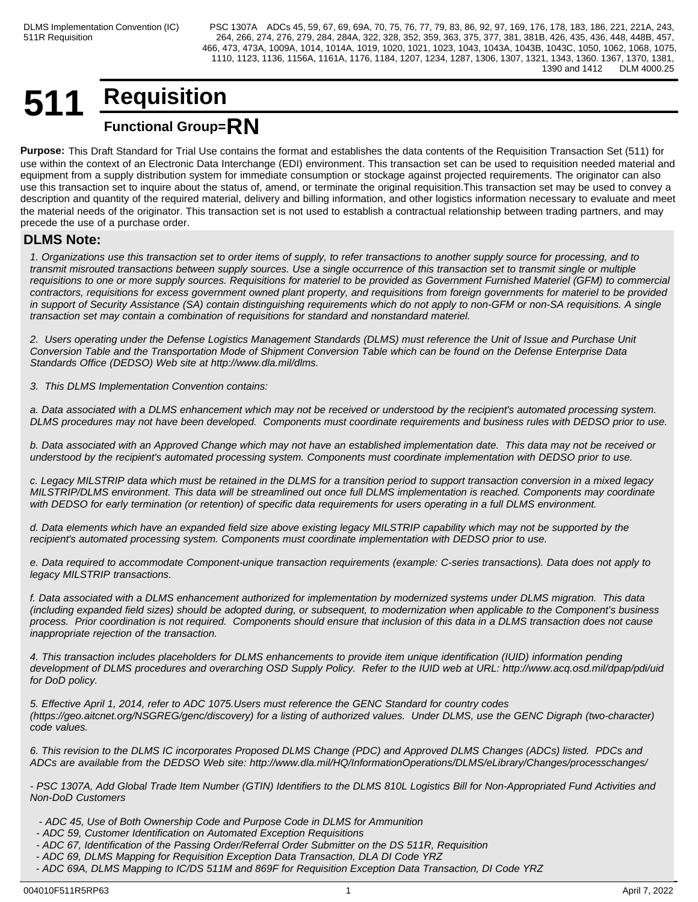# 511 Requisition

**Functional Group=RN**

**Purpose:** This Draft Standard for Trial Use contains the format and establishes the data contents of the Requisition Transaction Set (511) for use within the context of an Electronic Data Interchange (EDI) environment. This transaction set can be used to requisition needed material and equipment from a supply distribution system for immediate consumption or stockage against projected requirements. The originator can also use this transaction set to inquire about the status of, amend, or terminate the original requisition.This transaction set may be used to convey a description and quantity of the required material, delivery and billing information, and other logistics information necessary to evaluate and meet the material needs of the originator. This transaction set is not used to establish a contractual relationship between trading partners, and may precede the use of a purchase order.

## DLMS Note:

*1. Organizations use this transaction set to order items of supply, to refer transactions to another supply source for processing, and to transmit misrouted transactions between supply sources. Use a single occurrence of this transaction set to transmit single or multiple requisitions to one or more supply sources. Requisitions for materiel to be provided as Government Furnished Materiel (GFM) to commercial contractors, requisitions for excess government owned plant property, and requisitions from foreign governments for materiel to be provided in support of Security Assistance (SA) contain distinguishing requirements which do not apply to non-GFM or non-SA requisitions. A single transaction set may contain a combination of requisitions for standard and nonstandard materiel.*

*2. Users operating under the Defense Logistics Management Standards (DLMS) must reference the Unit of Issue and Purchase Unit Conversion Table and the Transportation Mode of Shipment Conversion Table which can be found on the Defense Enterprise Data Standards Office (DEDSO) Web site at http://www.dla.mil/dlms.*

*3. This DLMS Implementation Convention contains:*

*a. Data associated with a DLMS enhancement which may not be received or understood by the recipient's automated processing system. DLMS procedures may not have been developed. Components must coordinate requirements and business rules with DEDSO prior to use.*

*b. Data associated with an Approved Change which may not have an established implementation date. This data may not be received or understood by the recipient's automated processing system. Components must coordinate implementation with DEDSO prior to use.*

*c. Legacy MILSTRIP data which must be retained in the DLMS for a transition period to support transaction conversion in a mixed legacy MILSTRIP/DLMS environment. This data will be streamlined out once full DLMS implementation is reached. Components may coordinate with DEDSO for early termination (or retention) of specific data requirements for users operating in a full DLMS environment.*

*d. Data elements which have an expanded field size above existing legacy MILSTRIP capability which may not be supported by the recipient's automated processing system. Components must coordinate implementation with DEDSO prior to use.*

*e. Data required to accommodate Component-unique transaction requirements (example: C-series transactions). Data does not apply to legacy MILSTRIP transactions.*

*f. Data associated with a DLMS enhancement authorized for implementation by modernized systems under DLMS migration. This data (including expanded field sizes) should be adopted during, or subsequent, to modernization when applicable to the Component's business process. Prior coordination is not required. Components should ensure that inclusion of this data in a DLMS transaction does not cause inappropriate rejection of the transaction.*

*4. This transaction includes placeholders for DLMS enhancements to provide item unique identification (IUID) information pending development of DLMS procedures and overarching OSD Supply Policy. Refer to the IUID web at URL: http://www.acq.osd.mil/dpap/pdi/uid for DoD policy.*

*5. Effective April 1, 2014, refer to ADC 1075.Users must reference the GENC Standard for country codes (https://geo.aitcnet.org/NSGREG/genc/discovery) for a listing of authorized values. Under DLMS, use the GENC Digraph (two-character) code values.*

*6. This revision to the DLMS IC incorporates Proposed DLMS Change (PDC) and Approved DLMS Changes (ADCs) listed. PDCs and ADCs are available from the DEDSO Web site: http://www.dla.mil/HQ/InformationOperations/DLMS/eLibrary/Changes/processchanges/*

*- PSC 1307A, Add Global Trade Item Number (GTIN) Identifiers to the DLMS 810L Logistics Bill for Non-Appropriated Fund Activities and Non-DoD Customers*

*- ADC 45, Use of Both Ownership Code and Purpose Code in DLMS for Ammunition*
*- ADC 59, Customer Identification on Automated Exception Requisitions*
*- ADC 67, Identification of the Passing Order/Referral Order Submitter on the DS 511R, Requisition*
*- ADC 69, DLMS Mapping for Requisition Exception Data Transaction, DLA DI Code YRZ*
*- ADC 69A, DLMS Mapping to IC/DS 511M and 869F for Requisition Exception Data Transaction, DI Code YRZ*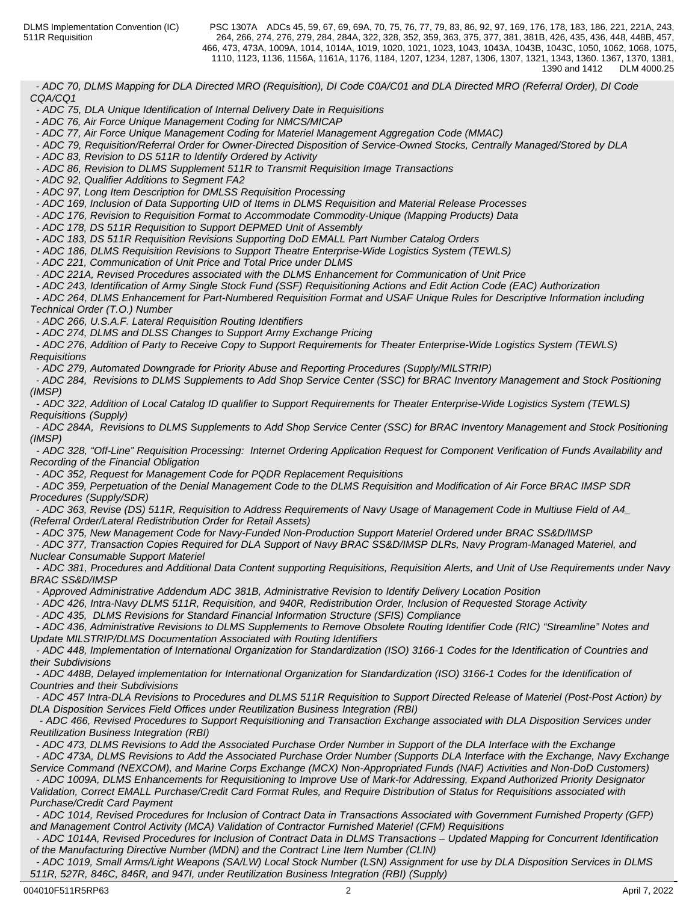*- ADC 70, DLMS Mapping for DLA Directed MRO (Requisition), DI Code C0A/C01 and DLA Directed MRO (Referral Order), DI Code CQA/CQ1*
*- ADC 75, DLA Unique Identification of Internal Delivery Date in Requisitions*
*- ADC 76, Air Force Unique Management Coding for NMCS/MICAP*
*- ADC 77, Air Force Unique Management Coding for Materiel Management Aggregation Code (MMAC)*
*- ADC 79, Requisition/Referral Order for Owner-Directed Disposition of Service-Owned Stocks, Centrally Managed/Stored by DLA*
*- ADC 83, Revision to DS 511R to Identify Ordered by Activity*
*- ADC 86, Revision to DLMS Supplement 511R to Transmit Requisition Image Transactions*
*- ADC 92, Qualifier Additions to Segment FA2*
*- ADC 97, Long Item Description for DMLSS Requisition Processing*
*- ADC 169, Inclusion of Data Supporting UID of Items in DLMS Requisition and Material Release Processes*
*- ADC 176, Revision to Requisition Format to Accommodate Commodity-Unique (Mapping Products) Data*
*- ADC 178, DS 511R Requisition to Support DEPMED Unit of Assembly*
*- ADC 183, DS 511R Requisition Revisions Supporting DoD EMALL Part Number Catalog Orders*
*- ADC 186, DLMS Requisition Revisions to Support Theatre Enterprise-Wide Logistics System (TEWLS)*
*- ADC 221, Communication of Unit Price and Total Price under DLMS*
*- ADC 221A, Revised Procedures associated with the DLMS Enhancement for Communication of Unit Price*
*- ADC 243, Identification of Army Single Stock Fund (SSF) Requisitioning Actions and Edit Action Code (EAC) Authorization*
*- ADC 264, DLMS Enhancement for Part-Numbered Requisition Format and USAF Unique Rules for Descriptive Information including Technical Order (T.O.) Number*
*- ADC 266, U.S.A.F. Lateral Requisition Routing Identifiers*
*- ADC 274, DLMS and DLSS Changes to Support Army Exchange Pricing*
*- ADC 276, Addition of Party to Receive Copy to Support Requirements for Theater Enterprise-Wide Logistics System (TEWLS) Requisitions*
*- ADC 279, Automated Downgrade for Priority Abuse and Reporting Procedures (Supply/MILSTRIP)*
*- ADC 284, Revisions to DLMS Supplements to Add Shop Service Center (SSC) for BRAC Inventory Management and Stock Positioning (IMSP)*
*- ADC 322, Addition of Local Catalog ID qualifier to Support Requirements for Theater Enterprise-Wide Logistics System (TEWLS) Requisitions (Supply)*
*- ADC 284A, Revisions to DLMS Supplements to Add Shop Service Center (SSC) for BRAC Inventory Management and Stock Positioning (IMSP)*
*- ADC 328, "Off-Line" Requisition Processing: Internet Ordering Application Request for Component Verification of Funds Availability and Recording of the Financial Obligation*
*- ADC 352, Request for Management Code for PQDR Replacement Requisitions*
*- ADC 359, Perpetuation of the Denial Management Code to the DLMS Requisition and Modification of Air Force BRAC IMSP SDR Procedures (Supply/SDR)*
*- ADC 363, Revise (DS) 511R, Requisition to Address Requirements of Navy Usage of Management Code in Multiuse Field of A4_ (Referral Order/Lateral Redistribution Order for Retail Assets)*
*- ADC 375, New Management Code for Navy-Funded Non-Production Support Materiel Ordered under BRAC SS&D/IMSP*
*- ADC 377, Transaction Copies Required for DLA Support of Navy BRAC SS&D/IMSP DLRs, Navy Program-Managed Materiel, and Nuclear Consumable Support Materiel*
*- ADC 381, Procedures and Additional Data Content supporting Requisitions, Requisition Alerts, and Unit of Use Requirements under Navy BRAC SS&D/IMSP*
*- Approved Administrative Addendum ADC 381B, Administrative Revision to Identify Delivery Location Position*
*- ADC 426, Intra-Navy DLMS 511R, Requisition, and 940R, Redistribution Order, Inclusion of Requested Storage Activity*
*- ADC 435, DLMS Revisions for Standard Financial Information Structure (SFIS) Compliance*
*- ADC 436, Administrative Revisions to DLMS Supplements to Remove Obsolete Routing Identifier Code (RIC) "Streamline" Notes and Update MILSTRIP/DLMS Documentation Associated with Routing Identifiers*
*- ADC 448, Implementation of International Organization for Standardization (ISO) 3166-1 Codes for the Identification of Countries and their Subdivisions*
*- ADC 448B, Delayed implementation for International Organization for Standardization (ISO) 3166-1 Codes for the Identification of Countries and their Subdivisions*
*- ADC 457 Intra-DLA Revisions to Procedures and DLMS 511R Requisition to Support Directed Release of Materiel (Post-Post Action) by DLA Disposition Services Field Offices under Reutilization Business Integration (RBI)*
*- ADC 466, Revised Procedures to Support Requisitioning and Transaction Exchange associated with DLA Disposition Services under Reutilization Business Integration (RBI)*
*- ADC 473, DLMS Revisions to Add the Associated Purchase Order Number in Support of the DLA Interface with the Exchange*
*- ADC 473A, DLMS Revisions to Add the Associated Purchase Order Number (Supports DLA Interface with the Exchange, Navy Exchange Service Command (NEXCOM), and Marine Corps Exchange (MCX) Non-Appropriated Funds (NAF) Activities and Non-DoD Customers)*
*- ADC 1009A, DLMS Enhancements for Requisitioning to Improve Use of Mark-for Addressing, Expand Authorized Priority Designator Validation, Correct EMALL Purchase/Credit Card Format Rules, and Require Distribution of Status for Requisitions associated with Purchase/Credit Card Payment*
*- ADC 1014, Revised Procedures for Inclusion of Contract Data in Transactions Associated with Government Furnished Property (GFP) and Management Control Activity (MCA) Validation of Contractor Furnished Materiel (CFM) Requisitions*
*- ADC 1014A, Revised Procedures for Inclusion of Contract Data in DLMS Transactions – Updated Mapping for Concurrent Identification of the Manufacturing Directive Number (MDN) and the Contract Line Item Number (CLIN)*
*- ADC 1019, Small Arms/Light Weapons (SA/LW) Local Stock Number (LSN) Assignment for use by DLA Disposition Services in DLMS 511R, 527R, 846C, 846R, and 947I, under Reutilization Business Integration (RBI) (Supply)*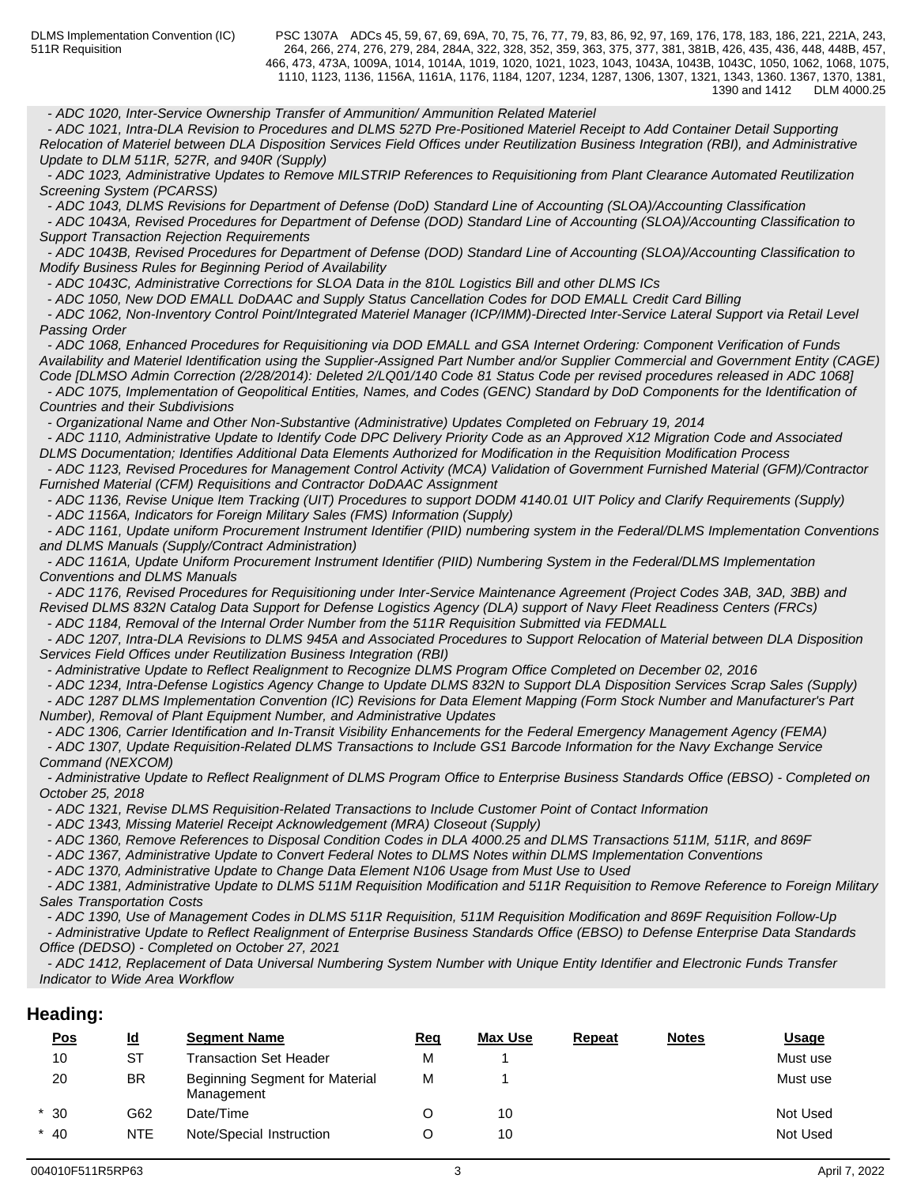*- ADC 1020, Inter-Service Ownership Transfer of Ammunition/ Ammunition Related Materiel*

*- ADC 1021, Intra-DLA Revision to Procedures and DLMS 527D Pre-Positioned Materiel Receipt to Add Container Detail Supporting Relocation of Materiel between DLA Disposition Services Field Offices under Reutilization Business Integration (RBI), and Administrative Update to DLM 511R, 527R, and 940R (Supply)*

*- ADC 1023, Administrative Updates to Remove MILSTRIP References to Requisitioning from Plant Clearance Automated Reutilization Screening System (PCARSS)*

*- ADC 1043, DLMS Revisions for Department of Defense (DoD) Standard Line of Accounting (SLOA)/Accounting Classification*

*- ADC 1043A, Revised Procedures for Department of Defense (DOD) Standard Line of Accounting (SLOA)/Accounting Classification to Support Transaction Rejection Requirements*

*- ADC 1043B, Revised Procedures for Department of Defense (DOD) Standard Line of Accounting (SLOA)/Accounting Classification to Modify Business Rules for Beginning Period of Availability*

*- ADC 1043C, Administrative Corrections for SLOA Data in the 810L Logistics Bill and other DLMS ICs*

*- ADC 1050, New DOD EMALL DoDAAC and Supply Status Cancellation Codes for DOD EMALL Credit Card Billing*

*- ADC 1062, Non-Inventory Control Point/Integrated Materiel Manager (ICP/IMM)-Directed Inter-Service Lateral Support via Retail Level Passing Order*

*- ADC 1068, Enhanced Procedures for Requisitioning via DOD EMALL and GSA Internet Ordering: Component Verification of Funds Availability and Materiel Identification using the Supplier-Assigned Part Number and/or Supplier Commercial and Government Entity (CAGE) Code [DLMSO Admin Correction (2/28/2014): Deleted 2/LQ01/140 Code 81 Status Code per revised procedures released in ADC 1068]*

*- ADC 1075, Implementation of Geopolitical Entities, Names, and Codes (GENC) Standard by DoD Components for the Identification of Countries and their Subdivisions*

*- Organizational Name and Other Non-Substantive (Administrative) Updates Completed on February 19, 2014*

*- ADC 1110, Administrative Update to Identify Code DPC Delivery Priority Code as an Approved X12 Migration Code and Associated DLMS Documentation; Identifies Additional Data Elements Authorized for Modification in the Requisition Modification Process*

*- ADC 1123, Revised Procedures for Management Control Activity (MCA) Validation of Government Furnished Material (GFM)/Contractor Furnished Material (CFM) Requisitions and Contractor DoDAAC Assignment*

*- ADC 1136, Revise Unique Item Tracking (UIT) Procedures to support DODM 4140.01 UIT Policy and Clarify Requirements (Supply)*

*- ADC 1156A, Indicators for Foreign Military Sales (FMS) Information (Supply)*

*- ADC 1161, Update uniform Procurement Instrument Identifier (PIID) numbering system in the Federal/DLMS Implementation Conventions and DLMS Manuals (Supply/Contract Administration)*

*- ADC 1161A, Update Uniform Procurement Instrument Identifier (PIID) Numbering System in the Federal/DLMS Implementation Conventions and DLMS Manuals*

*- ADC 1176, Revised Procedures for Requisitioning under Inter-Service Maintenance Agreement (Project Codes 3AB, 3AD, 3BB) and Revised DLMS 832N Catalog Data Support for Defense Logistics Agency (DLA) support of Navy Fleet Readiness Centers (FRCs)*

*- ADC 1184, Removal of the Internal Order Number from the 511R Requisition Submitted via FEDMALL*

*- ADC 1207, Intra-DLA Revisions to DLMS 945A and Associated Procedures to Support Relocation of Material between DLA Disposition Services Field Offices under Reutilization Business Integration (RBI)*

*- Administrative Update to Reflect Realignment to Recognize DLMS Program Office Completed on December 02, 2016*

*- ADC 1234, Intra-Defense Logistics Agency Change to Update DLMS 832N to Support DLA Disposition Services Scrap Sales (Supply)*

*- ADC 1287 DLMS Implementation Convention (IC) Revisions for Data Element Mapping (Form Stock Number and Manufacturer's Part Number), Removal of Plant Equipment Number, and Administrative Updates*

*- ADC 1306, Carrier Identification and In-Transit Visibility Enhancements for the Federal Emergency Management Agency (FEMA)*

*- ADC 1307, Update Requisition-Related DLMS Transactions to Include GS1 Barcode Information for the Navy Exchange Service Command (NEXCOM)*

*- Administrative Update to Reflect Realignment of DLMS Program Office to Enterprise Business Standards Office (EBSO) - Completed on October 25, 2018*

*- ADC 1321, Revise DLMS Requisition-Related Transactions to Include Customer Point of Contact Information*

*- ADC 1343, Missing Materiel Receipt Acknowledgement (MRA) Closeout (Supply)*

*- ADC 1360, Remove References to Disposal Condition Codes in DLA 4000.25 and DLMS Transactions 511M, 511R, and 869F*

*- ADC 1367, Administrative Update to Convert Federal Notes to DLMS Notes within DLMS Implementation Conventions*

*- ADC 1370, Administrative Update to Change Data Element N106 Usage from Must Use to Used*

*- ADC 1381, Administrative Update to DLMS 511M Requisition Modification and 511R Requisition to Remove Reference to Foreign Military Sales Transportation Costs*

*- ADC 1390, Use of Management Codes in DLMS 511R Requisition, 511M Requisition Modification and 869F Requisition Follow-Up*

*- Administrative Update to Reflect Realignment of Enterprise Business Standards Office (EBSO) to Defense Enterprise Data Standards Office (DEDSO) - Completed on October 27, 2021*

*- ADC 1412, Replacement of Data Universal Numbering System Number with Unique Entity Identifier and Electronic Funds Transfer Indicator to Wide Area Workflow*

## Heading:

| Pos | Id | Segment Name | Req | Max Use | Repeat | Notes | Usage |
|---|---|---|---|---|---|---|---|
| 10 | ST | Transaction Set Header | M | 1 | | | Must use |
| 20 | BR | Beginning Segment for Material Management | M | 1 | | | Must use |
| * 30 | G62 | Date/Time | O | 10 | | | Not Used |
| * 40 | NTE | Note/Special Instruction | O | 10 | | | Not Used |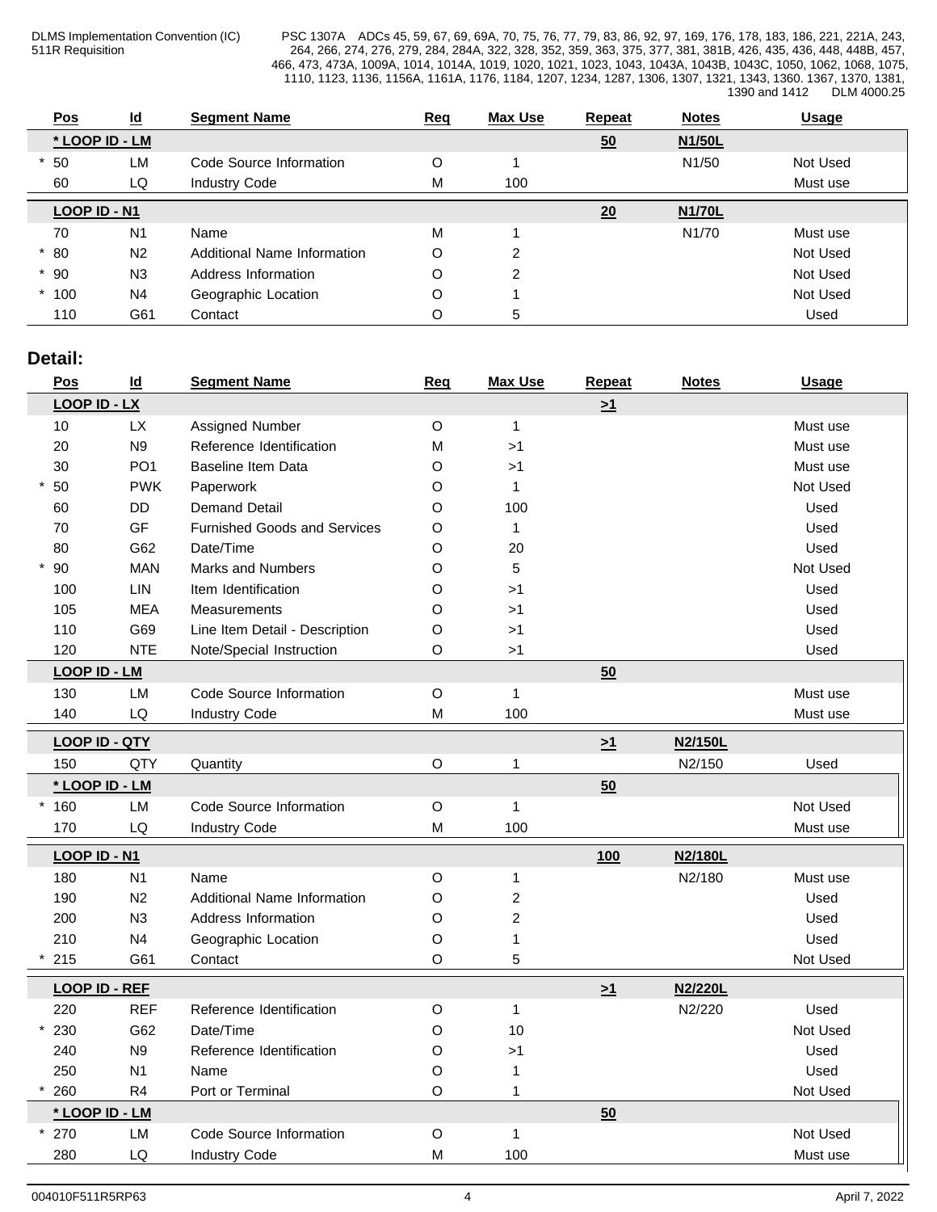| Pos | Id | Segment Name | Req | Max Use | Repeat | Notes | Usage |
|---|---|---|---|---|---|---|---|
| **\* LOOP ID - LM** | | | | | **50** | **N1/50L** | |
| \* 50 | LM | Code Source Information | O | 1 | | N1/50 | Not Used |
| 60 | LQ | Industry Code | M | 100 | | | Must use |
| **LOOP ID - N1** | | | | | **20** | **N1/70L** | |
| 70 | N1 | Name | M | 1 | | N1/70 | Must use |
| \* 80 | N2 | Additional Name Information | O | 2 | | | Not Used |
| \* 90 | N3 | Address Information | O | 2 | | | Not Used |
| \* 100 | N4 | Geographic Location | O | 1 | | | Not Used |
| 110 | G61 | Contact | O | 5 | | | Used |

## Detail:

| Pos | Id | Segment Name | Req | Max Use | Repeat | Notes | Usage |
|---|---|---|---|---|---|---|---|
| **LOOP ID - LX** | | | | | **>1** | | |
| 10 | LX | Assigned Number | O | 1 | | | Must use |
| 20 | N9 | Reference Identification | M | >1 | | | Must use |
| 30 | PO1 | Baseline Item Data | O | >1 | | | Must use |
| \* 50 | PWK | Paperwork | O | 1 | | | Not Used |
| 60 | DD | Demand Detail | O | 100 | | | Used |
| 70 | GF | Furnished Goods and Services | O | 1 | | | Used |
| 80 | G62 | Date/Time | O | 20 | | | Used |
| \* 90 | MAN | Marks and Numbers | O | 5 | | | Not Used |
| 100 | LIN | Item Identification | O | >1 | | | Used |
| 105 | MEA | Measurements | O | >1 | | | Used |
| 110 | G69 | Line Item Detail - Description | O | >1 | | | Used |
| 120 | NTE | Note/Special Instruction | O | >1 | | | Used |
| **LOOP ID - LM** | | | | | **50** | | |
| 130 | LM | Code Source Information | O | 1 | | | Must use |
| 140 | LQ | Industry Code | M | 100 | | | Must use |
| **LOOP ID - QTY** | | | | | **>1** | **N2/150L** | |
| 150 | QTY | Quantity | O | 1 | | N2/150 | Used |
| **\* LOOP ID - LM** | | | | | **50** | | |
| \* 160 | LM | Code Source Information | O | 1 | | | Not Used |
| 170 | LQ | Industry Code | M | 100 | | | Must use |
| **LOOP ID - N1** | | | | | **100** | **N2/180L** | |
| 180 | N1 | Name | O | 1 | | N2/180 | Must use |
| 190 | N2 | Additional Name Information | O | 2 | | | Used |
| 200 | N3 | Address Information | O | 2 | | | Used |
| 210 | N4 | Geographic Location | O | 1 | | | Used |
| \* 215 | G61 | Contact | O | 5 | | | Not Used |
| **LOOP ID - REF** | | | | | **>1** | **N2/220L** | |
| 220 | REF | Reference Identification | O | 1 | | N2/220 | Used |
| \* 230 | G62 | Date/Time | O | 10 | | | Not Used |
| 240 | N9 | Reference Identification | O | >1 | | | Used |
| 250 | N1 | Name | O | 1 | | | Used |
| \* 260 | R4 | Port or Terminal | O | 1 | | | Not Used |
| **\* LOOP ID - LM** | | | | | **50** | | |
| \* 270 | LM | Code Source Information | O | 1 | | | Not Used |
| 280 | LQ | Industry Code | M | 100 | | | Must use |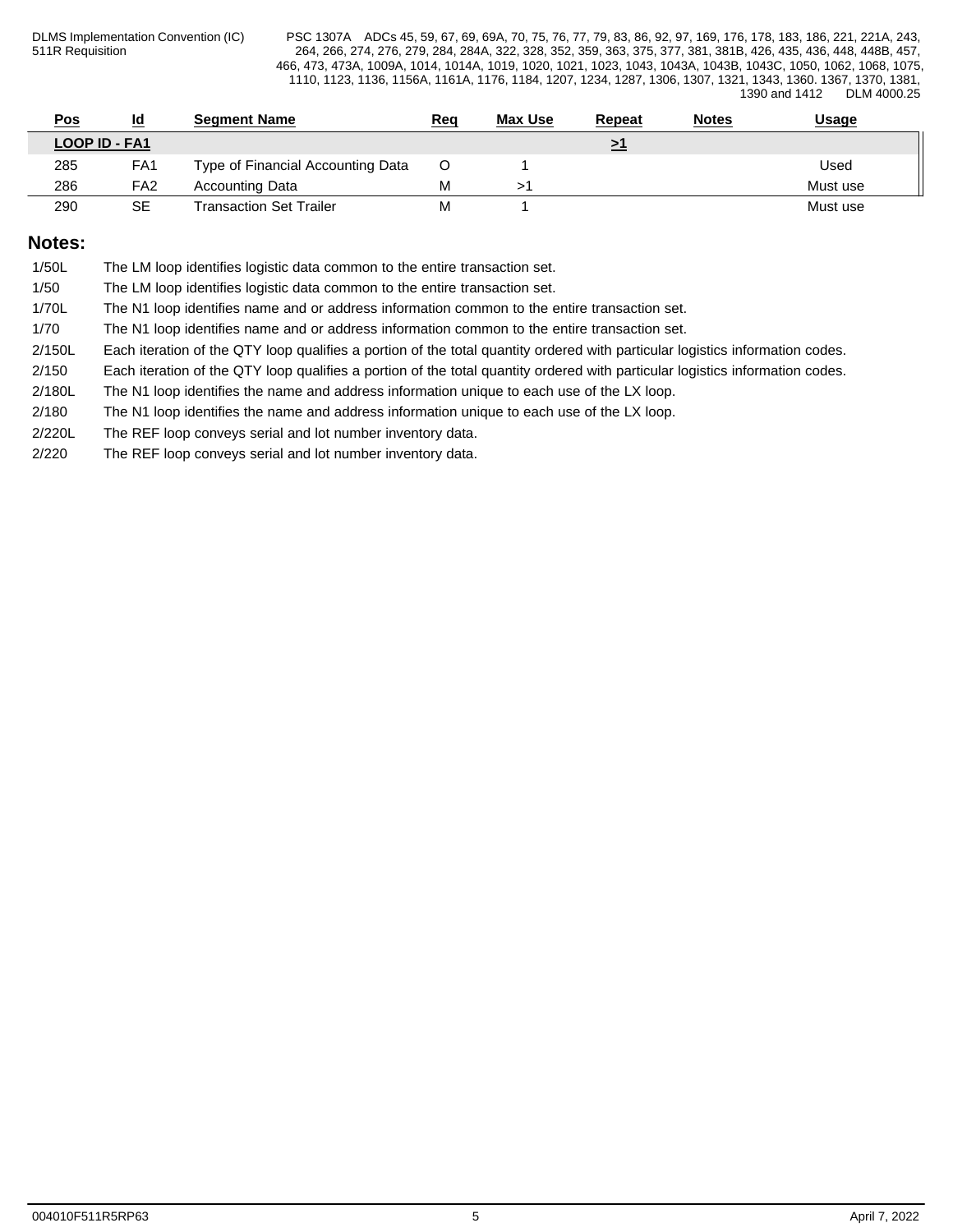| Pos | Id | Segment Name | Req | Max Use | Repeat | Notes | Usage |
|---|---|---|---|---|---|---|---|
| LOOP ID - FA1 | | | | | >1 | | |
| 285 | FA1 | Type of Financial Accounting Data | O | 1 | | | Used |
| 286 | FA2 | Accounting Data | M | >1 | | | Must use |
| 290 | SE | Transaction Set Trailer | M | 1 | | | Must use |

## Notes:

1/50L The LM loop identifies logistic data common to the entire transaction set.

1/50 The LM loop identifies logistic data common to the entire transaction set.

1/70L The N1 loop identifies name and or address information common to the entire transaction set.

1/70 The N1 loop identifies name and or address information common to the entire transaction set.

2/150L Each iteration of the QTY loop qualifies a portion of the total quantity ordered with particular logistics information codes.

2/150 Each iteration of the QTY loop qualifies a portion of the total quantity ordered with particular logistics information codes.

2/180L The N1 loop identifies the name and address information unique to each use of the LX loop.

2/180 The N1 loop identifies the name and address information unique to each use of the LX loop.

2/220L The REF loop conveys serial and lot number inventory data.

2/220 The REF loop conveys serial and lot number inventory data.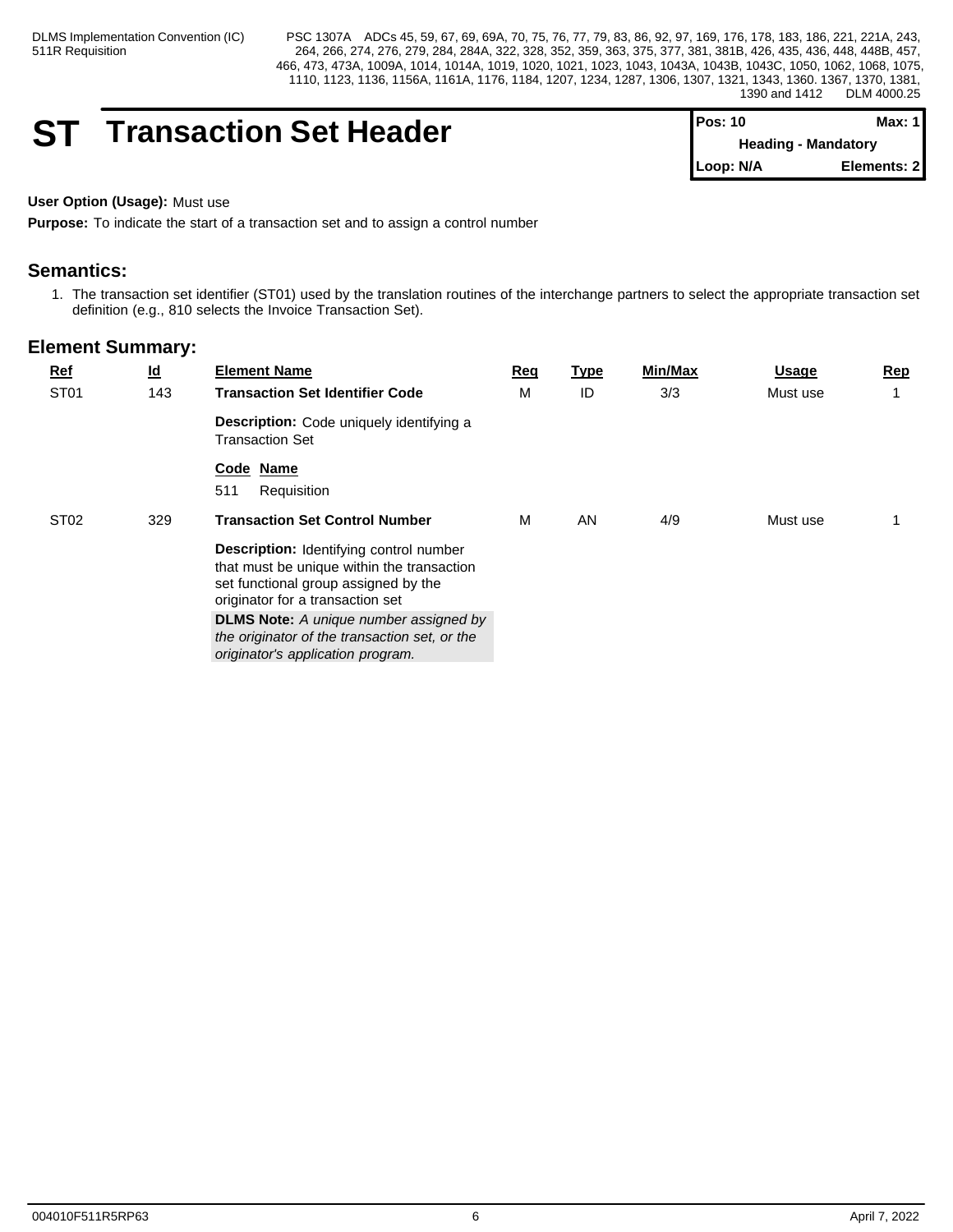# ST Transaction Set Header

| Pos: 10 | Max: 1 |
|---|---|
| Heading - Mandatory | |
| Loop: N/A | Elements: 2 |

**User Option (Usage):** Must use

**Purpose:** To indicate the start of a transaction set and to assign a control number

## Semantics:

1. The transaction set identifier (ST01) used by the translation routines of the interchange partners to select the appropriate transaction set definition (e.g., 810 selects the Invoice Transaction Set).

## Element Summary:

| Ref | Id | Element Name | Req | Type | Min/Max | Usage | Rep |
|---|---|---|---|---|---|---|---|
| ST01 | 143 | **Transaction Set Identifier Code** | M | ID | 3/3 | Must use | 1 |
| | | **Description:** Code uniquely identifying a Transaction Set | | | | | |
| | | **Code Name**<br>511 Requisition | | | | | |
| ST02 | 329 | **Transaction Set Control Number** | M | AN | 4/9 | Must use | 1 |
| | | **Description:** Identifying control number that must be unique within the transaction set functional group assigned by the originator for a transaction set | | | | | |
| | | **DLMS Note:** *A unique number assigned by the originator of the transaction set, or the originator's application program.* | | | | | |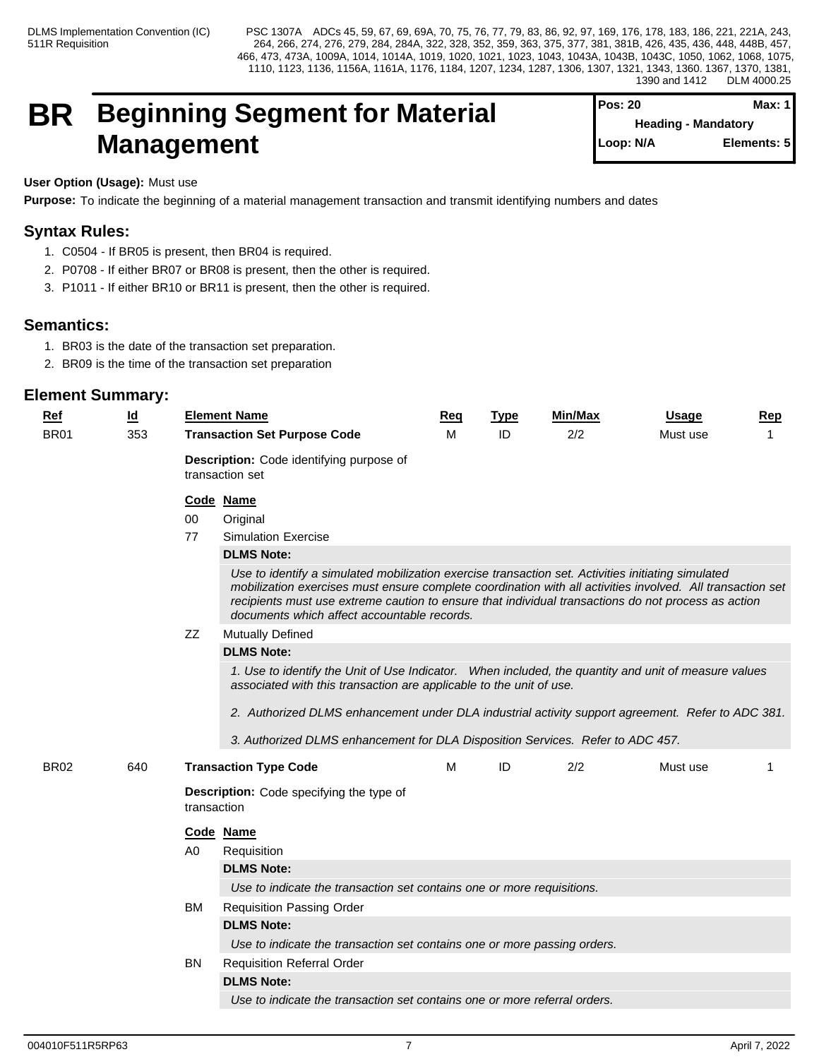# BR Beginning Segment for Material Management

| Pos: 20 | Max: 1 |
|---|---|
| Heading - Mandatory | |
| Loop: N/A | Elements: 5 |

**User Option (Usage):** Must use

**Purpose:** To indicate the beginning of a material management transaction and transmit identifying numbers and dates

## Syntax Rules:

1. C0504 - If BR05 is present, then BR04 is required.
2. P0708 - If either BR07 or BR08 is present, then the other is required.
3. P1011 - If either BR10 or BR11 is present, then the other is required.

## Semantics:

1. BR03 is the date of the transaction set preparation.
2. BR09 is the time of the transaction set preparation

## Element Summary:

| Ref | Id | Element Name | Req | Type | Min/Max | Usage | Rep |
|---|---|---|---|---|---|---|---|
| BR01 | 353 | **Transaction Set Purpose Code** | M | ID | 2/2 | Must use | 1 |

**Description:** Code identifying purpose of transaction set

| Code | Name |
|---|---|
| 00 | Original |
| 77 | Simulation Exercise |
| ZZ | Mutually Defined |

77 Simulation Exercise

**DLMS Note:**

*Use to identify a simulated mobilization exercise transaction set. Activities initiating simulated mobilization exercises must ensure complete coordination with all activities involved. All transaction set recipients must use extreme caution to ensure that individual transactions do not process as action documents which affect accountable records.*

ZZ Mutually Defined

**DLMS Note:**

*1. Use to identify the Unit of Use Indicator. When included, the quantity and unit of measure values associated with this transaction are applicable to the unit of use.*

*2. Authorized DLMS enhancement under DLA industrial activity support agreement. Refer to ADC 381.*

*3. Authorized DLMS enhancement for DLA Disposition Services. Refer to ADC 457.*

| Ref | Id | Element Name | Req | Type | Min/Max | Usage | Rep |
|---|---|---|---|---|---|---|---|
| BR02 | 640 | **Transaction Type Code** | M | ID | 2/2 | Must use | 1 |

**Description:** Code specifying the type of transaction

| Code | Name |
|---|---|
| A0 | Requisition |
| BM | Requisition Passing Order |
| BN | Requisition Referral Order |

A0 Requisition

**DLMS Note:**

*Use to indicate the transaction set contains one or more requisitions.*

BM Requisition Passing Order

**DLMS Note:**

*Use to indicate the transaction set contains one or more passing orders.*

BN Requisition Referral Order

**DLMS Note:**

*Use to indicate the transaction set contains one or more referral orders.*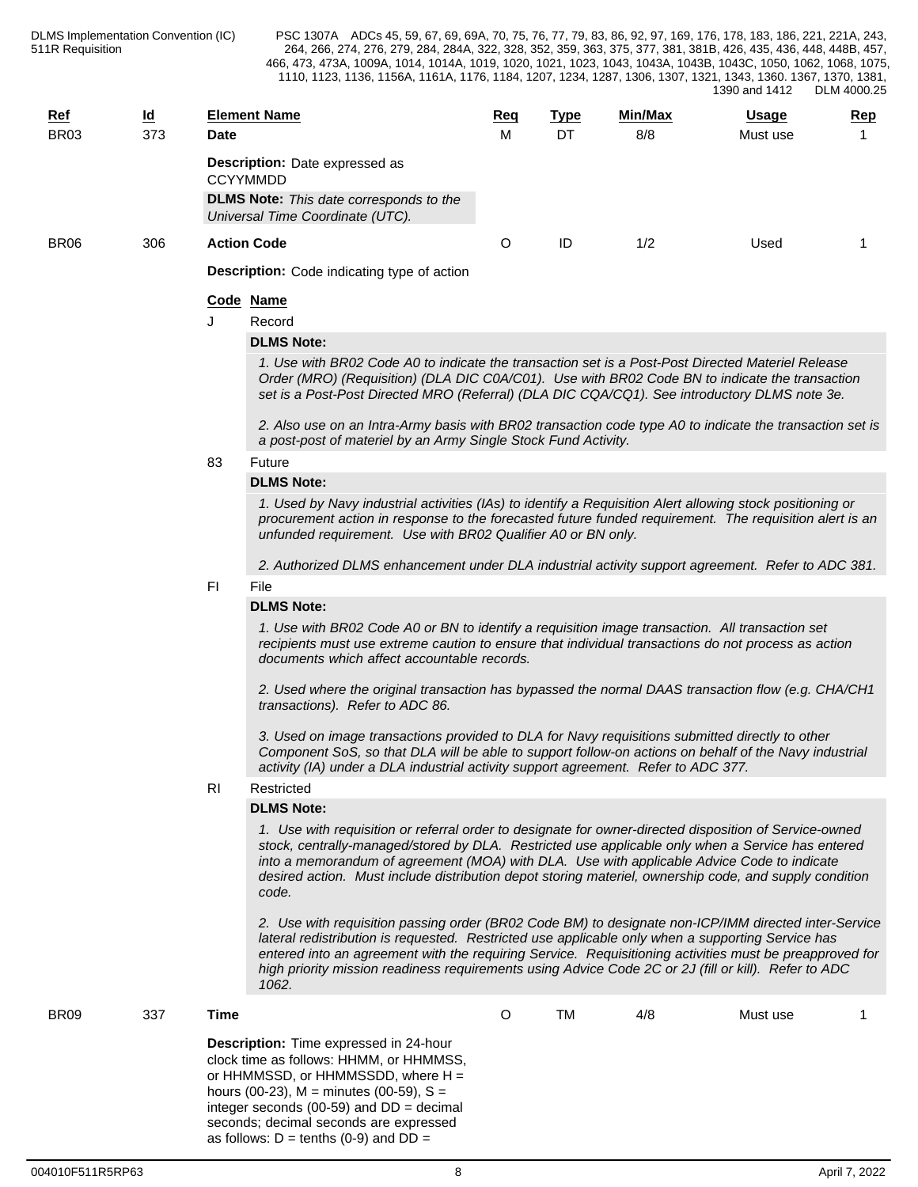| Ref | Id | Element Name | Req | Type | Min/Max | Usage | Rep |
|---|---|---|---|---|---|---|---|
| BR03 | 373 | **Date** | M | DT | 8/8 | Must use | 1 |

**Description:** Date expressed as CCYYMMDD

**DLMS Note:** *This date corresponds to the Universal Time Coordinate (UTC).*

| Ref | Id | Element Name | Req | Type | Min/Max | Usage | Rep |
|---|---|---|---|---|---|---|---|
| BR06 | 306 | **Action Code** | O | ID | 1/2 | Used | 1 |

**Description:** Code indicating type of action

| Code | Name |
|---|---|
| J | Record |

**DLMS Note:**

*1. Use with BR02 Code A0 to indicate the transaction set is a Post-Post Directed Materiel Release Order (MRO) (Requisition) (DLA DIC C0A/C01). Use with BR02 Code BN to indicate the transaction set is a Post-Post Directed MRO (Referral) (DLA DIC CQA/CQ1). See introductory DLMS note 3e.*

*2. Also use on an Intra-Army basis with BR02 transaction code type A0 to indicate the transaction set is a post-post of materiel by an Army Single Stock Fund Activity.*

| Code | Name |
|---|---|
| 83 | Future |

**DLMS Note:**

*1. Used by Navy industrial activities (IAs) to identify a Requisition Alert allowing stock positioning or procurement action in response to the forecasted future funded requirement. The requisition alert is an unfunded requirement. Use with BR02 Qualifier A0 or BN only.*

*2. Authorized DLMS enhancement under DLA industrial activity support agreement. Refer to ADC 381.*

| Code | Name |
|---|---|
| FI | File |

**DLMS Note:**

*1. Use with BR02 Code A0 or BN to identify a requisition image transaction. All transaction set recipients must use extreme caution to ensure that individual transactions do not process as action documents which affect accountable records.*

*2. Used where the original transaction has bypassed the normal DAAS transaction flow (e.g. CHA/CH1 transactions). Refer to ADC 86.*

*3. Used on image transactions provided to DLA for Navy requisitions submitted directly to other Component SoS, so that DLA will be able to support follow-on actions on behalf of the Navy industrial activity (IA) under a DLA industrial activity support agreement. Refer to ADC 377.*

| Code | Name |
|---|---|
| RI | Restricted |

**DLMS Note:**

*1. Use with requisition or referral order to designate for owner-directed disposition of Service-owned stock, centrally-managed/stored by DLA. Restricted use applicable only when a Service has entered into a memorandum of agreement (MOA) with DLA. Use with applicable Advice Code to indicate desired action. Must include distribution depot storing materiel, ownership code, and supply condition code.*

*2. Use with requisition passing order (BR02 Code BM) to designate non-ICP/IMM directed inter-Service lateral redistribution is requested. Restricted use applicable only when a supporting Service has entered into an agreement with the requiring Service. Requisitioning activities must be preapproved for high priority mission readiness requirements using Advice Code 2C or 2J (fill or kill). Refer to ADC 1062.*

| Ref | Id | Element Name | Req | Type | Min/Max | Usage | Rep |
|---|---|---|---|---|---|---|---|
| BR09 | 337 | **Time** | O | TM | 4/8 | Must use | 1 |

**Description:** Time expressed in 24-hour clock time as follows: HHMM, or HHMMSS, or HHMMSSD, or HHMMSSDD, where H = hours (00-23), M = minutes (00-59), S = integer seconds (00-59) and DD = decimal seconds; decimal seconds are expressed as follows: D = tenths (0-9) and DD =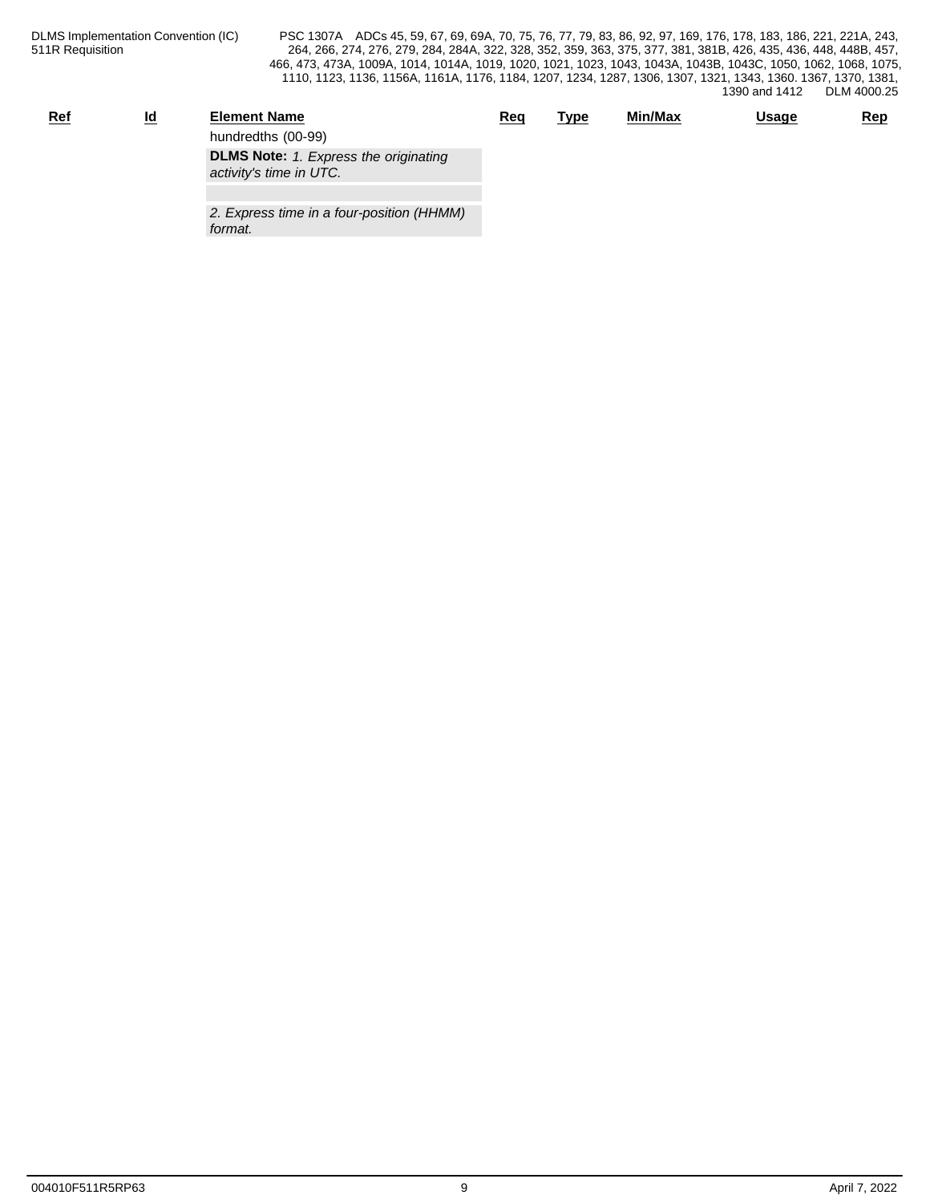| Ref | Id | Element Name | Req | Type | Min/Max | Usage | Rep |
|---|---|---|---|---|---|---|---|
| | | hundredths (00-99) | | | | | |
| | | **DLMS Note:** *1. Express the originating activity's time in UTC.* | | | | | |
| | | *2. Express time in a four-position (HHMM) format.* | | | | | |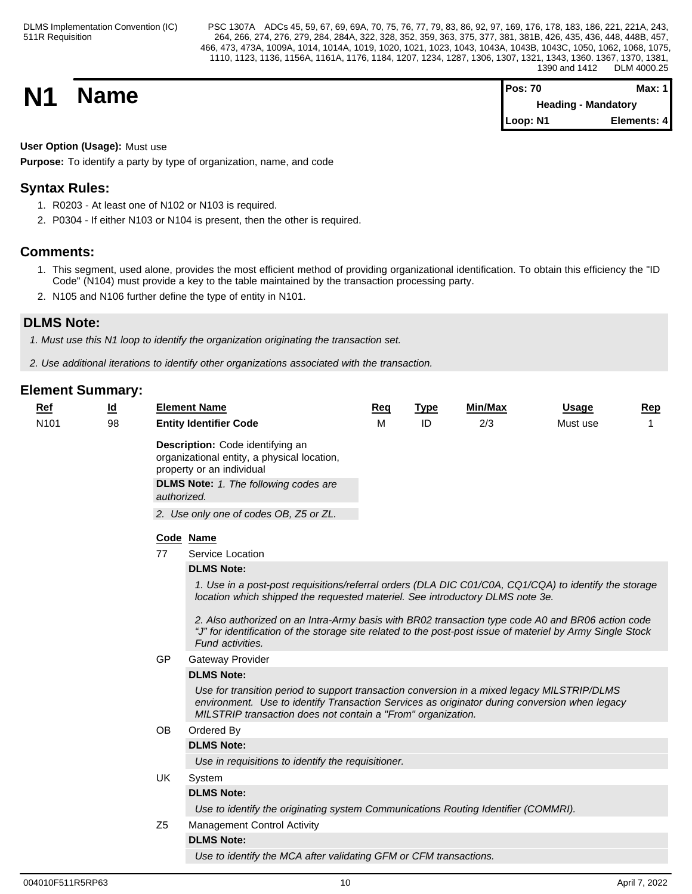# N1 Name

**Pos: 70** | **Max: 1**
**Heading - Mandatory**
**Loop: N1** | **Elements: 4**

**User Option (Usage):** Must use

**Purpose:** To identify a party by type of organization, name, and code

## Syntax Rules:

1. R0203 - At least one of N102 or N103 is required.
2. P0304 - If either N103 or N104 is present, then the other is required.

## Comments:

1. This segment, used alone, provides the most efficient method of providing organizational identification. To obtain this efficiency the "ID Code" (N104) must provide a key to the table maintained by the transaction processing party.
2. N105 and N106 further define the type of entity in N101.

## DLMS Note:

*1. Must use this N1 loop to identify the organization originating the transaction set.*

*2. Use additional iterations to identify other organizations associated with the transaction.*

## Element Summary:

| Ref | Id | Element Name | Req | Type | Min/Max | Usage | Rep |
|---|---|---|---|---|---|---|---|
| N101 | 98 | **Entity Identifier Code** | M | ID | 2/3 | Must use | 1 |

**Description:** Code identifying an organizational entity, a physical location, property or an individual

**DLMS Note:** *1. The following codes are authorized.*

*2. Use only one of codes OB, Z5 or ZL.*

| Code | Name |
|---|---|
| 77 | Service Location |
| GP | Gateway Provider |
| OB | Ordered By |
| UK | System |
| Z5 | Management Control Activity |

**77 Service Location**

**DLMS Note:**

*1. Use in a post-post requisitions/referral orders (DLA DIC C01/C0A, CQ1/CQA) to identify the storage location which shipped the requested materiel. See introductory DLMS note 3e.*

*2. Also authorized on an Intra-Army basis with BR02 transaction type code A0 and BR06 action code "J" for identification of the storage site related to the post-post issue of materiel by Army Single Stock Fund activities.*

**GP Gateway Provider**

**DLMS Note:**

*Use for transition period to support transaction conversion in a mixed legacy MILSTRIP/DLMS environment. Use to identify Transaction Services as originator during conversion when legacy MILSTRIP transaction does not contain a "From" organization.*

**OB Ordered By**

**DLMS Note:**

*Use in requisitions to identify the requisitioner.*

**UK System**

**DLMS Note:**

*Use to identify the originating system Communications Routing Identifier (COMMRI).*

**Z5 Management Control Activity**

**DLMS Note:**

*Use to identify the MCA after validating GFM or CFM transactions.*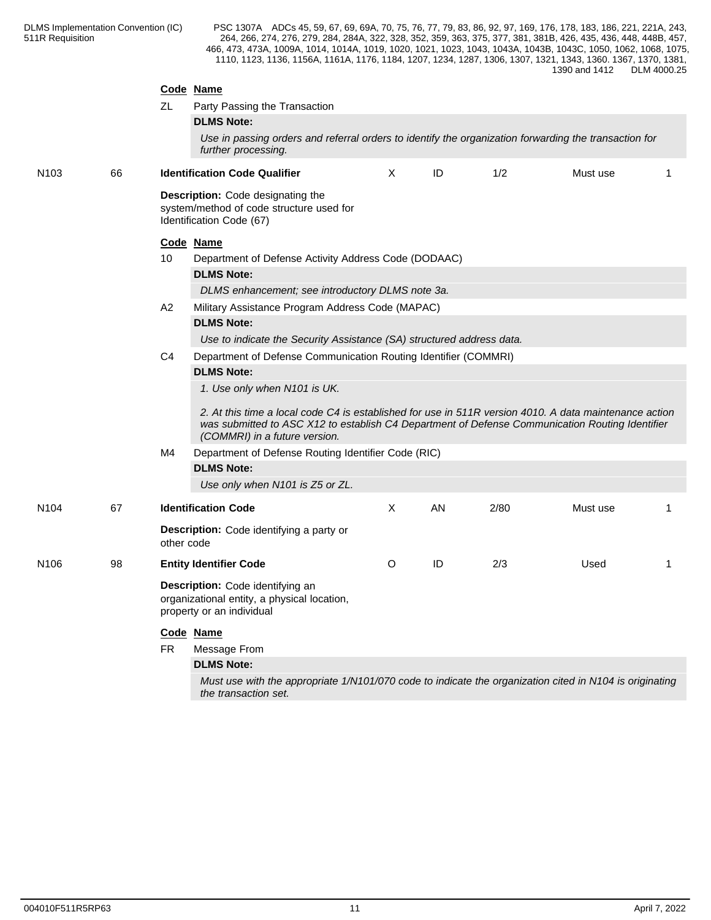**Code Name**

ZL Party Passing the Transaction

**DLMS Note:**

*Use in passing orders and referral orders to identify the organization forwarding the transaction for further processing.*

| N103 | 66 | **Identification Code Qualifier** | X | ID | 1/2 | Must use | 1 |
|---|---|---|---|---|---|---|---|

**Description:** Code designating the system/method of code structure used for Identification Code (67)

**Code Name**

10 Department of Defense Activity Address Code (DODAAC)

**DLMS Note:**

*DLMS enhancement; see introductory DLMS note 3a.*

A2 Military Assistance Program Address Code (MAPAC)

**DLMS Note:**

*Use to indicate the Security Assistance (SA) structured address data.*

C4 Department of Defense Communication Routing Identifier (COMMRI)

**DLMS Note:**

*1. Use only when N101 is UK.*

*2. At this time a local code C4 is established for use in 511R version 4010. A data maintenance action was submitted to ASC X12 to establish C4 Department of Defense Communication Routing Identifier (COMMRI) in a future version.*

M4 Department of Defense Routing Identifier Code (RIC)

**DLMS Note:**

*Use only when N101 is Z5 or ZL.*

| N104 | 67 | **Identification Code** | X | AN | 2/80 | Must use | 1 |
|---|---|---|---|---|---|---|---|

**Description:** Code identifying a party or other code

| N106 | 98 | **Entity Identifier Code** | O | ID | 2/3 | Used | 1 |
|---|---|---|---|---|---|---|---|

**Description:** Code identifying an organizational entity, a physical location, property or an individual

**Code Name**

FR Message From

**DLMS Note:**

*Must use with the appropriate 1/N101/070 code to indicate the organization cited in N104 is originating the transaction set.*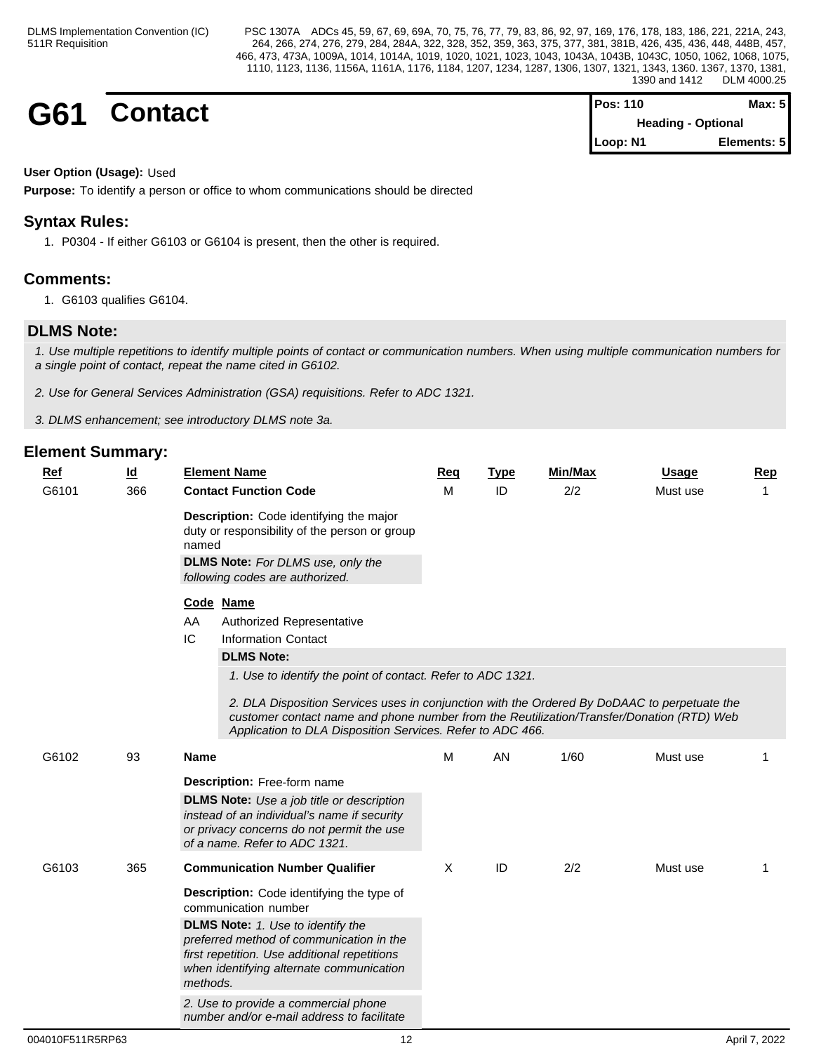# G61 Contact

| Pos: 110 | Max: 5 |
|---|---|
| Heading - Optional | |
| Loop: N1 | Elements: 5 |

**User Option (Usage):** Used

**Purpose:** To identify a person or office to whom communications should be directed

## Syntax Rules:

1. P0304 - If either G6103 or G6104 is present, then the other is required.

## Comments:

1. G6103 qualifies G6104.

## DLMS Note:

*1. Use multiple repetitions to identify multiple points of contact or communication numbers. When using multiple communication numbers for a single point of contact, repeat the name cited in G6102.*

*2. Use for General Services Administration (GSA) requisitions. Refer to ADC 1321.*

*3. DLMS enhancement; see introductory DLMS note 3a.*

## Element Summary:

| Ref | Id | Element Name | Req | Type | Min/Max | Usage | Rep |
|---|---|---|---|---|---|---|---|
| G6101 | 366 | **Contact Function Code** | M | ID | 2/2 | Must use | 1 |

**Description:** Code identifying the major duty or responsibility of the person or group named

**DLMS Note:** *For DLMS use, only the following codes are authorized.*

| Code | Name |
|---|---|
| AA | Authorized Representative |
| IC | Information Contact |

**DLMS Note:**

*1. Use to identify the point of contact. Refer to ADC 1321.*

*2. DLA Disposition Services uses in conjunction with the Ordered By DoDAAC to perpetuate the customer contact name and phone number from the Reutilization/Transfer/Donation (RTD) Web Application to DLA Disposition Services. Refer to ADC 466.*

| Ref | Id | Element Name | Req | Type | Min/Max | Usage | Rep |
|---|---|---|---|---|---|---|---|
| G6102 | 93 | **Name** | M | AN | 1/60 | Must use | 1 |

**Description:** Free-form name

**DLMS Note:** *Use a job title or description instead of an individual's name if security or privacy concerns do not permit the use of a name. Refer to ADC 1321.*

| Ref | Id | Element Name | Req | Type | Min/Max | Usage | Rep |
|---|---|---|---|---|---|---|---|
| G6103 | 365 | **Communication Number Qualifier** | X | ID | 2/2 | Must use | 1 |

**Description:** Code identifying the type of communication number

**DLMS Note:** *1. Use to identify the preferred method of communication in the first repetition. Use additional repetitions when identifying alternate communication methods.*

*2. Use to provide a commercial phone number and/or e-mail address to facilitate*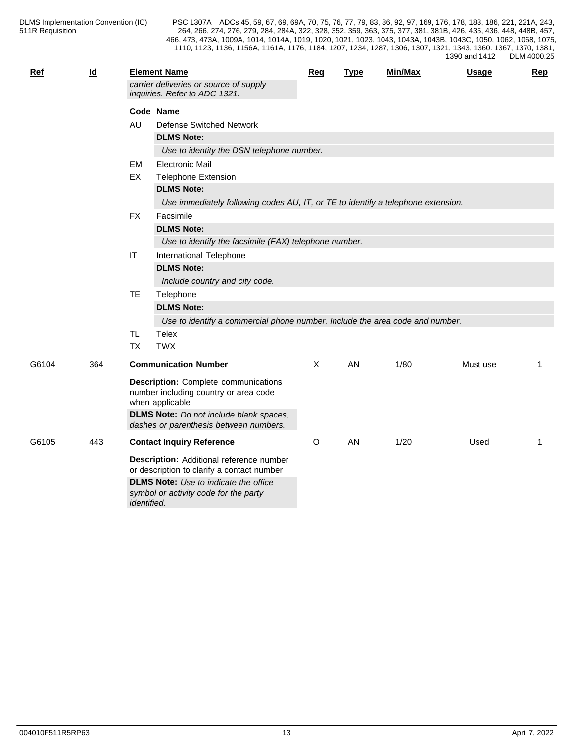| Ref | Id | Element Name | Req | Type | Min/Max | Usage | Rep |
|---|---|---|---|---|---|---|---|
| | | *carrier deliveries or source of supply inquiries. Refer to ADC 1321.* | | | | | |

**Code Name**

- **AU** Defense Switched Network
  - **DLMS Note:**
  - *Use to identity the DSN telephone number.*
- **EM** Electronic Mail
- **EX** Telephone Extension
  - **DLMS Note:**
  - *Use immediately following codes AU, IT, or TE to identify a telephone extension.*
- **FX** Facsimile
  - **DLMS Note:**
  - *Use to identify the facsimile (FAX) telephone number.*
- **IT** International Telephone
  - **DLMS Note:**
  - *Include country and city code.*
- **TE** Telephone
  - **DLMS Note:**
  - *Use to identify a commercial phone number. Include the area code and number.*
- **TL** Telex
- **TX** TWX

| Ref | Id | Element Name | Req | Type | Min/Max | Usage | Rep |
|---|---|---|---|---|---|---|---|
| G6104 | 364 | **Communication Number** | X | AN | 1/80 | Must use | 1 |
| | | **Description:** Complete communications number including country or area code when applicable | | | | | |
| | | **DLMS Note:** *Do not include blank spaces, dashes or parenthesis between numbers.* | | | | | |
| G6105 | 443 | **Contact Inquiry Reference** | O | AN | 1/20 | Used | 1 |
| | | **Description:** Additional reference number or description to clarify a contact number | | | | | |
| | | **DLMS Note:** *Use to indicate the office symbol or activity code for the party identified.* | | | | | |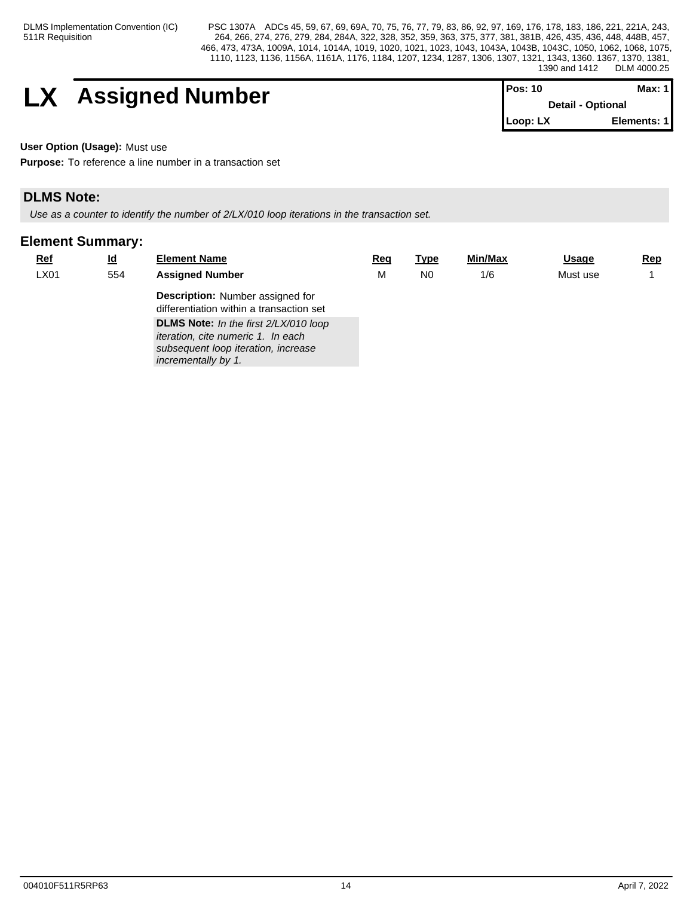# LX Assigned Number

| Pos: 10 | Max: 1 |
|---|---|
| Detail - Optional | |
| Loop: LX | Elements: 1 |

**User Option (Usage):** Must use

**Purpose:** To reference a line number in a transaction set

## DLMS Note:

*Use as a counter to identify the number of 2/LX/010 loop iterations in the transaction set.*

## Element Summary:

| Ref | Id | Element Name | Req | Type | Min/Max | Usage | Rep |
|---|---|---|---|---|---|---|---|
| LX01 | 554 | **Assigned Number**<br>**Description:** Number assigned for differentiation within a transaction set<br>**DLMS Note:** *In the first 2/LX/010 loop iteration, cite numeric 1. In each subsequent loop iteration, increase incrementally by 1.* | M | N0 | 1/6 | Must use | 1 |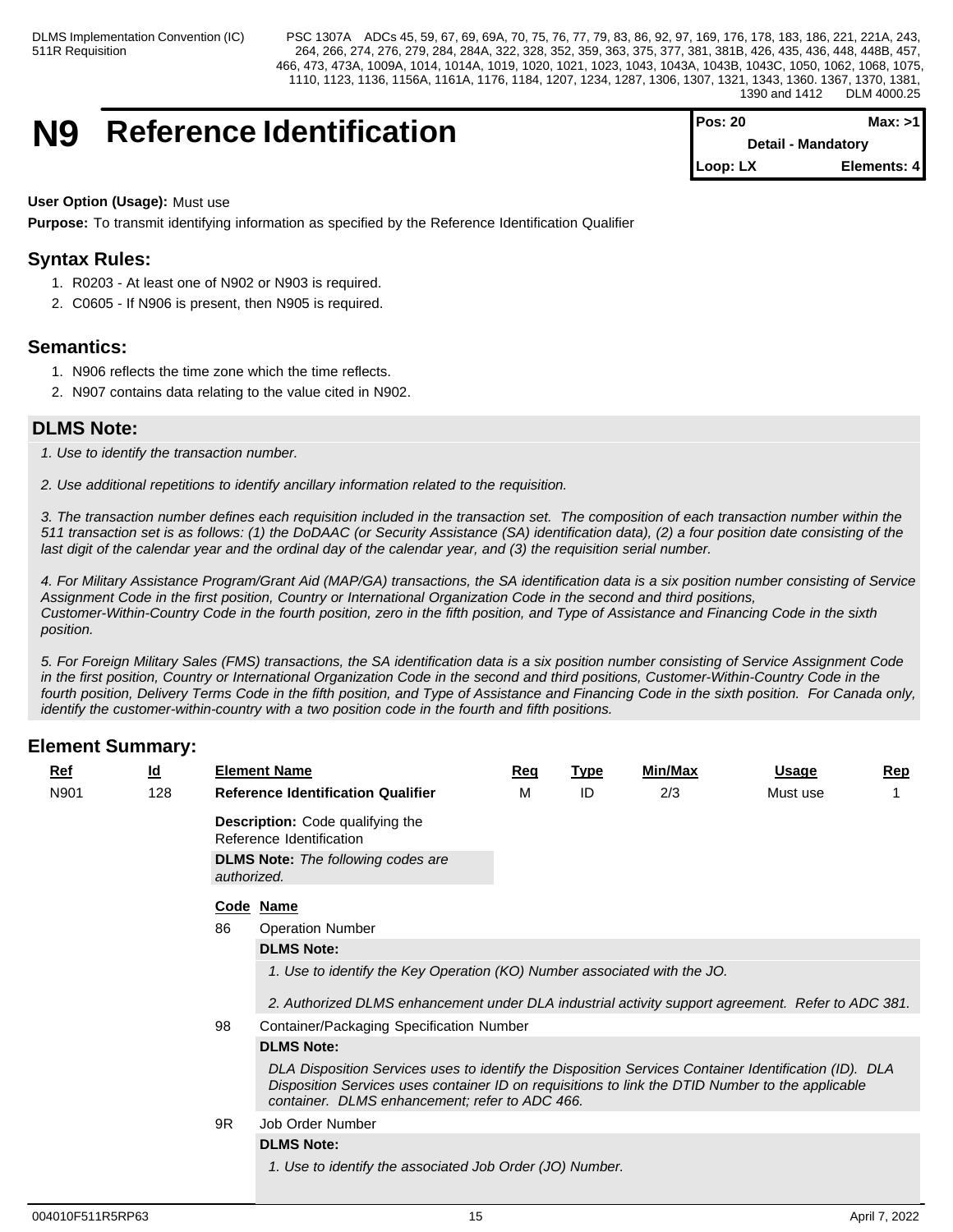# N9 Reference Identification

| Pos: 20 | Max: >1 |
|---|---|
| Detail - Mandatory | |
| Loop: LX | Elements: 4 |

**User Option (Usage):** Must use

**Purpose:** To transmit identifying information as specified by the Reference Identification Qualifier

## Syntax Rules:

1. R0203 - At least one of N902 or N903 is required.
2. C0605 - If N906 is present, then N905 is required.

## Semantics:

1. N906 reflects the time zone which the time reflects.
2. N907 contains data relating to the value cited in N902.

## DLMS Note:

*1. Use to identify the transaction number.*

*2. Use additional repetitions to identify ancillary information related to the requisition.*

*3. The transaction number defines each requisition included in the transaction set. The composition of each transaction number within the 511 transaction set is as follows: (1) the DoDAAC (or Security Assistance (SA) identification data), (2) a four position date consisting of the last digit of the calendar year and the ordinal day of the calendar year, and (3) the requisition serial number.*

*4. For Military Assistance Program/Grant Aid (MAP/GA) transactions, the SA identification data is a six position number consisting of Service Assignment Code in the first position, Country or International Organization Code in the second and third positions, Customer-Within-Country Code in the fourth position, zero in the fifth position, and Type of Assistance and Financing Code in the sixth position.*

*5. For Foreign Military Sales (FMS) transactions, the SA identification data is a six position number consisting of Service Assignment Code in the first position, Country or International Organization Code in the second and third positions, Customer-Within-Country Code in the fourth position, Delivery Terms Code in the fifth position, and Type of Assistance and Financing Code in the sixth position. For Canada only, identify the customer-within-country with a two position code in the fourth and fifth positions.*

## Element Summary:

| Ref | Id | Element Name | Req | Type | Min/Max | Usage | Rep |
|---|---|---|---|---|---|---|---|
| N901 | 128 | **Reference Identification Qualifier** | M | ID | 2/3 | Must use | 1 |

**Description:** Code qualifying the Reference Identification

**DLMS Note:** *The following codes are authorized.*

| Code | Name |
|---|---|
| 86 | Operation Number |
| 98 | Container/Packaging Specification Number |
| 9R | Job Order Number |

**86 – Operation Number**

**DLMS Note:**

*1. Use to identify the Key Operation (KO) Number associated with the JO.*

*2. Authorized DLMS enhancement under DLA industrial activity support agreement. Refer to ADC 381.*

**98 – Container/Packaging Specification Number**

**DLMS Note:**

*DLA Disposition Services uses to identify the Disposition Services Container Identification (ID). DLA Disposition Services uses container ID on requisitions to link the DTID Number to the applicable container. DLMS enhancement; refer to ADC 466.*

**9R – Job Order Number**

**DLMS Note:**

*1. Use to identify the associated Job Order (JO) Number.*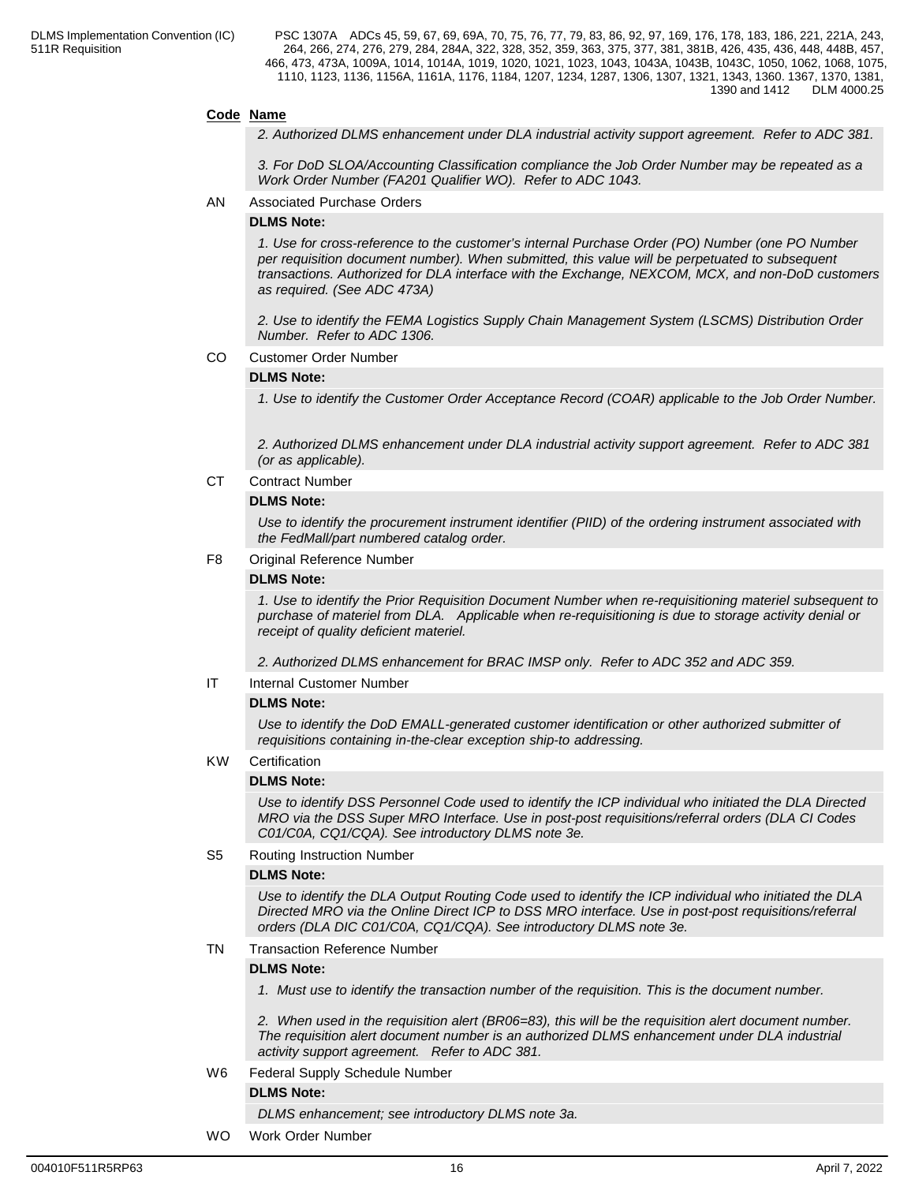**Code Name**

*2. Authorized DLMS enhancement under DLA industrial activity support agreement. Refer to ADC 381.*

*3. For DoD SLOA/Accounting Classification compliance the Job Order Number may be repeated as a Work Order Number (FA201 Qualifier WO). Refer to ADC 1043.*

AN Associated Purchase Orders

**DLMS Note:**

*1. Use for cross-reference to the customer's internal Purchase Order (PO) Number (one PO Number per requisition document number). When submitted, this value will be perpetuated to subsequent transactions. Authorized for DLA interface with the Exchange, NEXCOM, MCX, and non-DoD customers as required. (See ADC 473A)*

*2. Use to identify the FEMA Logistics Supply Chain Management System (LSCMS) Distribution Order Number. Refer to ADC 1306.*

CO Customer Order Number

**DLMS Note:**

*1. Use to identify the Customer Order Acceptance Record (COAR) applicable to the Job Order Number.*

*2. Authorized DLMS enhancement under DLA industrial activity support agreement. Refer to ADC 381 (or as applicable).*

CT Contract Number

**DLMS Note:**

*Use to identify the procurement instrument identifier (PIID) of the ordering instrument associated with the FedMall/part numbered catalog order.*

F8 Original Reference Number

**DLMS Note:**

*1. Use to identify the Prior Requisition Document Number when re-requisitioning materiel subsequent to purchase of materiel from DLA. Applicable when re-requisitioning is due to storage activity denial or receipt of quality deficient materiel.*

*2. Authorized DLMS enhancement for BRAC IMSP only. Refer to ADC 352 and ADC 359.*

IT Internal Customer Number

**DLMS Note:**

*Use to identify the DoD EMALL-generated customer identification or other authorized submitter of requisitions containing in-the-clear exception ship-to addressing.*

KW Certification

**DLMS Note:**

*Use to identify DSS Personnel Code used to identify the ICP individual who initiated the DLA Directed MRO via the DSS Super MRO Interface. Use in post-post requisitions/referral orders (DLA CI Codes C01/C0A, CQ1/CQA). See introductory DLMS note 3e.*

S5 Routing Instruction Number

**DLMS Note:**

*Use to identify the DLA Output Routing Code used to identify the ICP individual who initiated the DLA Directed MRO via the Online Direct ICP to DSS MRO interface. Use in post-post requisitions/referral orders (DLA DIC C01/C0A, CQ1/CQA). See introductory DLMS note 3e.*

TN Transaction Reference Number

**DLMS Note:**

*1. Must use to identify the transaction number of the requisition. This is the document number.*

*2. When used in the requisition alert (BR06=83), this will be the requisition alert document number. The requisition alert document number is an authorized DLMS enhancement under DLA industrial activity support agreement. Refer to ADC 381.*

W6 Federal Supply Schedule Number

**DLMS Note:**

*DLMS enhancement; see introductory DLMS note 3a.*

WO Work Order Number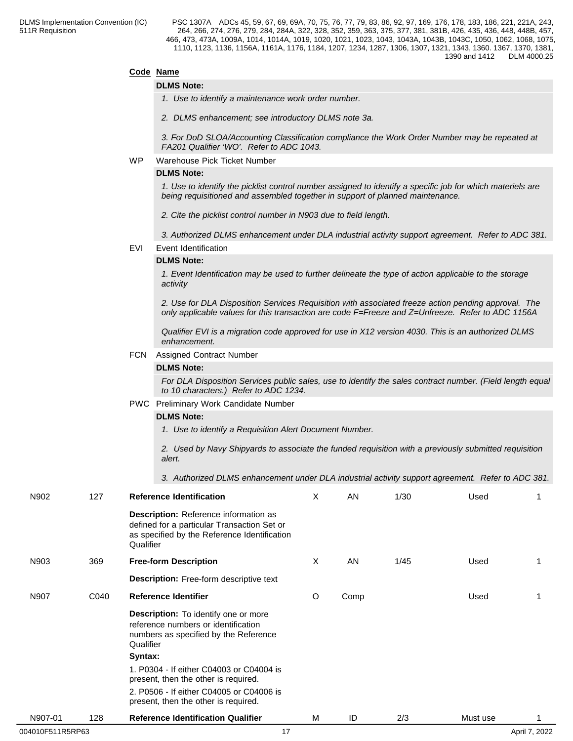**Code Name**

**DLMS Note:**

*1. Use to identify a maintenance work order number.*

*2. DLMS enhancement; see introductory DLMS note 3a.*

*3. For DoD SLOA/Accounting Classification compliance the Work Order Number may be repeated at FA201 Qualifier 'WO'. Refer to ADC 1043.*

**WP** Warehouse Pick Ticket Number

**DLMS Note:**

*1. Use to identify the picklist control number assigned to identify a specific job for which materiels are being requisitioned and assembled together in support of planned maintenance.*

*2. Cite the picklist control number in N903 due to field length.*

*3. Authorized DLMS enhancement under DLA industrial activity support agreement. Refer to ADC 381.*

**EVI** Event Identification

**DLMS Note:**

*1. Event Identification may be used to further delineate the type of action applicable to the storage activity*

*2. Use for DLA Disposition Services Requisition with associated freeze action pending approval. The only applicable values for this transaction are code F=Freeze and Z=Unfreeze. Refer to ADC 1156A*

*Qualifier EVI is a migration code approved for use in X12 version 4030. This is an authorized DLMS enhancement.*

**FCN** Assigned Contract Number

**DLMS Note:**

*For DLA Disposition Services public sales, use to identify the sales contract number. (Field length equal to 10 characters.) Refer to ADC 1234.*

**PWC** Preliminary Work Candidate Number

**DLMS Note:**

*1. Use to identify a Requisition Alert Document Number.*

*2. Used by Navy Shipyards to associate the funded requisition with a previously submitted requisition alert.*

*3. Authorized DLMS enhancement under DLA industrial activity support agreement. Refer to ADC 381.*

| Ref | Id | Element Name | Req | Type | Min/Max | Usage | Rep |
|---|---|---|---|---|---|---|---|
| N902 | 127 | **Reference Identification**<br>**Description:** Reference information as defined for a particular Transaction Set or as specified by the Reference Identification Qualifier | X | AN | 1/30 | Used | 1 |
| N903 | 369 | **Free-form Description**<br>**Description:** Free-form descriptive text | X | AN | 1/45 | Used | 1 |
| N907 | C040 | **Reference Identifier**<br>**Description:** To identify one or more reference numbers or identification numbers as specified by the Reference Qualifier<br>**Syntax:**<br>1. P0304 - If either C04003 or C04004 is present, then the other is required.<br>2. P0506 - If either C04005 or C04006 is present, then the other is required. | O | Comp | | Used | 1 |
| N907-01 | 128 | **Reference Identification Qualifier** | M | ID | 2/3 | Must use | 1 |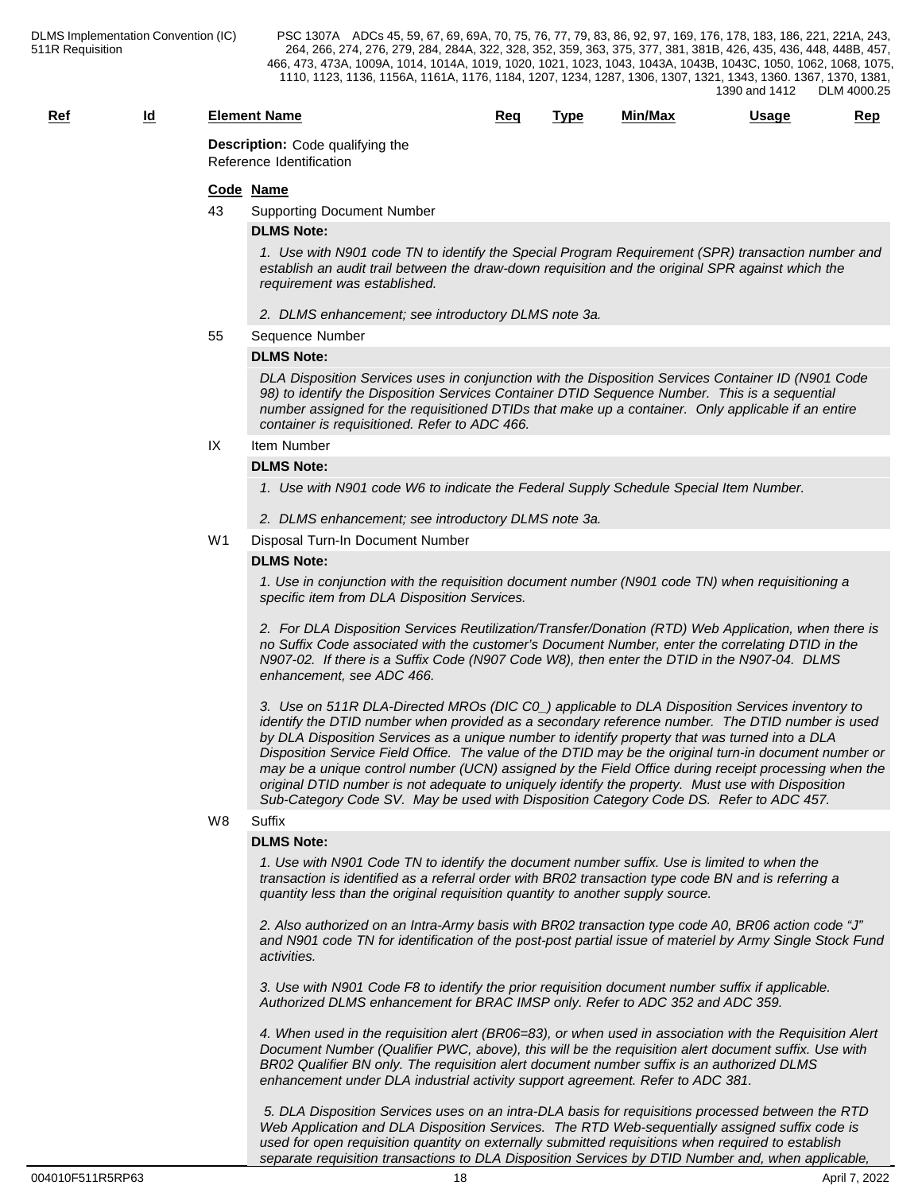| Ref | Id | Element Name | Req | Type | Min/Max | Usage | Rep |
|---|---|---|---|---|---|---|---|

**Description:** Code qualifying the Reference Identification

**Code Name**

43 Supporting Document Number

**DLMS Note:**

*1. Use with N901 code TN to identify the Special Program Requirement (SPR) transaction number and establish an audit trail between the draw-down requisition and the original SPR against which the requirement was established.*

*2. DLMS enhancement; see introductory DLMS note 3a.*

55 Sequence Number

**DLMS Note:**

*DLA Disposition Services uses in conjunction with the Disposition Services Container ID (N901 Code 98) to identify the Disposition Services Container DTID Sequence Number. This is a sequential number assigned for the requisitioned DTIDs that make up a container. Only applicable if an entire container is requisitioned. Refer to ADC 466.*

IX Item Number

**DLMS Note:**

*1. Use with N901 code W6 to indicate the Federal Supply Schedule Special Item Number.*

*2. DLMS enhancement; see introductory DLMS note 3a.*

W1 Disposal Turn-In Document Number

**DLMS Note:**

*1. Use in conjunction with the requisition document number (N901 code TN) when requisitioning a specific item from DLA Disposition Services.*

*2. For DLA Disposition Services Reutilization/Transfer/Donation (RTD) Web Application, when there is no Suffix Code associated with the customer's Document Number, enter the correlating DTID in the N907-02. If there is a Suffix Code (N907 Code W8), then enter the DTID in the N907-04. DLMS enhancement, see ADC 466.*

*3. Use on 511R DLA-Directed MROs (DIC C0_) applicable to DLA Disposition Services inventory to identify the DTID number when provided as a secondary reference number. The DTID number is used by DLA Disposition Services as a unique number to identify property that was turned into a DLA Disposition Service Field Office. The value of the DTID may be the original turn-in document number or may be a unique control number (UCN) assigned by the Field Office during receipt processing when the original DTID number is not adequate to uniquely identify the property. Must use with Disposition Sub-Category Code SV. May be used with Disposition Category Code DS. Refer to ADC 457.*

W8 Suffix

**DLMS Note:**

*1. Use with N901 Code TN to identify the document number suffix. Use is limited to when the transaction is identified as a referral order with BR02 transaction type code BN and is referring a quantity less than the original requisition quantity to another supply source.*

*2. Also authorized on an Intra-Army basis with BR02 transaction type code A0, BR06 action code "J" and N901 code TN for identification of the post-post partial issue of materiel by Army Single Stock Fund activities.*

*3. Use with N901 Code F8 to identify the prior requisition document number suffix if applicable. Authorized DLMS enhancement for BRAC IMSP only. Refer to ADC 352 and ADC 359.*

*4. When used in the requisition alert (BR06=83), or when used in association with the Requisition Alert Document Number (Qualifier PWC, above), this will be the requisition alert document suffix. Use with BR02 Qualifier BN only. The requisition alert document number suffix is an authorized DLMS enhancement under DLA industrial activity support agreement. Refer to ADC 381.*

*5. DLA Disposition Services uses on an intra-DLA basis for requisitions processed between the RTD Web Application and DLA Disposition Services. The RTD Web-sequentially assigned suffix code is used for open requisition quantity on externally submitted requisitions when required to establish separate requisition transactions to DLA Disposition Services by DTID Number and, when applicable,*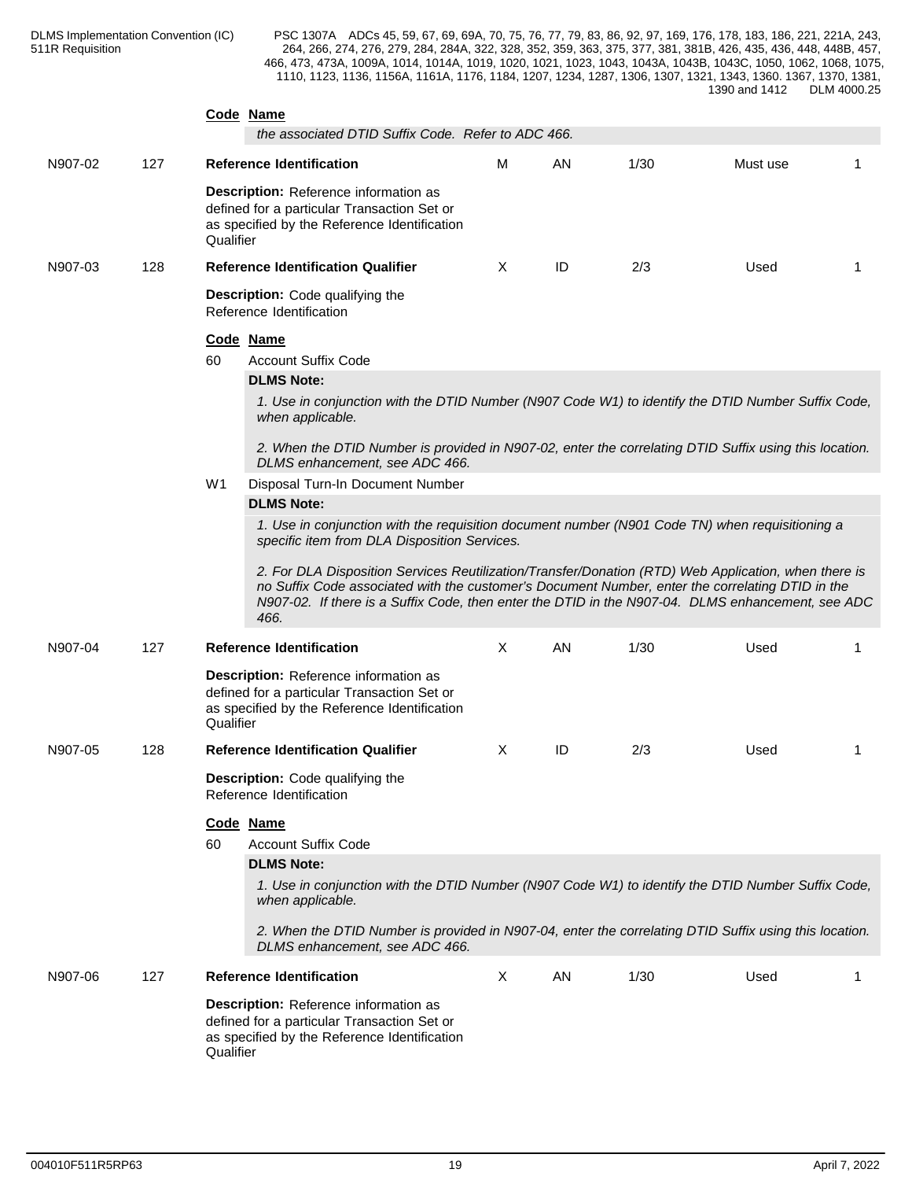**Code Name**

*the associated DTID Suffix Code. Refer to ADC 466.*

| | | | | | | | |
|---|---|---|---|---|---|---|---|
| N907-02 | 127 | **Reference Identification** | M | AN | 1/30 | Must use | 1 |

**Description:** Reference information as defined for a particular Transaction Set or as specified by the Reference Identification Qualifier

| | | | | | | | |
|---|---|---|---|---|---|---|---|
| N907-03 | 128 | **Reference Identification Qualifier** | X | ID | 2/3 | Used | 1 |

**Description:** Code qualifying the Reference Identification

**Code Name**

60 Account Suffix Code

**DLMS Note:**

*1. Use in conjunction with the DTID Number (N907 Code W1) to identify the DTID Number Suffix Code, when applicable.*

*2. When the DTID Number is provided in N907-02, enter the correlating DTID Suffix using this location. DLMS enhancement, see ADC 466.*

W1 Disposal Turn-In Document Number

**DLMS Note:**

*1. Use in conjunction with the requisition document number (N901 Code TN) when requisitioning a specific item from DLA Disposition Services.*

*2. For DLA Disposition Services Reutilization/Transfer/Donation (RTD) Web Application, when there is no Suffix Code associated with the customer's Document Number, enter the correlating DTID in the N907-02. If there is a Suffix Code, then enter the DTID in the N907-04. DLMS enhancement, see ADC 466.*

| | | | | | | | |
|---|---|---|---|---|---|---|---|
| N907-04 | 127 | **Reference Identification** | X | AN | 1/30 | Used | 1 |

**Description:** Reference information as defined for a particular Transaction Set or as specified by the Reference Identification Qualifier

| | | | | | | | |
|---|---|---|---|---|---|---|---|
| N907-05 | 128 | **Reference Identification Qualifier** | X | ID | 2/3 | Used | 1 |

**Description:** Code qualifying the Reference Identification

**Code Name**

60 Account Suffix Code

**DLMS Note:**

*1. Use in conjunction with the DTID Number (N907 Code W1) to identify the DTID Number Suffix Code, when applicable.*

*2. When the DTID Number is provided in N907-04, enter the correlating DTID Suffix using this location. DLMS enhancement, see ADC 466.*

| | | | | | | | |
|---|---|---|---|---|---|---|---|
| N907-06 | 127 | **Reference Identification** | X | AN | 1/30 | Used | 1 |

**Description:** Reference information as defined for a particular Transaction Set or as specified by the Reference Identification Qualifier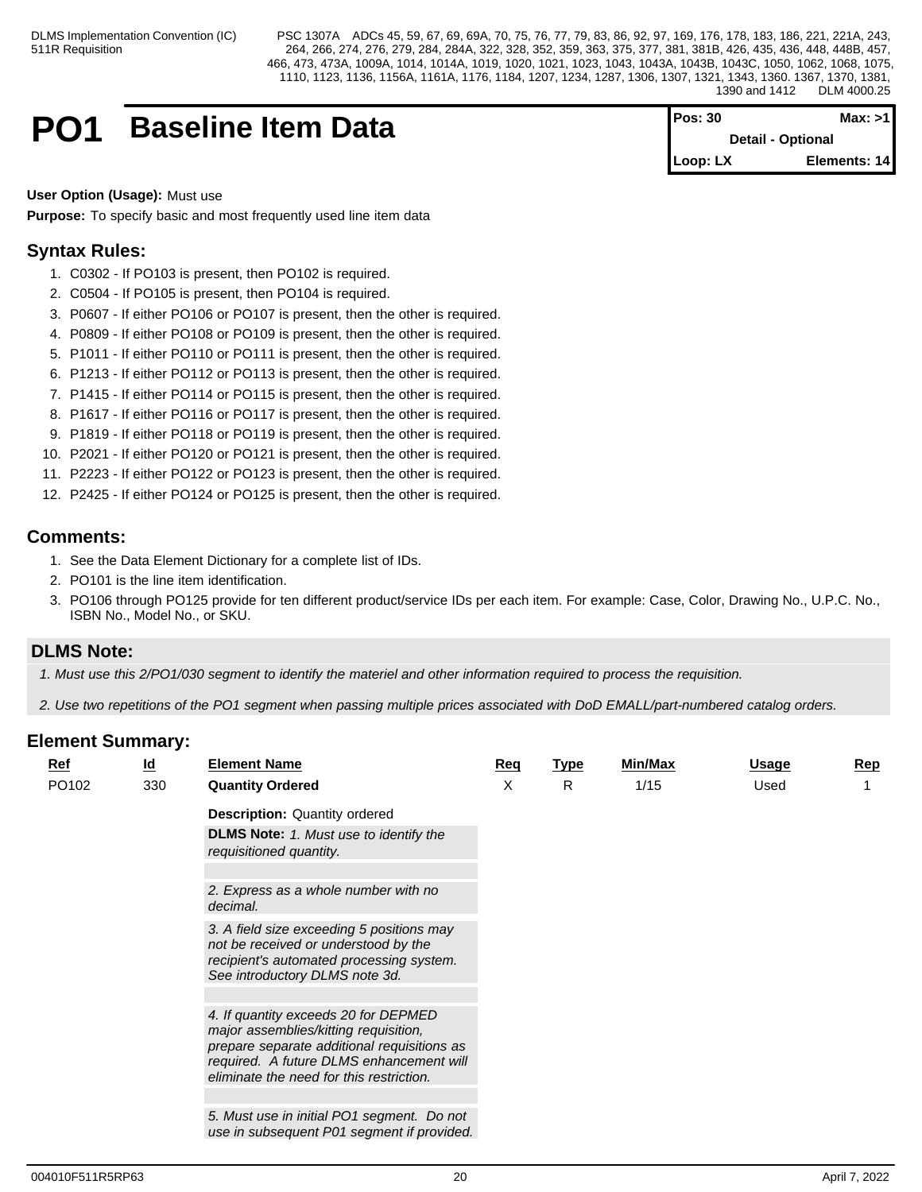# PO1 Baseline Item Data

| Pos: 30 | Max: >1 |
|---|---|
| Detail - Optional | |
| Loop: LX | Elements: 14 |

**User Option (Usage):** Must use

**Purpose:** To specify basic and most frequently used line item data

## Syntax Rules:

1. C0302 - If PO103 is present, then PO102 is required.
2. C0504 - If PO105 is present, then PO104 is required.
3. P0607 - If either PO106 or PO107 is present, then the other is required.
4. P0809 - If either PO108 or PO109 is present, then the other is required.
5. P1011 - If either PO110 or PO111 is present, then the other is required.
6. P1213 - If either PO112 or PO113 is present, then the other is required.
7. P1415 - If either PO114 or PO115 is present, then the other is required.
8. P1617 - If either PO116 or PO117 is present, then the other is required.
9. P1819 - If either PO118 or PO119 is present, then the other is required.
10. P2021 - If either PO120 or PO121 is present, then the other is required.
11. P2223 - If either PO122 or PO123 is present, then the other is required.
12. P2425 - If either PO124 or PO125 is present, then the other is required.

## Comments:

1. See the Data Element Dictionary for a complete list of IDs.
2. PO101 is the line item identification.
3. PO106 through PO125 provide for ten different product/service IDs per each item. For example: Case, Color, Drawing No., U.P.C. No., ISBN No., Model No., or SKU.

## DLMS Note:

*1. Must use this 2/PO1/030 segment to identify the materiel and other information required to process the requisition.*

*2. Use two repetitions of the PO1 segment when passing multiple prices associated with DoD EMALL/part-numbered catalog orders.*

## Element Summary:

| Ref | Id | Element Name | Req | Type | Min/Max | Usage | Rep |
|---|---|---|---|---|---|---|---|
| PO102 | 330 | **Quantity Ordered** | X | R | 1/15 | Used | 1 |

**Description:** Quantity ordered

**DLMS Note:** *1. Must use to identify the requisitioned quantity.*

*2. Express as a whole number with no decimal.*

*3. A field size exceeding 5 positions may not be received or understood by the recipient's automated processing system. See introductory DLMS note 3d.*

*4. If quantity exceeds 20 for DEPMED major assemblies/kitting requisition, prepare separate additional requisitions as required. A future DLMS enhancement will eliminate the need for this restriction.*

*5. Must use in initial PO1 segment. Do not use in subsequent P01 segment if provided.*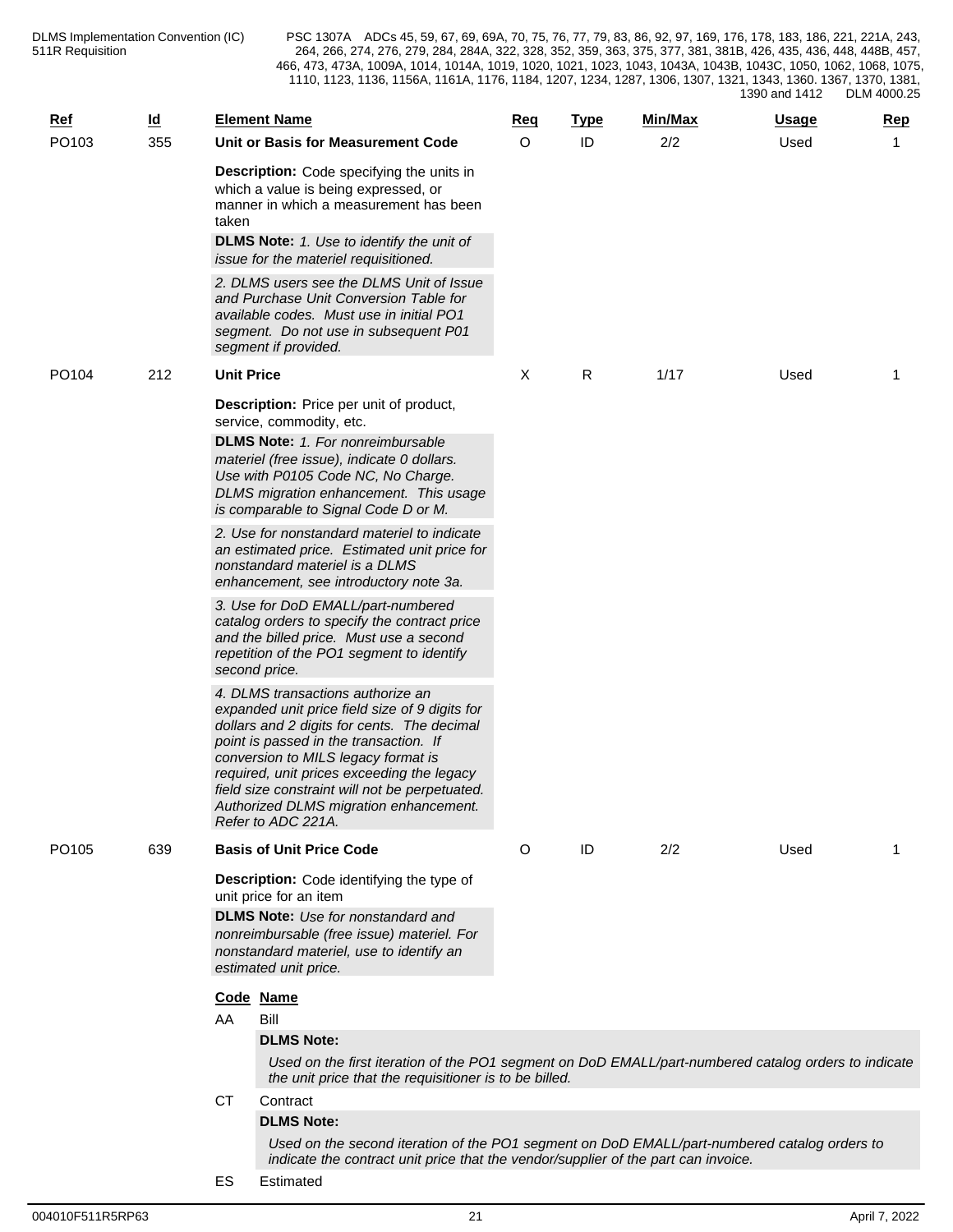| Ref | Id | Element Name | Req | Type | Min/Max | Usage | Rep |
|---|---|---|---|---|---|---|---|
| PO103 | 355 | **Unit or Basis for Measurement Code** | O | ID | 2/2 | Used | 1 |
| PO104 | 212 | **Unit Price** | X | R | 1/17 | Used | 1 |
| PO105 | 639 | **Basis of Unit Price Code** | O | ID | 2/2 | Used | 1 |

**PO103 — Unit or Basis for Measurement Code**

**Description:** Code specifying the units in which a value is being expressed, or manner in which a measurement has been taken

**DLMS Note:** *1. Use to identify the unit of issue for the materiel requisitioned.*

*2. DLMS users see the DLMS Unit of Issue and Purchase Unit Conversion Table for available codes. Must use in initial PO1 segment. Do not use in subsequent P01 segment if provided.*

**PO104 — Unit Price**

**Description:** Price per unit of product, service, commodity, etc.

**DLMS Note:** *1. For nonreimbursable materiel (free issue), indicate 0 dollars. Use with P0105 Code NC, No Charge. DLMS migration enhancement. This usage is comparable to Signal Code D or M.*

*2. Use for nonstandard materiel to indicate an estimated price. Estimated unit price for nonstandard materiel is a DLMS enhancement, see introductory note 3a.*

*3. Use for DoD EMALL/part-numbered catalog orders to specify the contract price and the billed price. Must use a second repetition of the PO1 segment to identify second price.*

*4. DLMS transactions authorize an expanded unit price field size of 9 digits for dollars and 2 digits for cents. The decimal point is passed in the transaction. If conversion to MILS legacy format is required, unit prices exceeding the legacy field size constraint will not be perpetuated. Authorized DLMS migration enhancement. Refer to ADC 221A.*

**PO105 — Basis of Unit Price Code**

**Description:** Code identifying the type of unit price for an item

**DLMS Note:** *Use for nonstandard and nonreimbursable (free issue) materiel. For nonstandard materiel, use to identify an estimated unit price.*

| Code | Name |
|---|---|
| AA | Bill |
| CT | Contract |
| ES | Estimated |

**AA — Bill**

**DLMS Note:**

*Used on the first iteration of the PO1 segment on DoD EMALL/part-numbered catalog orders to indicate the unit price that the requisitioner is to be billed.*

**CT — Contract**

**DLMS Note:**

*Used on the second iteration of the PO1 segment on DoD EMALL/part-numbered catalog orders to indicate the contract unit price that the vendor/supplier of the part can invoice.*

**ES — Estimated**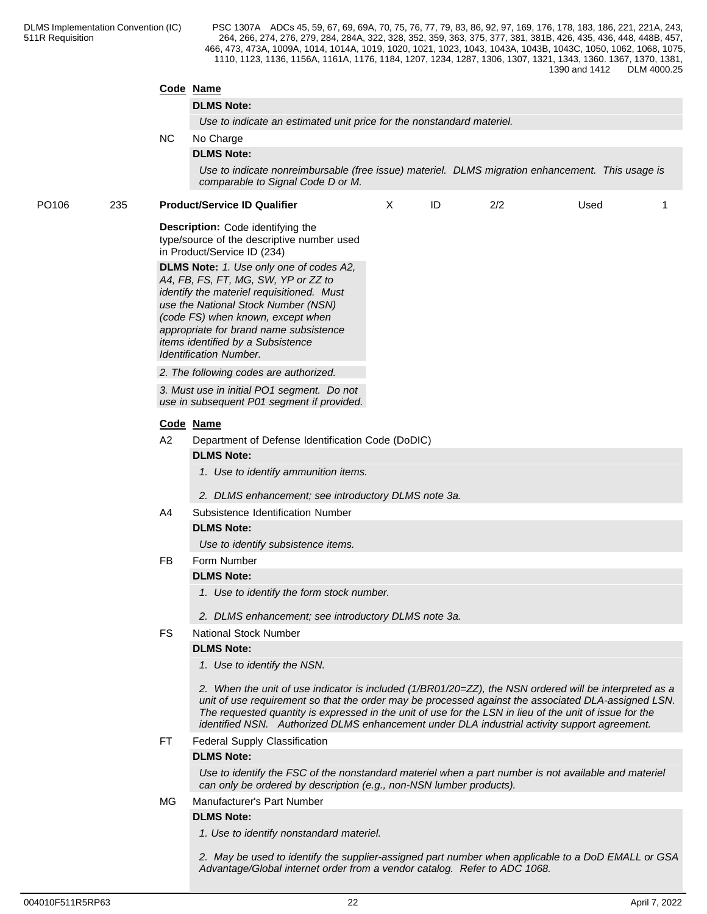**Code** **Name**

**DLMS Note:**

*Use to indicate an estimated unit price for the nonstandard materiel.*

NC No Charge

**DLMS Note:**

*Use to indicate nonreimbursable (free issue) materiel. DLMS migration enhancement. This usage is comparable to Signal Code D or M.*

| PO106 | 235 | **Product/Service ID Qualifier** | X | ID | 2/2 | Used | 1 |
|---|---|---|---|---|---|---|---|

**Description:** Code identifying the type/source of the descriptive number used in Product/Service ID (234)

**DLMS Note:** *1. Use only one of codes A2, A4, FB, FS, FT, MG, SW, YP or ZZ to identify the materiel requisitioned. Must use the National Stock Number (NSN) (code FS) when known, except when appropriate for brand name subsistence items identified by a Subsistence Identification Number.*

*2. The following codes are authorized.*

*3. Must use in initial PO1 segment. Do not use in subsequent P01 segment if provided.*

**Code** **Name**

A2 Department of Defense Identification Code (DoDIC)

**DLMS Note:**

*1. Use to identify ammunition items.*

*2. DLMS enhancement; see introductory DLMS note 3a.*

A4 Subsistence Identification Number

**DLMS Note:**

*Use to identify subsistence items.*

FB Form Number

**DLMS Note:**

*1. Use to identify the form stock number.*

*2. DLMS enhancement; see introductory DLMS note 3a.*

FS National Stock Number

**DLMS Note:**

*1. Use to identify the NSN.*

*2. When the unit of use indicator is included (1/BR01/20=ZZ), the NSN ordered will be interpreted as a unit of use requirement so that the order may be processed against the associated DLA-assigned LSN. The requested quantity is expressed in the unit of use for the LSN in lieu of the unit of issue for the identified NSN. Authorized DLMS enhancement under DLA industrial activity support agreement.*

FT Federal Supply Classification

**DLMS Note:**

*Use to identify the FSC of the nonstandard materiel when a part number is not available and materiel can only be ordered by description (e.g., non-NSN lumber products).*

MG Manufacturer's Part Number

**DLMS Note:**

*1. Use to identify nonstandard materiel.*

*2. May be used to identify the supplier-assigned part number when applicable to a DoD EMALL or GSA Advantage/Global internet order from a vendor catalog. Refer to ADC 1068.*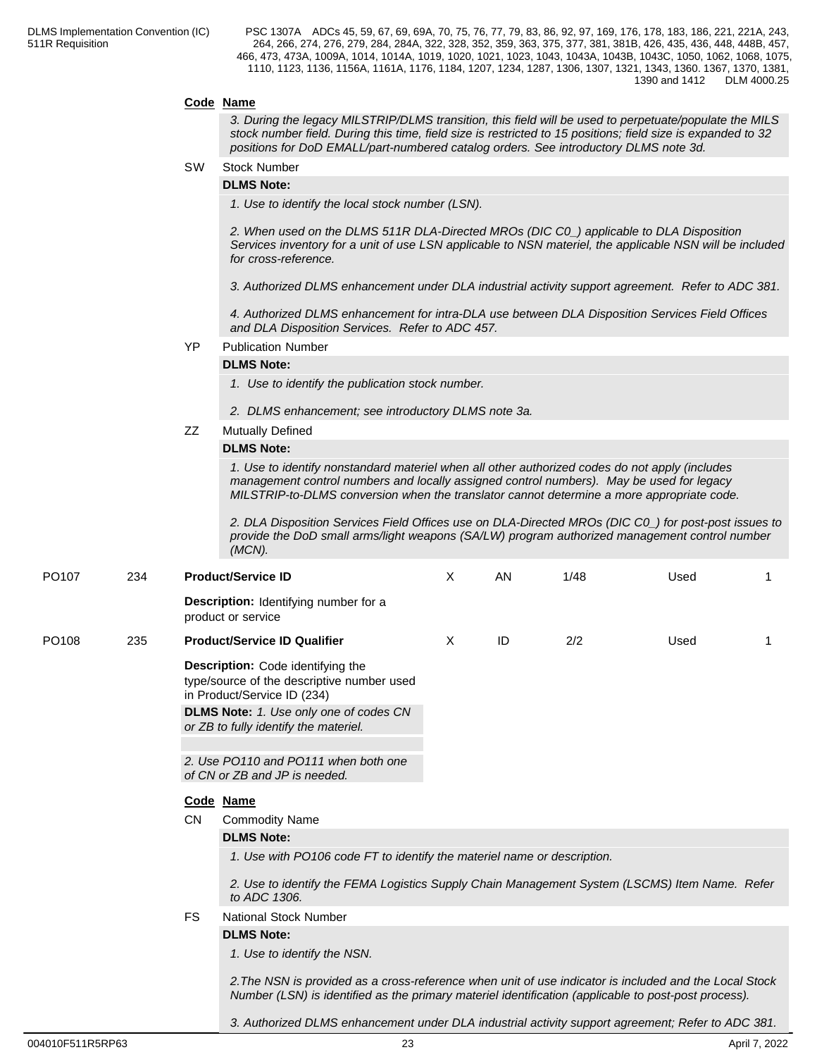**Code Name**

*3. During the legacy MILSTRIP/DLMS transition, this field will be used to perpetuate/populate the MILS stock number field. During this time, field size is restricted to 15 positions; field size is expanded to 32 positions for DoD EMALL/part-numbered catalog orders. See introductory DLMS note 3d.*

**SW** Stock Number

**DLMS Note:**

*1. Use to identify the local stock number (LSN).*

*2. When used on the DLMS 511R DLA-Directed MROs (DIC C0_) applicable to DLA Disposition Services inventory for a unit of use LSN applicable to NSN materiel, the applicable NSN will be included for cross-reference.*

*3. Authorized DLMS enhancement under DLA industrial activity support agreement. Refer to ADC 381.*

*4. Authorized DLMS enhancement for intra-DLA use between DLA Disposition Services Field Offices and DLA Disposition Services. Refer to ADC 457.*

**YP** Publication Number

**DLMS Note:**

*1. Use to identify the publication stock number.*

*2. DLMS enhancement; see introductory DLMS note 3a.*

**ZZ** Mutually Defined

**DLMS Note:**

*1. Use to identify nonstandard materiel when all other authorized codes do not apply (includes management control numbers and locally assigned control numbers). May be used for legacy MILSTRIP-to-DLMS conversion when the translator cannot determine a more appropriate code.*

*2. DLA Disposition Services Field Offices use on DLA-Directed MROs (DIC C0_) for post-post issues to provide the DoD small arms/light weapons (SA/LW) program authorized management control number (MCN).*

| PO107 | 234 | **Product/Service ID** | X | AN | 1/48 | Used | 1 |
|---|---|---|---|---|---|---|---|

**Description:** Identifying number for a product or service

| PO108 | 235 | **Product/Service ID Qualifier** | X | ID | 2/2 | Used | 1 |
|---|---|---|---|---|---|---|---|

**Description:** Code identifying the type/source of the descriptive number used in Product/Service ID (234)

**DLMS Note:** *1. Use only one of codes CN or ZB to fully identify the materiel.*

*2. Use PO110 and PO111 when both one of CN or ZB and JP is needed.*

**Code Name**

**CN** Commodity Name

**DLMS Note:**

*1. Use with PO106 code FT to identify the materiel name or description.*

*2. Use to identify the FEMA Logistics Supply Chain Management System (LSCMS) Item Name. Refer to ADC 1306.*

**FS** National Stock Number

**DLMS Note:**

*1. Use to identify the NSN.*

*2.The NSN is provided as a cross-reference when unit of use indicator is included and the Local Stock Number (LSN) is identified as the primary materiel identification (applicable to post-post process).*

*3. Authorized DLMS enhancement under DLA industrial activity support agreement; Refer to ADC 381.*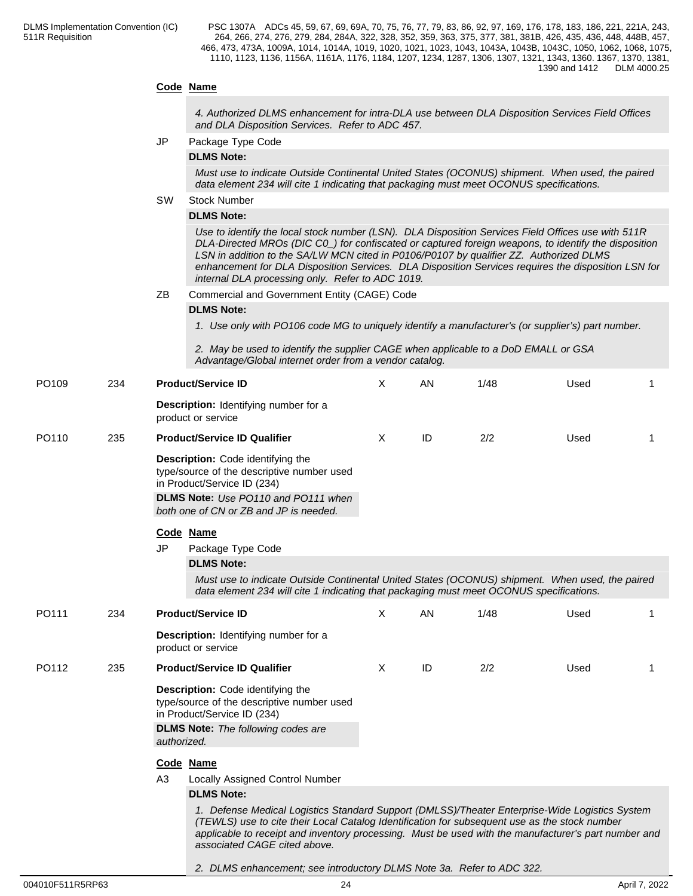**Code Name**

*4. Authorized DLMS enhancement for intra-DLA use between DLA Disposition Services Field Offices and DLA Disposition Services. Refer to ADC 457.*

**JP** Package Type Code

**DLMS Note:**

*Must use to indicate Outside Continental United States (OCONUS) shipment. When used, the paired data element 234 will cite 1 indicating that packaging must meet OCONUS specifications.*

**SW** Stock Number

**DLMS Note:**

*Use to identify the local stock number (LSN). DLA Disposition Services Field Offices use with 511R DLA-Directed MROs (DIC C0_) for confiscated or captured foreign weapons, to identify the disposition LSN in addition to the SA/LW MCN cited in P0106/P0107 by qualifier ZZ. Authorized DLMS enhancement for DLA Disposition Services. DLA Disposition Services requires the disposition LSN for internal DLA processing only. Refer to ADC 1019.*

**ZB** Commercial and Government Entity (CAGE) Code

**DLMS Note:**

*1. Use only with PO106 code MG to uniquely identify a manufacturer's (or supplier's) part number.*

*2. May be used to identify the supplier CAGE when applicable to a DoD EMALL or GSA Advantage/Global internet order from a vendor catalog.*

| | | | | | | | |
|---|---|---|---|---|---|---|---|
| PO109 | 234 | **Product/Service ID** | X | AN | 1/48 | Used | 1 |

**Description:** Identifying number for a product or service

| | | | | | | | |
|---|---|---|---|---|---|---|---|
| PO110 | 235 | **Product/Service ID Qualifier** | X | ID | 2/2 | Used | 1 |

**Description:** Code identifying the type/source of the descriptive number used in Product/Service ID (234)

**DLMS Note:** *Use PO110 and PO111 when both one of CN or ZB and JP is needed.*

**Code Name**

**JP** Package Type Code

**DLMS Note:**

*Must use to indicate Outside Continental United States (OCONUS) shipment. When used, the paired data element 234 will cite 1 indicating that packaging must meet OCONUS specifications.*

| | | | | | | | |
|---|---|---|---|---|---|---|---|
| PO111 | 234 | **Product/Service ID** | X | AN | 1/48 | Used | 1 |

**Description:** Identifying number for a product or service

| | | | | | | | |
|---|---|---|---|---|---|---|---|
| PO112 | 235 | **Product/Service ID Qualifier** | X | ID | 2/2 | Used | 1 |

**Description:** Code identifying the type/source of the descriptive number used in Product/Service ID (234)

**DLMS Note:** *The following codes are authorized.*

**Code Name**

**A3** Locally Assigned Control Number

**DLMS Note:**

*1. Defense Medical Logistics Standard Support (DMLSS)/Theater Enterprise-Wide Logistics System (TEWLS) use to cite their Local Catalog Identification for subsequent use as the stock number applicable to receipt and inventory processing. Must be used with the manufacturer's part number and associated CAGE cited above.*

*2. DLMS enhancement; see introductory DLMS Note 3a. Refer to ADC 322.*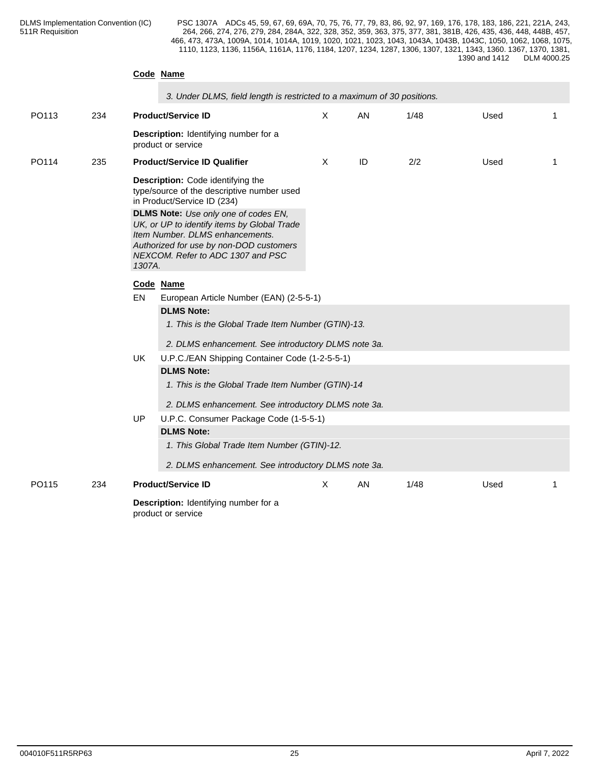**Code** **Name**

*3. Under DLMS, field length is restricted to a maximum of 30 positions.*

| PO113 | 234 | **Product/Service ID** | X | AN | 1/48 | Used | 1 |
|---|---|---|---|---|---|---|---|

**Description:** Identifying number for a product or service

| PO114 | 235 | **Product/Service ID Qualifier** | X | ID | 2/2 | Used | 1 |
|---|---|---|---|---|---|---|---|

**Description:** Code identifying the type/source of the descriptive number used in Product/Service ID (234)

**DLMS Note:** *Use only one of codes EN, UK, or UP to identify items by Global Trade Item Number. DLMS enhancements. Authorized for use by non-DOD customers NEXCOM. Refer to ADC 1307 and PSC 1307A.*

**Code** **Name**

EN European Article Number (EAN) (2-5-5-1)

**DLMS Note:**

*1. This is the Global Trade Item Number (GTIN)-13.*

*2. DLMS enhancement. See introductory DLMS note 3a.*

UK U.P.C./EAN Shipping Container Code (1-2-5-5-1)

**DLMS Note:**

*1. This is the Global Trade Item Number (GTIN)-14*

*2. DLMS enhancement. See introductory DLMS note 3a.*

UP U.P.C. Consumer Package Code (1-5-5-1)

**DLMS Note:**

*1. This Global Trade Item Number (GTIN)-12.*

*2. DLMS enhancement. See introductory DLMS note 3a.*

| PO115 | 234 | **Product/Service ID** | X | AN | 1/48 | Used | 1 |
|---|---|---|---|---|---|---|---|

**Description:** Identifying number for a product or service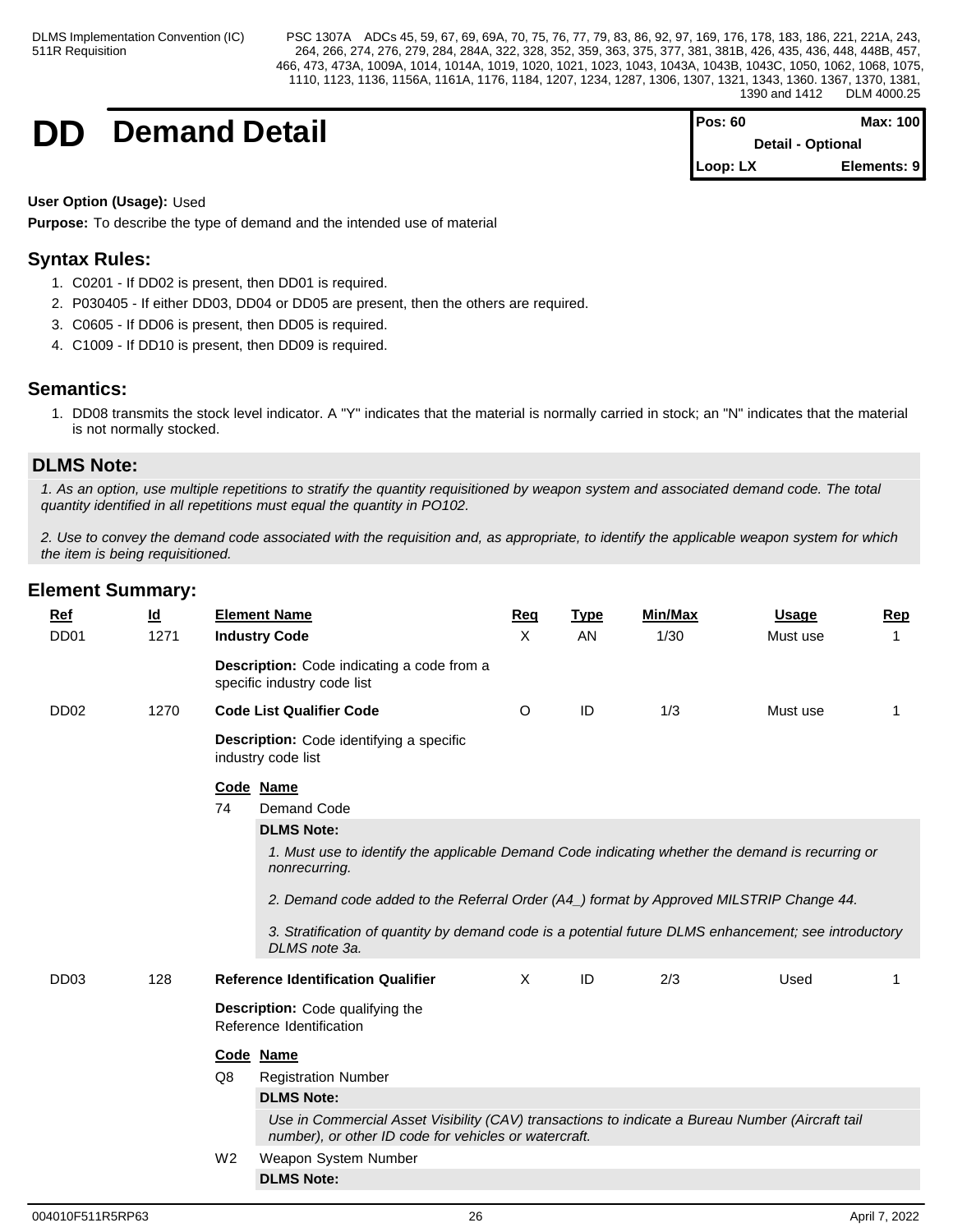# DD Demand Detail

**Pos: 60** | **Max: 100** | **Detail - Optional** | **Loop: LX** | **Elements: 9**

**User Option (Usage):** Used

**Purpose:** To describe the type of demand and the intended use of material

## Syntax Rules:

1. C0201 - If DD02 is present, then DD01 is required.
2. P030405 - If either DD03, DD04 or DD05 are present, then the others are required.
3. C0605 - If DD06 is present, then DD05 is required.
4. C1009 - If DD10 is present, then DD09 is required.

## Semantics:

1. DD08 transmits the stock level indicator. A "Y" indicates that the material is normally carried in stock; an "N" indicates that the material is not normally stocked.

## DLMS Note:

*1. As an option, use multiple repetitions to stratify the quantity requisitioned by weapon system and associated demand code. The total quantity identified in all repetitions must equal the quantity in PO102.*

*2. Use to convey the demand code associated with the requisition and, as appropriate, to identify the applicable weapon system for which the item is being requisitioned.*

## Element Summary:

| Ref | Id | Element Name | Req | Type | Min/Max | Usage | Rep |
|---|---|---|---|---|---|---|---|
| DD01 | 1271 | **Industry Code** | X | AN | 1/30 | Must use | 1 |
| DD02 | 1270 | **Code List Qualifier Code** | O | ID | 1/3 | Must use | 1 |
| DD03 | 128 | **Reference Identification Qualifier** | X | ID | 2/3 | Used | 1 |

**DD01 — Description:** Code indicating a code from a specific industry code list

**DD02 — Description:** Code identifying a specific industry code list

| Code | Name |
|---|---|
| 74 | Demand Code |

**DLMS Note:**

*1. Must use to identify the applicable Demand Code indicating whether the demand is recurring or nonrecurring.*

*2. Demand code added to the Referral Order (A4_) format by Approved MILSTRIP Change 44.*

*3. Stratification of quantity by demand code is a potential future DLMS enhancement; see introductory DLMS note 3a.*

**DD03 — Description:** Code qualifying the Reference Identification

| Code | Name |
|---|---|
| Q8 | Registration Number |

**DLMS Note:**

*Use in Commercial Asset Visibility (CAV) transactions to indicate a Bureau Number (Aircraft tail number), or other ID code for vehicles or watercraft.*

| Code | Name |
|---|---|
| W2 | Weapon System Number |

**DLMS Note:**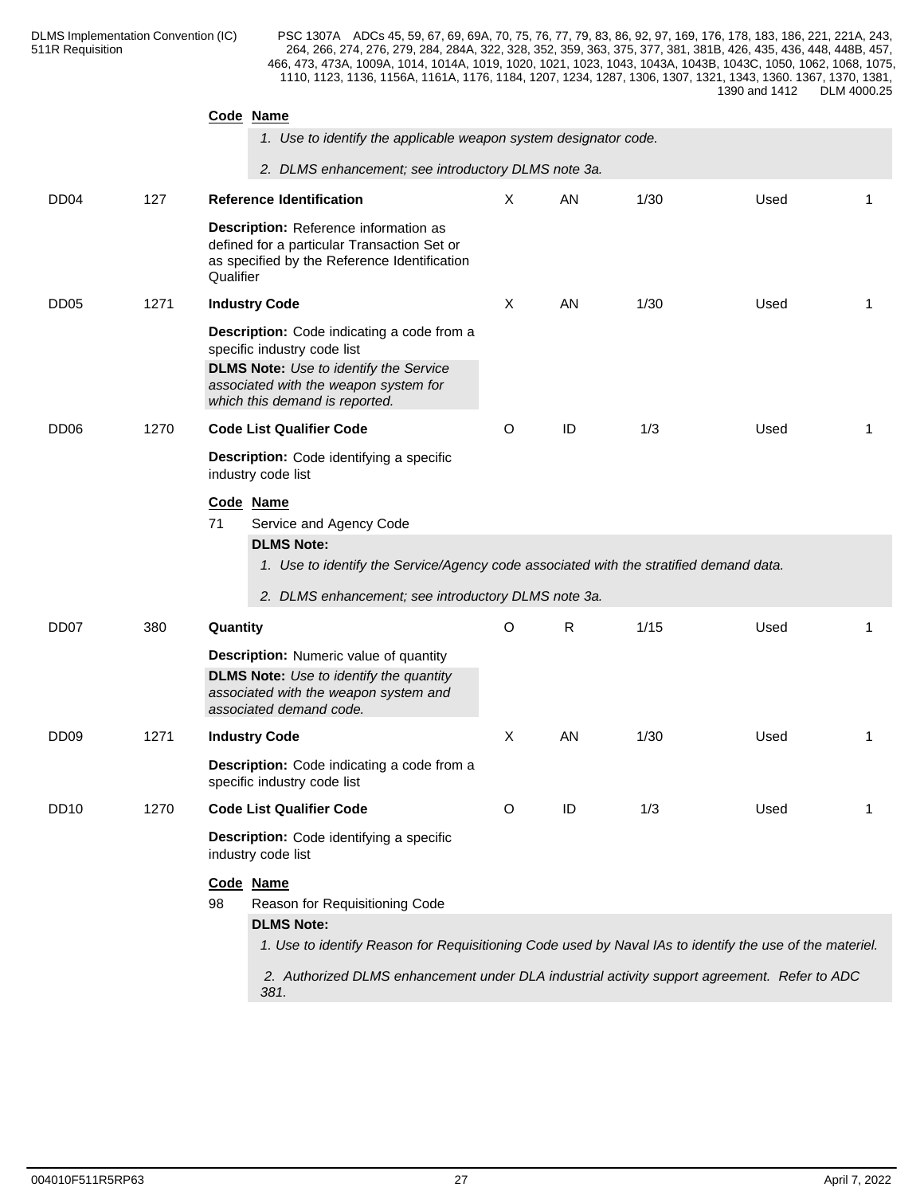**Code** **Name**

*1. Use to identify the applicable weapon system designator code.*

*2. DLMS enhancement; see introductory DLMS note 3a.*

| DD04 | 127 | **Reference Identification** | X | AN | 1/30 | Used | 1 |
|---|---|---|---|---|---|---|---|

**Description:** Reference information as defined for a particular Transaction Set or as specified by the Reference Identification Qualifier

| DD05 | 1271 | **Industry Code** | X | AN | 1/30 | Used | 1 |
|---|---|---|---|---|---|---|---|

**Description:** Code indicating a code from a specific industry code list

**DLMS Note:** *Use to identify the Service associated with the weapon system for which this demand is reported.*

| DD06 | 1270 | **Code List Qualifier Code** | O | ID | 1/3 | Used | 1 |
|---|---|---|---|---|---|---|---|

**Description:** Code identifying a specific industry code list

**Code** **Name**

71 Service and Agency Code

**DLMS Note:**

*1. Use to identify the Service/Agency code associated with the stratified demand data.*

*2. DLMS enhancement; see introductory DLMS note 3a.*

| DD07 | 380 | **Quantity** | O | R | 1/15 | Used | 1 |
|---|---|---|---|---|---|---|---|

**Description:** Numeric value of quantity

**DLMS Note:** *Use to identify the quantity associated with the weapon system and associated demand code.*

| DD09 | 1271 | **Industry Code** | X | AN | 1/30 | Used | 1 |
|---|---|---|---|---|---|---|---|

**Description:** Code indicating a code from a specific industry code list

| DD10 | 1270 | **Code List Qualifier Code** | O | ID | 1/3 | Used | 1 |
|---|---|---|---|---|---|---|---|

**Description:** Code identifying a specific industry code list

**Code** **Name**

98 Reason for Requisitioning Code

**DLMS Note:**

*1. Use to identify Reason for Requisitioning Code used by Naval IAs to identify the use of the materiel.*

*2. Authorized DLMS enhancement under DLA industrial activity support agreement. Refer to ADC 381.*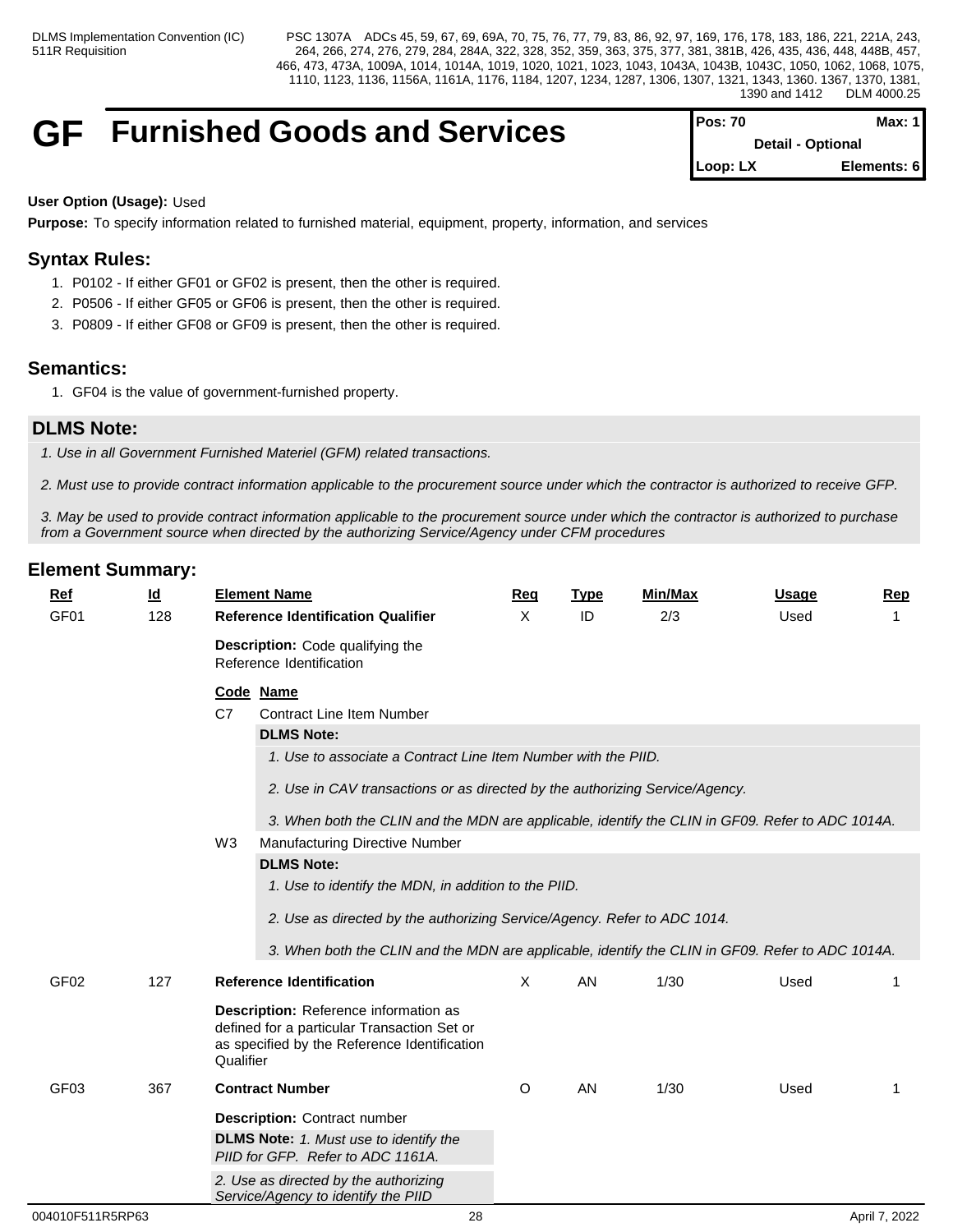# GF Furnished Goods and Services

**Pos: 70** | **Max: 1**
**Detail - Optional**
**Loop: LX** | **Elements: 6**

**User Option (Usage):** Used

**Purpose:** To specify information related to furnished material, equipment, property, information, and services

## Syntax Rules:

1. P0102 - If either GF01 or GF02 is present, then the other is required.
2. P0506 - If either GF05 or GF06 is present, then the other is required.
3. P0809 - If either GF08 or GF09 is present, then the other is required.

## Semantics:

1. GF04 is the value of government-furnished property.

## DLMS Note:

*1. Use in all Government Furnished Materiel (GFM) related transactions.*

*2. Must use to provide contract information applicable to the procurement source under which the contractor is authorized to receive GFP.*

*3. May be used to provide contract information applicable to the procurement source under which the contractor is authorized to purchase from a Government source when directed by the authorizing Service/Agency under CFM procedures*

## Element Summary:

| Ref | Id | Element Name | Req | Type | Min/Max | Usage | Rep |
|---|---|---|---|---|---|---|---|
| GF01 | 128 | **Reference Identification Qualifier** | X | ID | 2/3 | Used | 1 |

**Description:** Code qualifying the Reference Identification

| Code | Name |
|---|---|
| C7 | Contract Line Item Number |
| W3 | Manufacturing Directive Number |

**C7 - DLMS Note:**

*1. Use to associate a Contract Line Item Number with the PIID.*

*2. Use in CAV transactions or as directed by the authorizing Service/Agency.*

*3. When both the CLIN and the MDN are applicable, identify the CLIN in GF09. Refer to ADC 1014A.*

**W3 - DLMS Note:**

*1. Use to identify the MDN, in addition to the PIID.*

*2. Use as directed by the authorizing Service/Agency. Refer to ADC 1014.*

*3. When both the CLIN and the MDN are applicable, identify the CLIN in GF09. Refer to ADC 1014A.*

| Ref | Id | Element Name | Req | Type | Min/Max | Usage | Rep |
|---|---|---|---|---|---|---|---|
| GF02 | 127 | **Reference Identification** | X | AN | 1/30 | Used | 1 |

**Description:** Reference information as defined for a particular Transaction Set or as specified by the Reference Identification Qualifier

| Ref | Id | Element Name | Req | Type | Min/Max | Usage | Rep |
|---|---|---|---|---|---|---|---|
| GF03 | 367 | **Contract Number** | O | AN | 1/30 | Used | 1 |

**Description:** Contract number

**DLMS Note:** *1. Must use to identify the PIID for GFP. Refer to ADC 1161A.*

*2. Use as directed by the authorizing Service/Agency to identify the PIID*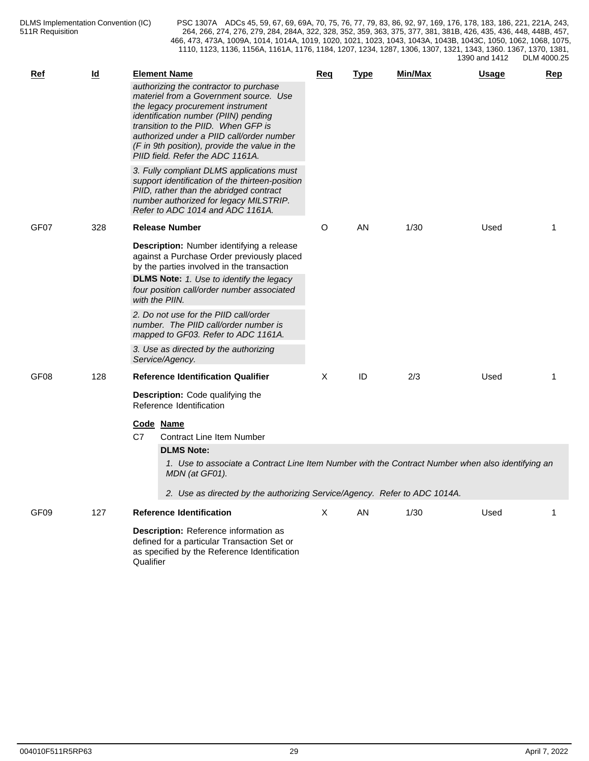| Ref | Id | Element Name | Req | Type | Min/Max | Usage | Rep |
|---|---|---|---|---|---|---|---|
| | | *authorizing the contractor to purchase materiel from a Government source. Use the legacy procurement instrument identification number (PIIN) pending transition to the PIID. When GFP is authorized under a PIID call/order number (F in 9th position), provide the value in the PIID field. Refer the ADC 1161A.* | | | | | |
| | | *3. Fully compliant DLMS applications must support identification of the thirteen-position PIID, rather than the abridged contract number authorized for legacy MILSTRIP. Refer to ADC 1014 and ADC 1161A.* | | | | | |
| GF07 | 328 | **Release Number** | O | AN | 1/30 | Used | 1 |
| | | **Description:** Number identifying a release against a Purchase Order previously placed by the parties involved in the transaction | | | | | |
| | | **DLMS Note:** *1. Use to identify the legacy four position call/order number associated with the PIIN.* | | | | | |
| | | *2. Do not use for the PIID call/order number. The PIID call/order number is mapped to GF03. Refer to ADC 1161A.* | | | | | |
| | | *3. Use as directed by the authorizing Service/Agency.* | | | | | |
| GF08 | 128 | **Reference Identification Qualifier** | X | ID | 2/3 | Used | 1 |
| | | **Description:** Code qualifying the Reference Identification | | | | | |
| GF09 | 127 | **Reference Identification** | X | AN | 1/30 | Used | 1 |
| | | **Description:** Reference information as defined for a particular Transaction Set or as specified by the Reference Identification Qualifier | | | | | |

GF08 codes:

| Code | Name |
|---|---|
| C7 | Contract Line Item Number |

**DLMS Note:**

*1. Use to associate a Contract Line Item Number with the Contract Number when also identifying an MDN (at GF01).*

*2. Use as directed by the authorizing Service/Agency. Refer to ADC 1014A.*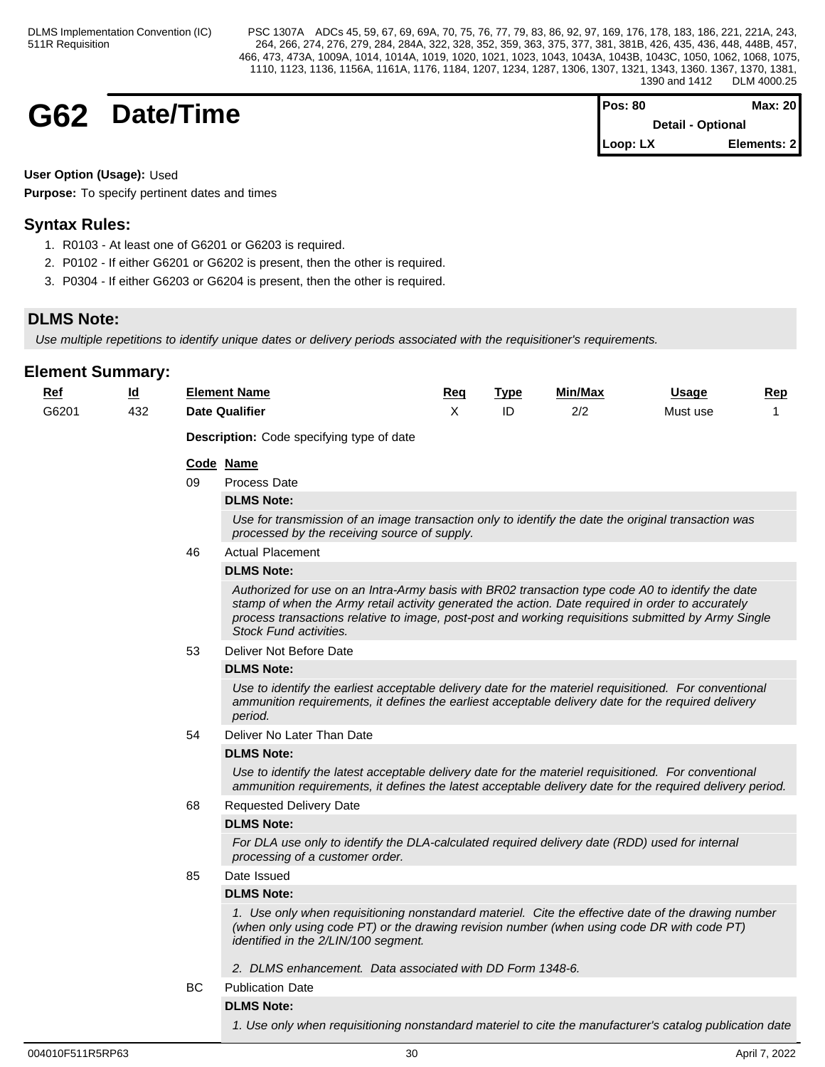# G62 Date/Time

| Pos: 80 | Max: 20 |
|---|---|
| Detail - Optional | |
| Loop: LX | Elements: 2 |

**User Option (Usage):** Used

**Purpose:** To specify pertinent dates and times

## Syntax Rules:

1. R0103 - At least one of G6201 or G6203 is required.
2. P0102 - If either G6201 or G6202 is present, then the other is required.
3. P0304 - If either G6203 or G6204 is present, then the other is required.

## DLMS Note:

*Use multiple repetitions to identify unique dates or delivery periods associated with the requisitioner's requirements.*

## Element Summary:

| Ref | Id | Element Name | Req | Type | Min/Max | Usage | Rep |
|---|---|---|---|---|---|---|---|
| G6201 | 432 | **Date Qualifier** | X | ID | 2/2 | Must use | 1 |

**Description:** Code specifying type of date

| Code | Name |
|---|---|
| 09 | Process Date |
| 46 | Actual Placement |
| 53 | Deliver Not Before Date |
| 54 | Deliver No Later Than Date |
| 68 | Requested Delivery Date |
| 85 | Date Issued |
| BC | Publication Date |

**09 Process Date**

**DLMS Note:**

*Use for transmission of an image transaction only to identify the date the original transaction was processed by the receiving source of supply.*

**46 Actual Placement**

**DLMS Note:**

*Authorized for use on an Intra-Army basis with BR02 transaction type code A0 to identify the date stamp of when the Army retail activity generated the action. Date required in order to accurately process transactions relative to image, post-post and working requisitions submitted by Army Single Stock Fund activities.*

**53 Deliver Not Before Date**

**DLMS Note:**

*Use to identify the earliest acceptable delivery date for the materiel requisitioned. For conventional ammunition requirements, it defines the earliest acceptable delivery date for the required delivery period.*

**54 Deliver No Later Than Date**

**DLMS Note:**

*Use to identify the latest acceptable delivery date for the materiel requisitioned. For conventional ammunition requirements, it defines the latest acceptable delivery date for the required delivery period.*

**68 Requested Delivery Date**

**DLMS Note:**

*For DLA use only to identify the DLA-calculated required delivery date (RDD) used for internal processing of a customer order.*

**85 Date Issued**

**DLMS Note:**

*1. Use only when requisitioning nonstandard materiel. Cite the effective date of the drawing number (when only using code PT) or the drawing revision number (when using code DR with code PT) identified in the 2/LIN/100 segment.*

*2. DLMS enhancement. Data associated with DD Form 1348-6.*

**BC Publication Date**

**DLMS Note:**

*1. Use only when requisitioning nonstandard materiel to cite the manufacturer's catalog publication date*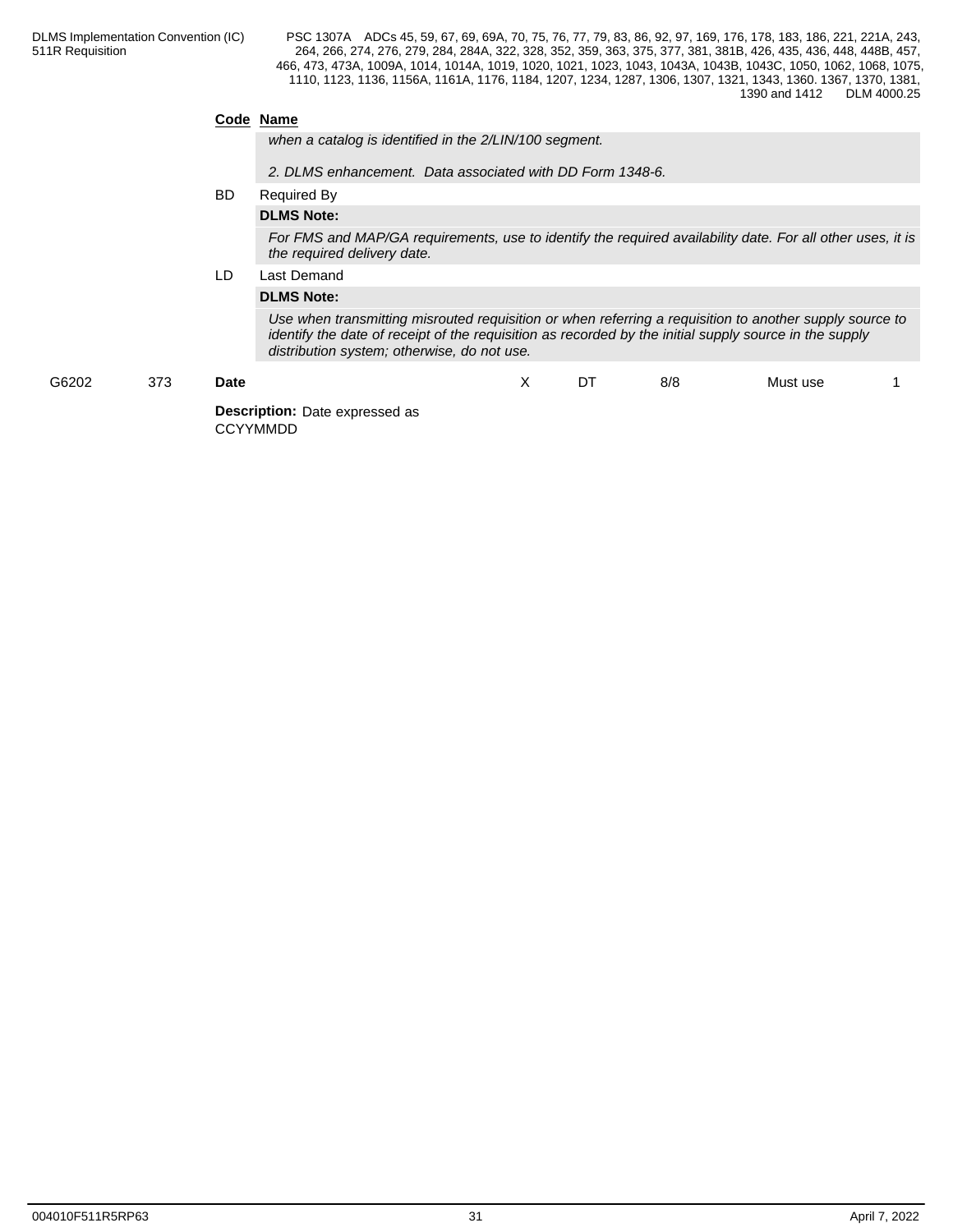**Code Name**

*when a catalog is identified in the 2/LIN/100 segment.*

*2. DLMS enhancement. Data associated with DD Form 1348-6.*

BD Required By

**DLMS Note:**

*For FMS and MAP/GA requirements, use to identify the required availability date. For all other uses, it is the required delivery date.*

LD Last Demand

**DLMS Note:**

*Use when transmitting misrouted requisition or when referring a requisition to another supply source to identify the date of receipt of the requisition as recorded by the initial supply source in the supply distribution system; otherwise, do not use.*

| G6202 | 373 | **Date** | X | DT | 8/8 | Must use | 1 |
|---|---|---|---|---|---|---|---|

**Description:** Date expressed as CCYYMMDD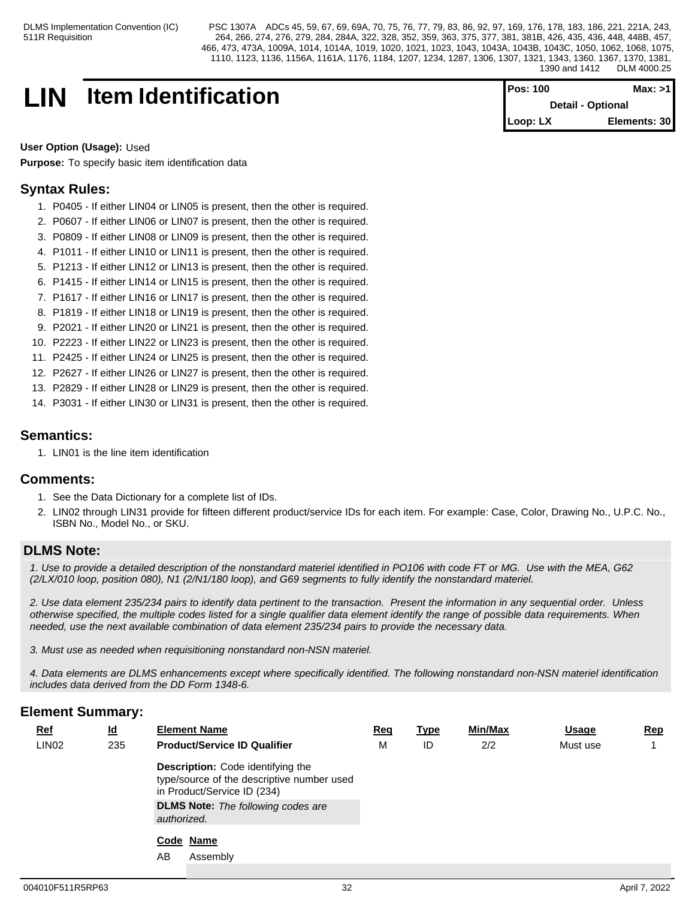# LIN Item Identification

| Pos: 100 | Max: >1 |
|---|---|
| Detail - Optional | |
| Loop: LX | Elements: 30 |

**User Option (Usage):** Used

**Purpose:** To specify basic item identification data

## Syntax Rules:

1. P0405 - If either LIN04 or LIN05 is present, then the other is required.
2. P0607 - If either LIN06 or LIN07 is present, then the other is required.
3. P0809 - If either LIN08 or LIN09 is present, then the other is required.
4. P1011 - If either LIN10 or LIN11 is present, then the other is required.
5. P1213 - If either LIN12 or LIN13 is present, then the other is required.
6. P1415 - If either LIN14 or LIN15 is present, then the other is required.
7. P1617 - If either LIN16 or LIN17 is present, then the other is required.
8. P1819 - If either LIN18 or LIN19 is present, then the other is required.
9. P2021 - If either LIN20 or LIN21 is present, then the other is required.
10. P2223 - If either LIN22 or LIN23 is present, then the other is required.
11. P2425 - If either LIN24 or LIN25 is present, then the other is required.
12. P2627 - If either LIN26 or LIN27 is present, then the other is required.
13. P2829 - If either LIN28 or LIN29 is present, then the other is required.
14. P3031 - If either LIN30 or LIN31 is present, then the other is required.

## Semantics:

1. LIN01 is the line item identification

## Comments:

1. See the Data Dictionary for a complete list of IDs.
2. LIN02 through LIN31 provide for fifteen different product/service IDs for each item. For example: Case, Color, Drawing No., U.P.C. No., ISBN No., Model No., or SKU.

## DLMS Note:

*1. Use to provide a detailed description of the nonstandard materiel identified in PO106 with code FT or MG. Use with the MEA, G62 (2/LX/010 loop, position 080), N1 (2/N1/180 loop), and G69 segments to fully identify the nonstandard materiel.*

*2. Use data element 235/234 pairs to identify data pertinent to the transaction. Present the information in any sequential order. Unless otherwise specified, the multiple codes listed for a single qualifier data element identify the range of possible data requirements. When needed, use the next available combination of data element 235/234 pairs to provide the necessary data.*

*3. Must use as needed when requisitioning nonstandard non-NSN materiel.*

*4. Data elements are DLMS enhancements except where specifically identified. The following nonstandard non-NSN materiel identification includes data derived from the DD Form 1348-6.*

## Element Summary:

| Ref | Id | Element Name | Req | Type | Min/Max | Usage | Rep |
|---|---|---|---|---|---|---|---|
| LIN02 | 235 | **Product/Service ID Qualifier** | M | ID | 2/2 | Must use | 1 |

**Description:** Code identifying the type/source of the descriptive number used in Product/Service ID (234)

**DLMS Note:** *The following codes are authorized.*

| Code | Name |
|---|---|
| AB | Assembly |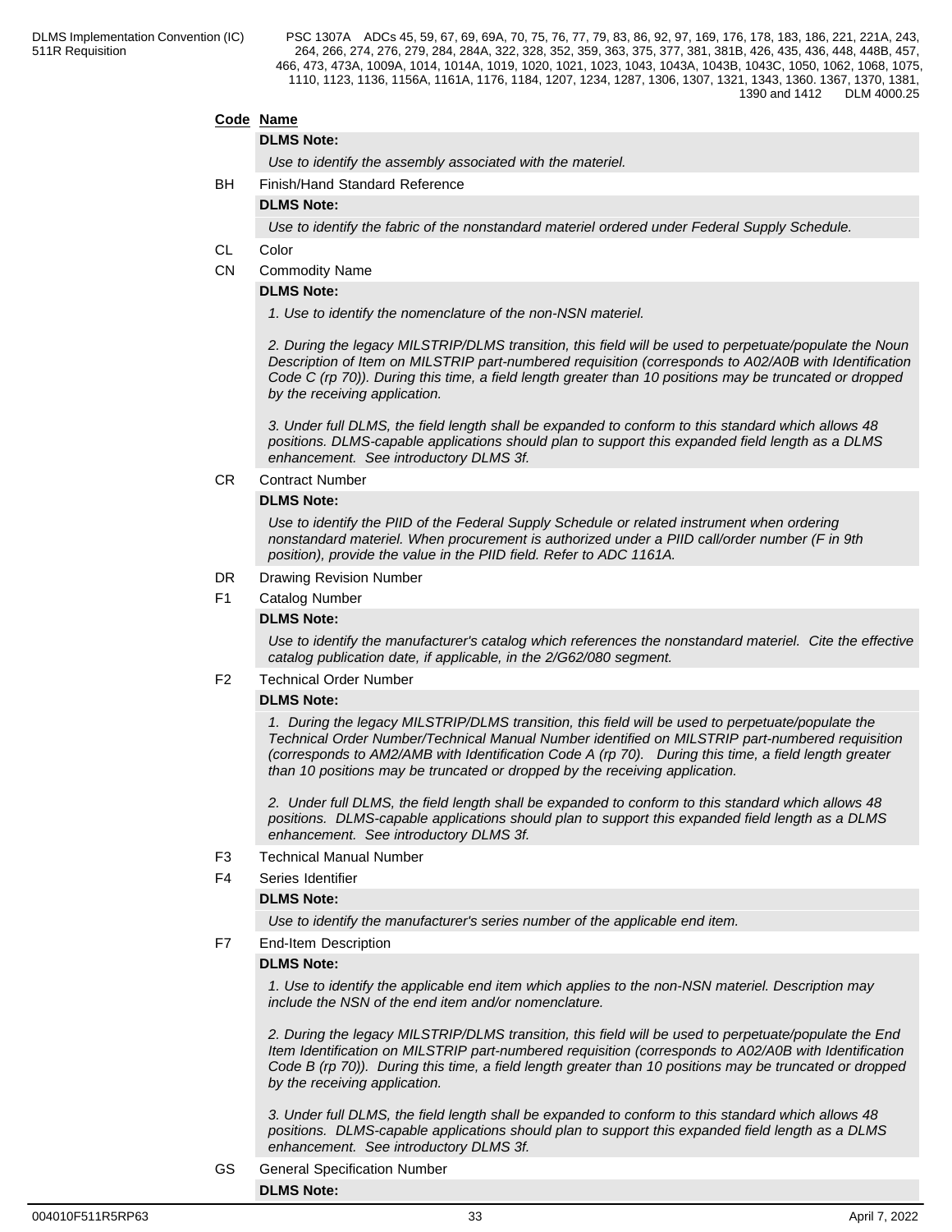**Code Name**

**DLMS Note:**

*Use to identify the assembly associated with the materiel.*

BH Finish/Hand Standard Reference

**DLMS Note:**

*Use to identify the fabric of the nonstandard materiel ordered under Federal Supply Schedule.*

CL Color

CN Commodity Name

**DLMS Note:**

*1. Use to identify the nomenclature of the non-NSN materiel.*

*2. During the legacy MILSTRIP/DLMS transition, this field will be used to perpetuate/populate the Noun Description of Item on MILSTRIP part-numbered requisition (corresponds to A02/A0B with Identification Code C (rp 70)). During this time, a field length greater than 10 positions may be truncated or dropped by the receiving application.*

*3. Under full DLMS, the field length shall be expanded to conform to this standard which allows 48 positions. DLMS-capable applications should plan to support this expanded field length as a DLMS enhancement. See introductory DLMS 3f.*

CR Contract Number

**DLMS Note:**

*Use to identify the PIID of the Federal Supply Schedule or related instrument when ordering nonstandard materiel. When procurement is authorized under a PIID call/order number (F in 9th position), provide the value in the PIID field. Refer to ADC 1161A.*

DR Drawing Revision Number

F1 Catalog Number

**DLMS Note:**

*Use to identify the manufacturer's catalog which references the nonstandard materiel. Cite the effective catalog publication date, if applicable, in the 2/G62/080 segment.*

F2 Technical Order Number

**DLMS Note:**

*1. During the legacy MILSTRIP/DLMS transition, this field will be used to perpetuate/populate the Technical Order Number/Technical Manual Number identified on MILSTRIP part-numbered requisition (corresponds to AM2/AMB with Identification Code A (rp 70). During this time, a field length greater than 10 positions may be truncated or dropped by the receiving application.*

*2. Under full DLMS, the field length shall be expanded to conform to this standard which allows 48 positions. DLMS-capable applications should plan to support this expanded field length as a DLMS enhancement. See introductory DLMS 3f.*

F3 Technical Manual Number

F4 Series Identifier

**DLMS Note:**

*Use to identify the manufacturer's series number of the applicable end item.*

F7 End-Item Description

**DLMS Note:**

*1. Use to identify the applicable end item which applies to the non-NSN materiel. Description may include the NSN of the end item and/or nomenclature.*

*2. During the legacy MILSTRIP/DLMS transition, this field will be used to perpetuate/populate the End Item Identification on MILSTRIP part-numbered requisition (corresponds to A02/A0B with Identification Code B (rp 70)). During this time, a field length greater than 10 positions may be truncated or dropped by the receiving application.*

*3. Under full DLMS, the field length shall be expanded to conform to this standard which allows 48 positions. DLMS-capable applications should plan to support this expanded field length as a DLMS enhancement. See introductory DLMS 3f.*

GS General Specification Number

**DLMS Note:**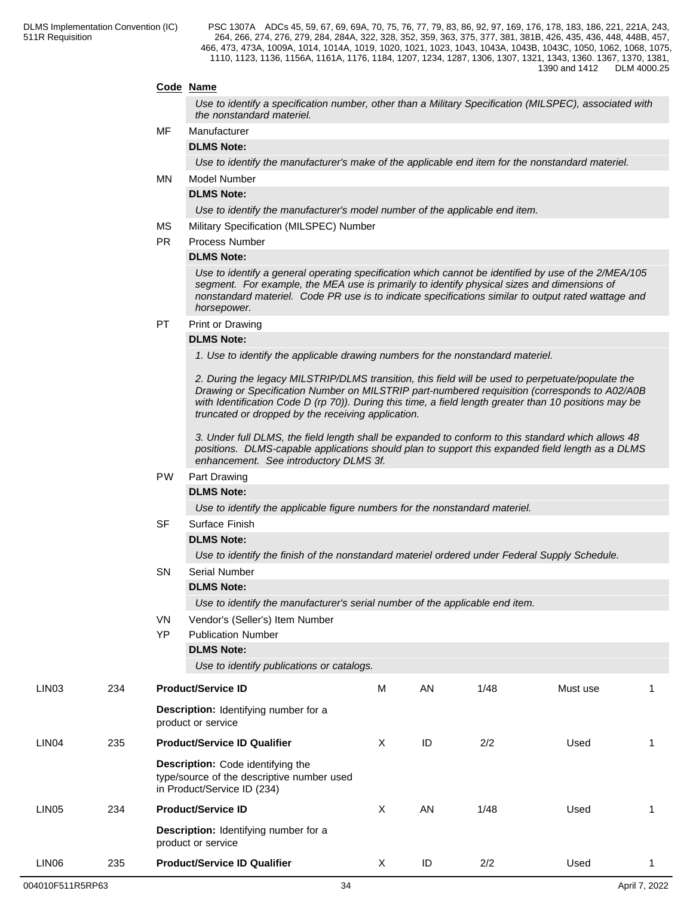**Code** **Name**

*Use to identify a specification number, other than a Military Specification (MILSPEC), associated with the nonstandard materiel.*

MF Manufacturer

**DLMS Note:**

*Use to identify the manufacturer's make of the applicable end item for the nonstandard materiel.*

MN Model Number

**DLMS Note:**

*Use to identify the manufacturer's model number of the applicable end item.*

MS Military Specification (MILSPEC) Number

PR Process Number

**DLMS Note:**

*Use to identify a general operating specification which cannot be identified by use of the 2/MEA/105 segment. For example, the MEA use is primarily to identify physical sizes and dimensions of nonstandard materiel. Code PR use is to indicate specifications similar to output rated wattage and horsepower.*

PT Print or Drawing

**DLMS Note:**

*1. Use to identify the applicable drawing numbers for the nonstandard materiel.*

*2. During the legacy MILSTRIP/DLMS transition, this field will be used to perpetuate/populate the Drawing or Specification Number on MILSTRIP part-numbered requisition (corresponds to A02/A0B with Identification Code D (rp 70)). During this time, a field length greater than 10 positions may be truncated or dropped by the receiving application.*

*3. Under full DLMS, the field length shall be expanded to conform to this standard which allows 48 positions. DLMS-capable applications should plan to support this expanded field length as a DLMS enhancement. See introductory DLMS 3f.*

PW Part Drawing

**DLMS Note:**

*Use to identify the applicable figure numbers for the nonstandard materiel.*

SF Surface Finish

**DLMS Note:**

*Use to identify the finish of the nonstandard materiel ordered under Federal Supply Schedule.*

SN Serial Number

**DLMS Note:**

*Use to identify the manufacturer's serial number of the applicable end item.*

VN Vendor's (Seller's) Item Number

YP Publication Number

**DLMS Note:**

*Use to identify publications or catalogs.*

| | | | | | | | |
|---|---|---|---|---|---|---|---|
| LIN03 | 234 | **Product/Service ID**<br>**Description:** Identifying number for a product or service | M | AN | 1/48 | Must use | 1 |
| LIN04 | 235 | **Product/Service ID Qualifier**<br>**Description:** Code identifying the type/source of the descriptive number used in Product/Service ID (234) | X | ID | 2/2 | Used | 1 |
| LIN05 | 234 | **Product/Service ID**<br>**Description:** Identifying number for a product or service | X | AN | 1/48 | Used | 1 |
| LIN06 | 235 | **Product/Service ID Qualifier** | X | ID | 2/2 | Used | 1 |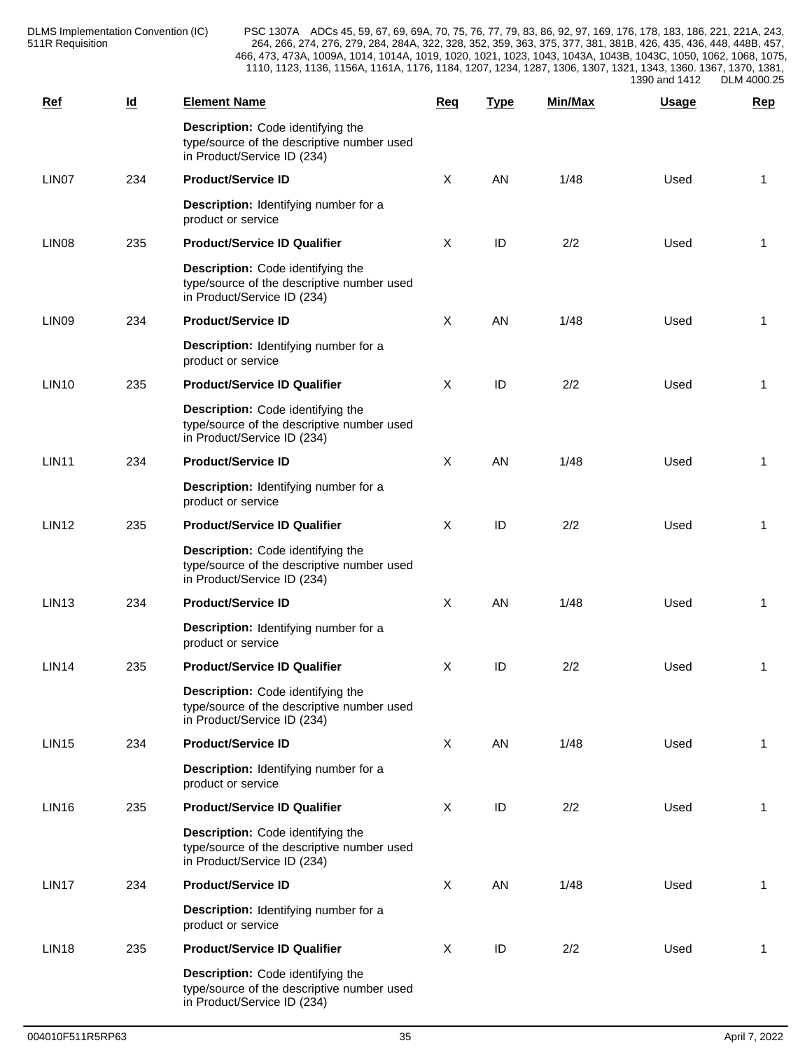| Ref | Id | Element Name | Req | Type | Min/Max | Usage | Rep |
|---|---|---|---|---|---|---|---|
| | | **Description:** Code identifying the type/source of the descriptive number used in Product/Service ID (234) | | | | | |
| LIN07 | 234 | **Product/Service ID** | X | AN | 1/48 | Used | 1 |
| | | **Description:** Identifying number for a product or service | | | | | |
| LIN08 | 235 | **Product/Service ID Qualifier** | X | ID | 2/2 | Used | 1 |
| | | **Description:** Code identifying the type/source of the descriptive number used in Product/Service ID (234) | | | | | |
| LIN09 | 234 | **Product/Service ID** | X | AN | 1/48 | Used | 1 |
| | | **Description:** Identifying number for a product or service | | | | | |
| LIN10 | 235 | **Product/Service ID Qualifier** | X | ID | 2/2 | Used | 1 |
| | | **Description:** Code identifying the type/source of the descriptive number used in Product/Service ID (234) | | | | | |
| LIN11 | 234 | **Product/Service ID** | X | AN | 1/48 | Used | 1 |
| | | **Description:** Identifying number for a product or service | | | | | |
| LIN12 | 235 | **Product/Service ID Qualifier** | X | ID | 2/2 | Used | 1 |
| | | **Description:** Code identifying the type/source of the descriptive number used in Product/Service ID (234) | | | | | |
| LIN13 | 234 | **Product/Service ID** | X | AN | 1/48 | Used | 1 |
| | | **Description:** Identifying number for a product or service | | | | | |
| LIN14 | 235 | **Product/Service ID Qualifier** | X | ID | 2/2 | Used | 1 |
| | | **Description:** Code identifying the type/source of the descriptive number used in Product/Service ID (234) | | | | | |
| LIN15 | 234 | **Product/Service ID** | X | AN | 1/48 | Used | 1 |
| | | **Description:** Identifying number for a product or service | | | | | |
| LIN16 | 235 | **Product/Service ID Qualifier** | X | ID | 2/2 | Used | 1 |
| | | **Description:** Code identifying the type/source of the descriptive number used in Product/Service ID (234) | | | | | |
| LIN17 | 234 | **Product/Service ID** | X | AN | 1/48 | Used | 1 |
| | | **Description:** Identifying number for a product or service | | | | | |
| LIN18 | 235 | **Product/Service ID Qualifier** | X | ID | 2/2 | Used | 1 |
| | | **Description:** Code identifying the type/source of the descriptive number used in Product/Service ID (234) | | | | | |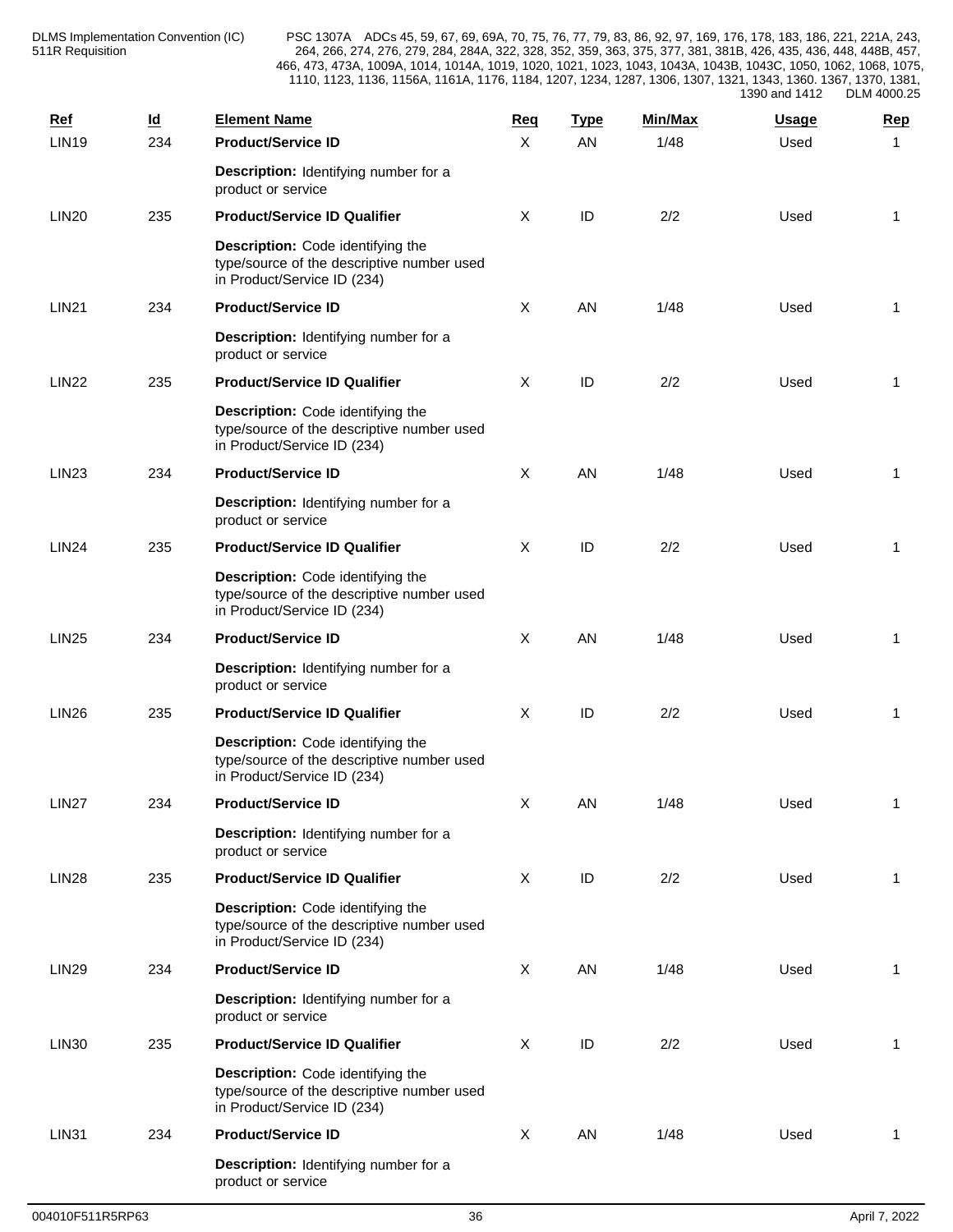| Ref | Id | Element Name | Req | Type | Min/Max | Usage | Rep |
|---|---|---|---|---|---|---|---|
| LIN19 | 234 | **Product/Service ID**<br>**Description:** Identifying number for a product or service | X | AN | 1/48 | Used | 1 |
| LIN20 | 235 | **Product/Service ID Qualifier**<br>**Description:** Code identifying the type/source of the descriptive number used in Product/Service ID (234) | X | ID | 2/2 | Used | 1 |
| LIN21 | 234 | **Product/Service ID**<br>**Description:** Identifying number for a product or service | X | AN | 1/48 | Used | 1 |
| LIN22 | 235 | **Product/Service ID Qualifier**<br>**Description:** Code identifying the type/source of the descriptive number used in Product/Service ID (234) | X | ID | 2/2 | Used | 1 |
| LIN23 | 234 | **Product/Service ID**<br>**Description:** Identifying number for a product or service | X | AN | 1/48 | Used | 1 |
| LIN24 | 235 | **Product/Service ID Qualifier**<br>**Description:** Code identifying the type/source of the descriptive number used in Product/Service ID (234) | X | ID | 2/2 | Used | 1 |
| LIN25 | 234 | **Product/Service ID**<br>**Description:** Identifying number for a product or service | X | AN | 1/48 | Used | 1 |
| LIN26 | 235 | **Product/Service ID Qualifier**<br>**Description:** Code identifying the type/source of the descriptive number used in Product/Service ID (234) | X | ID | 2/2 | Used | 1 |
| LIN27 | 234 | **Product/Service ID**<br>**Description:** Identifying number for a product or service | X | AN | 1/48 | Used | 1 |
| LIN28 | 235 | **Product/Service ID Qualifier**<br>**Description:** Code identifying the type/source of the descriptive number used in Product/Service ID (234) | X | ID | 2/2 | Used | 1 |
| LIN29 | 234 | **Product/Service ID**<br>**Description:** Identifying number for a product or service | X | AN | 1/48 | Used | 1 |
| LIN30 | 235 | **Product/Service ID Qualifier**<br>**Description:** Code identifying the type/source of the descriptive number used in Product/Service ID (234) | X | ID | 2/2 | Used | 1 |
| LIN31 | 234 | **Product/Service ID**<br>**Description:** Identifying number for a product or service | X | AN | 1/48 | Used | 1 |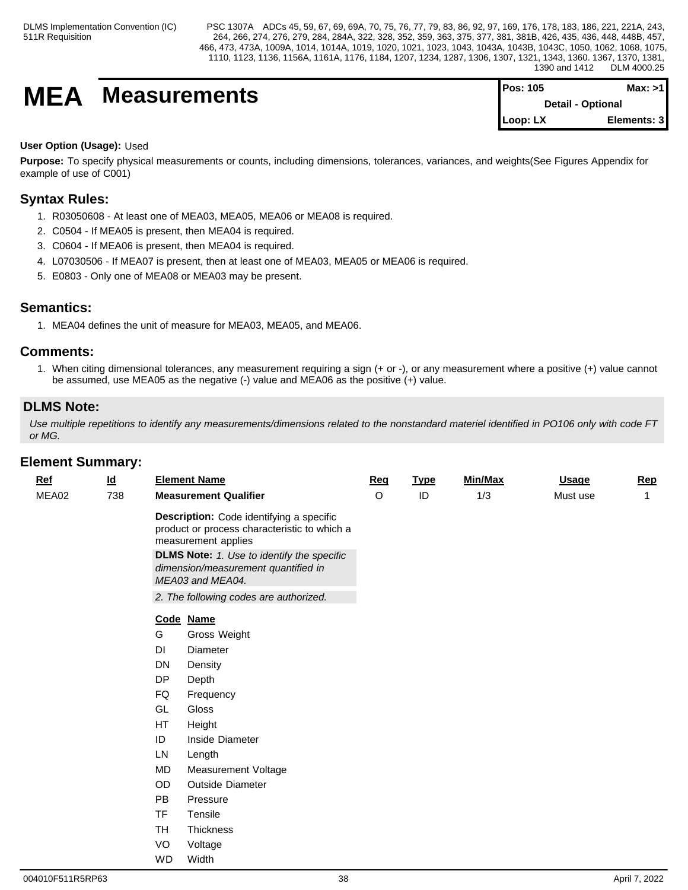# MEA Measurements

| Pos: 105 | Max: >1 |
|---|---|
| Detail - Optional | |
| Loop: LX | Elements: 3 |

**User Option (Usage):** Used

**Purpose:** To specify physical measurements or counts, including dimensions, tolerances, variances, and weights(See Figures Appendix for example of use of C001)

## Syntax Rules:

1. R03050608 - At least one of MEA03, MEA05, MEA06 or MEA08 is required.
2. C0504 - If MEA05 is present, then MEA04 is required.
3. C0604 - If MEA06 is present, then MEA04 is required.
4. L07030506 - If MEA07 is present, then at least one of MEA03, MEA05 or MEA06 is required.
5. E0803 - Only one of MEA08 or MEA03 may be present.

## Semantics:

1. MEA04 defines the unit of measure for MEA03, MEA05, and MEA06.

## Comments:

1. When citing dimensional tolerances, any measurement requiring a sign (+ or -), or any measurement where a positive (+) value cannot be assumed, use MEA05 as the negative (-) value and MEA06 as the positive (+) value.

## DLMS Note:

*Use multiple repetitions to identify any measurements/dimensions related to the nonstandard materiel identified in PO106 only with code FT or MG.*

## Element Summary:

| Ref | Id | Element Name | Req | Type | Min/Max | Usage | Rep |
|---|---|---|---|---|---|---|---|
| MEA02 | 738 | **Measurement Qualifier** | O | ID | 1/3 | Must use | 1 |

**Description:** Code identifying a specific product or process characteristic to which a measurement applies

**DLMS Note:** *1. Use to identify the specific dimension/measurement quantified in MEA03 and MEA04.*

*2. The following codes are authorized.*

| Code | Name |
|---|---|
| G | Gross Weight |
| DI | Diameter |
| DN | Density |
| DP | Depth |
| FQ | Frequency |
| GL | Gloss |
| HT | Height |
| ID | Inside Diameter |
| LN | Length |
| MD | Measurement Voltage |
| OD | Outside Diameter |
| PB | Pressure |
| TF | Tensile |
| TH | Thickness |
| VO | Voltage |
| WD | Width |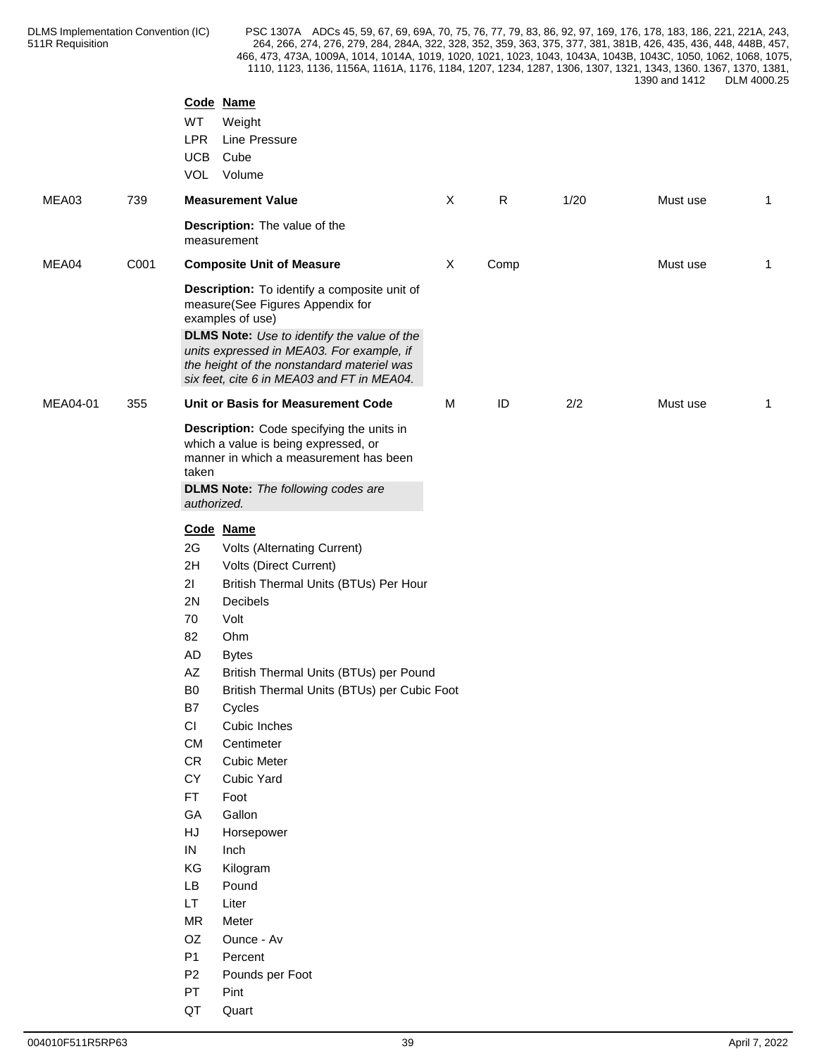| Code | Name |
|---|---|
| WT | Weight |
| LPR | Line Pressure |
| UCB | Cube |
| VOL | Volume |

| | | | | | | | |
|---|---|---|---|---|---|---|---|
| MEA03 | 739 | **Measurement Value** | X | R | 1/20 | Must use | 1 |
| | | **Description:** The value of the measurement | | | | | |
| MEA04 | C001 | **Composite Unit of Measure** | X | Comp | | Must use | 1 |
| | | **Description:** To identify a composite unit of measure(See Figures Appendix for examples of use)<br>**DLMS Note:** *Use to identify the value of the units expressed in MEA03. For example, if the height of the nonstandard materiel was six feet, cite 6 in MEA03 and FT in MEA04.* | | | | | |
| MEA04-01 | 355 | **Unit or Basis for Measurement Code** | M | ID | 2/2 | Must use | 1 |
| | | **Description:** Code specifying the units in which a value is being expressed, or manner in which a measurement has been taken<br>**DLMS Note:** *The following codes are authorized.* | | | | | |

| Code | Name |
|---|---|
| 2G | Volts (Alternating Current) |
| 2H | Volts (Direct Current) |
| 2I | British Thermal Units (BTUs) Per Hour |
| 2N | Decibels |
| 70 | Volt |
| 82 | Ohm |
| AD | Bytes |
| AZ | British Thermal Units (BTUs) per Pound |
| B0 | British Thermal Units (BTUs) per Cubic Foot |
| B7 | Cycles |
| CI | Cubic Inches |
| CM | Centimeter |
| CR | Cubic Meter |
| CY | Cubic Yard |
| FT | Foot |
| GA | Gallon |
| HJ | Horsepower |
| IN | Inch |
| KG | Kilogram |
| LB | Pound |
| LT | Liter |
| MR | Meter |
| OZ | Ounce - Av |
| P1 | Percent |
| P2 | Pounds per Foot |
| PT | Pint |
| QT | Quart |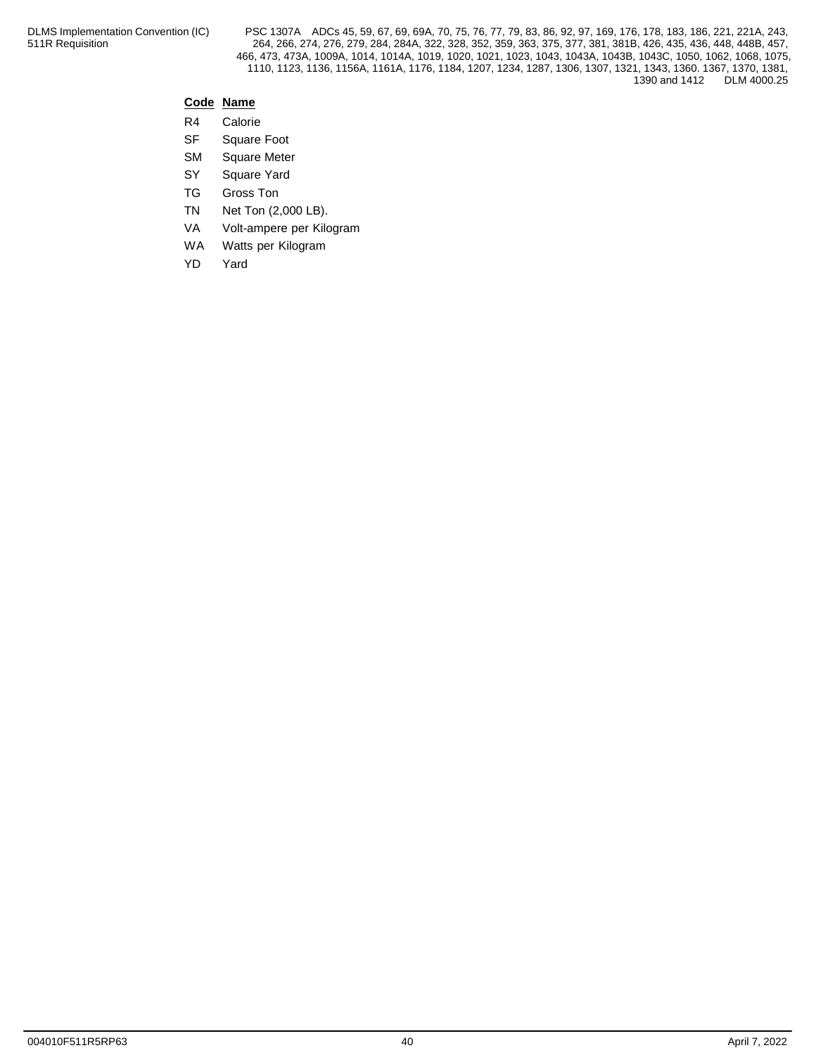| **Code** | **Name** |
|---|---|
| R4 | Calorie |
| SF | Square Foot |
| SM | Square Meter |
| SY | Square Yard |
| TG | Gross Ton |
| TN | Net Ton (2,000 LB). |
| VA | Volt-ampere per Kilogram |
| WA | Watts per Kilogram |
| YD | Yard |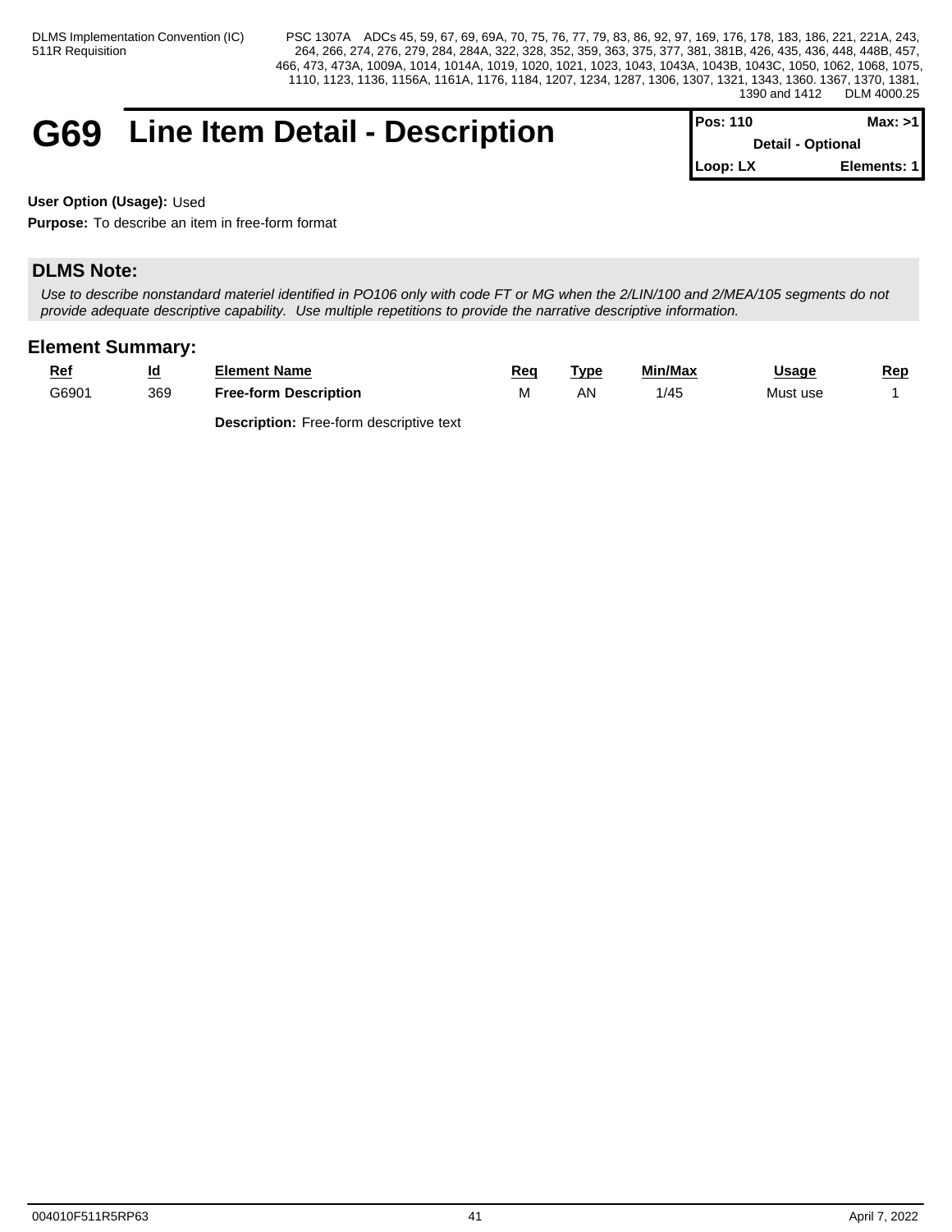# G69 Line Item Detail - Description

| Pos: 110 | Max: >1 |
|---|---|
| Detail - Optional | |
| Loop: LX | Elements: 1 |

**User Option (Usage):** Used

**Purpose:** To describe an item in free-form format

## DLMS Note:

*Use to describe nonstandard materiel identified in PO106 only with code FT or MG when the 2/LIN/100 and 2/MEA/105 segments do not provide adequate descriptive capability. Use multiple repetitions to provide the narrative descriptive information.*

## Element Summary:

| Ref | Id | Element Name | Req | Type | Min/Max | Usage | Rep |
|---|---|---|---|---|---|---|---|
| G6901 | 369 | **Free-form Description** | M | AN | 1/45 | Must use | 1 |
| | | **Description:** Free-form descriptive text | | | | | |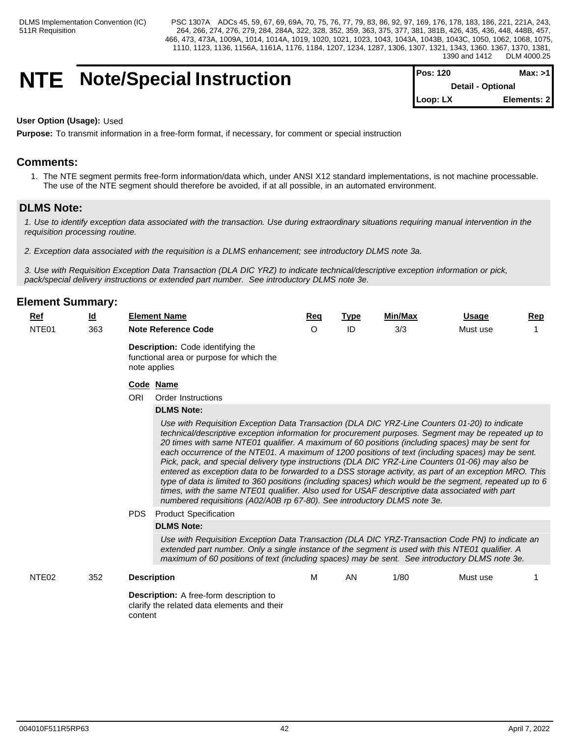# NTE Note/Special Instruction

| Pos: 120 | Max: >1 |
| --- | --- |
| Detail - Optional | |
| Loop: LX | Elements: 2 |

**User Option (Usage):** Used

**Purpose:** To transmit information in a free-form format, if necessary, for comment or special instruction

## Comments:

1. The NTE segment permits free-form information/data which, under ANSI X12 standard implementations, is not machine processable. The use of the NTE segment should therefore be avoided, if at all possible, in an automated environment.

## DLMS Note:

*1. Use to identify exception data associated with the transaction. Use during extraordinary situations requiring manual intervention in the requisition processing routine.*

*2. Exception data associated with the requisition is a DLMS enhancement; see introductory DLMS note 3a.*

*3. Use with Requisition Exception Data Transaction (DLA DIC YRZ) to indicate technical/descriptive exception information or pick, pack/special delivery instructions or extended part number. See introductory DLMS note 3e.*

## Element Summary:

| Ref | Id | Element Name | Req | Type | Min/Max | Usage | Rep |
| --- | --- | --- | --- | --- | --- | --- | --- |
| NTE01 | 363 | **Note Reference Code** | O | ID | 3/3 | Must use | 1 |

**Description:** Code identifying the functional area or purpose for which the note applies

| Code | Name |
| --- | --- |
| ORI | Order Instructions |
| PDS | Product Specification |

**ORI — DLMS Note:**

*Use with Requisition Exception Data Transaction (DLA DIC YRZ-Line Counters 01-20) to indicate technical/descriptive exception information for procurement purposes. Segment may be repeated up to 20 times with same NTE01 qualifier. A maximum of 60 positions (including spaces) may be sent for each occurrence of the NTE01. A maximum of 1200 positions of text (including spaces) may be sent. Pick, pack, and special delivery type instructions (DLA DIC YRZ-Line Counters 01-06) may also be entered as exception data to be forwarded to a DSS storage activity, as part of an exception MRO. This type of data is limited to 360 positions (including spaces) which would be the segment, repeated up to 6 times, with the same NTE01 qualifier. Also used for USAF descriptive data associated with part numbered requisitions (A02/A0B rp 67-80). See introductory DLMS note 3e.*

**PDS — DLMS Note:**

*Use with Requisition Exception Data Transaction (DLA DIC YRZ-Transaction Code PN) to indicate an extended part number. Only a single instance of the segment is used with this NTE01 qualifier. A maximum of 60 positions of text (including spaces) may be sent. See introductory DLMS note 3e.*

| Ref | Id | Element Name | Req | Type | Min/Max | Usage | Rep |
| --- | --- | --- | --- | --- | --- | --- | --- |
| NTE02 | 352 | **Description** | M | AN | 1/80 | Must use | 1 |

**Description:** A free-form description to clarify the related data elements and their content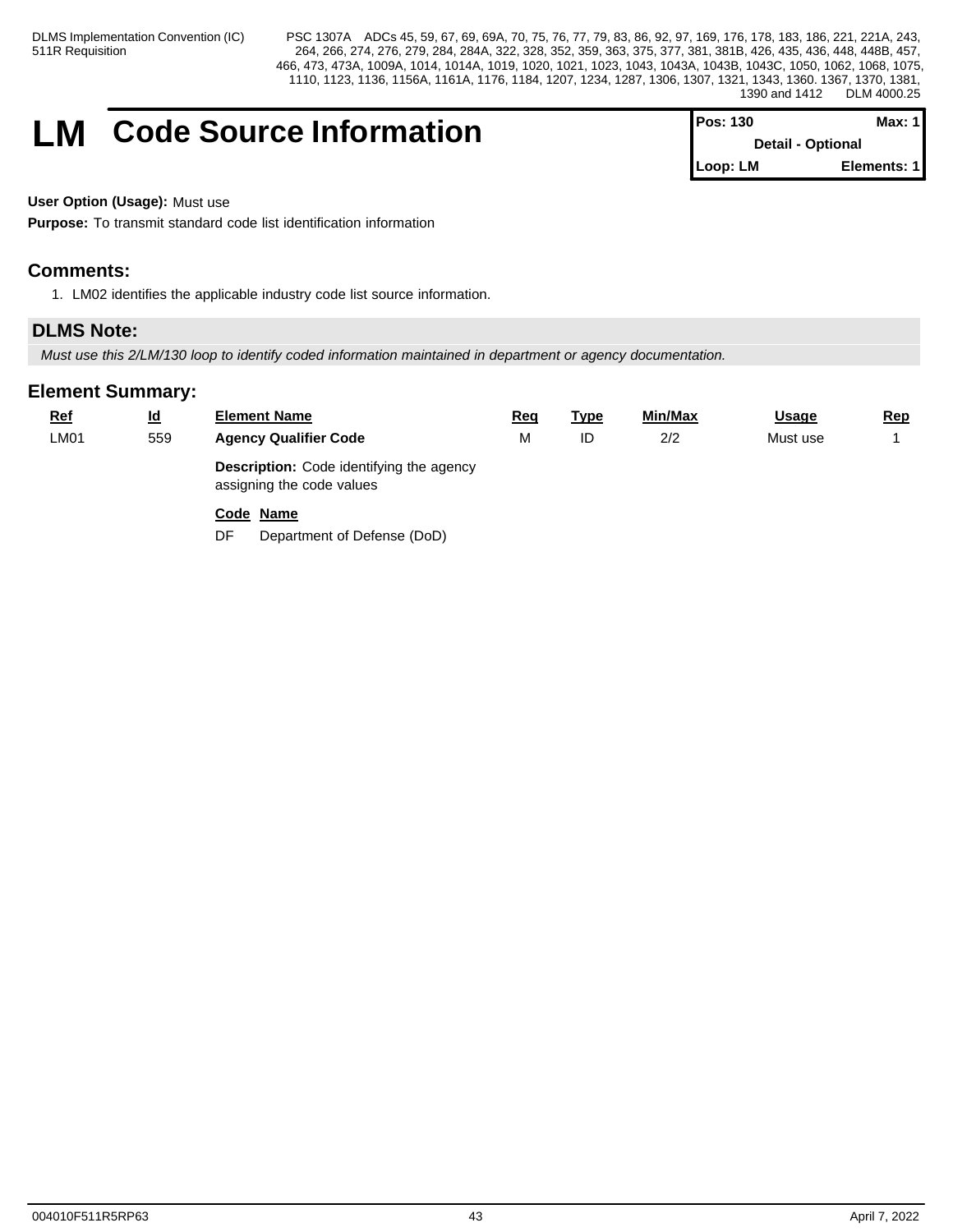# LM Code Source Information

| Pos: 130 | Max: 1 |
| --- | --- |
| Detail - Optional | |
| Loop: LM | Elements: 1 |

**User Option (Usage):** Must use

**Purpose:** To transmit standard code list identification information

## Comments:

1. LM02 identifies the applicable industry code list source information.

## DLMS Note:

*Must use this 2/LM/130 loop to identify coded information maintained in department or agency documentation.*

## Element Summary:

| Ref | Id | Element Name | Req | Type | Min/Max | Usage | Rep |
| --- | --- | --- | --- | --- | --- | --- | --- |
| LM01 | 559 | **Agency Qualifier Code** | M | ID | 2/2 | Must use | 1 |

**Description:** Code identifying the agency assigning the code values

| Code | Name |
| --- | --- |
| DF | Department of Defense (DoD) |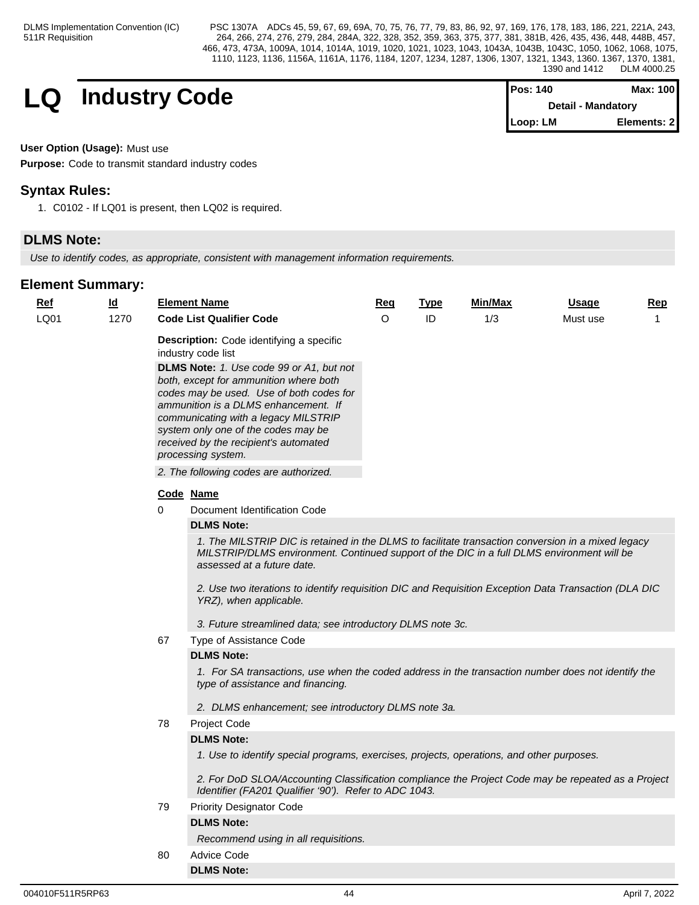# LQ Industry Code

| Pos: 140 | Max: 100 |
|---|---|
| Detail - Mandatory | |
| Loop: LM | Elements: 2 |

**User Option (Usage):** Must use

**Purpose:** Code to transmit standard industry codes

## Syntax Rules:

1. C0102 - If LQ01 is present, then LQ02 is required.

## DLMS Note:

*Use to identify codes, as appropriate, consistent with management information requirements.*

## Element Summary:

| Ref | Id | Element Name | Req | Type | Min/Max | Usage | Rep |
|---|---|---|---|---|---|---|---|
| LQ01 | 1270 | **Code List Qualifier Code** | O | ID | 1/3 | Must use | 1 |

**Description:** Code identifying a specific industry code list

**DLMS Note:** *1. Use code 99 or A1, but not both, except for ammunition where both codes may be used. Use of both codes for ammunition is a DLMS enhancement. If communicating with a legacy MILSTRIP system only one of the codes may be received by the recipient's automated processing system.*

*2. The following codes are authorized.*

| Code | Name |
|---|---|
| 0 | Document Identification Code |

**DLMS Note:**

*1. The MILSTRIP DIC is retained in the DLMS to facilitate transaction conversion in a mixed legacy MILSTRIP/DLMS environment. Continued support of the DIC in a full DLMS environment will be assessed at a future date.*

*2. Use two iterations to identify requisition DIC and Requisition Exception Data Transaction (DLA DIC YRZ), when applicable.*

*3. Future streamlined data; see introductory DLMS note 3c.*

| Code | Name |
|---|---|
| 67 | Type of Assistance Code |

**DLMS Note:**

*1. For SA transactions, use when the coded address in the transaction number does not identify the type of assistance and financing.*

*2. DLMS enhancement; see introductory DLMS note 3a.*

| Code | Name |
|---|---|
| 78 | Project Code |

**DLMS Note:**

*1. Use to identify special programs, exercises, projects, operations, and other purposes.*

*2. For DoD SLOA/Accounting Classification compliance the Project Code may be repeated as a Project Identifier (FA201 Qualifier '90'). Refer to ADC 1043.*

| Code | Name |
|---|---|
| 79 | Priority Designator Code |

**DLMS Note:**

*Recommend using in all requisitions.*

| Code | Name |
|---|---|
| 80 | Advice Code |

**DLMS Note:**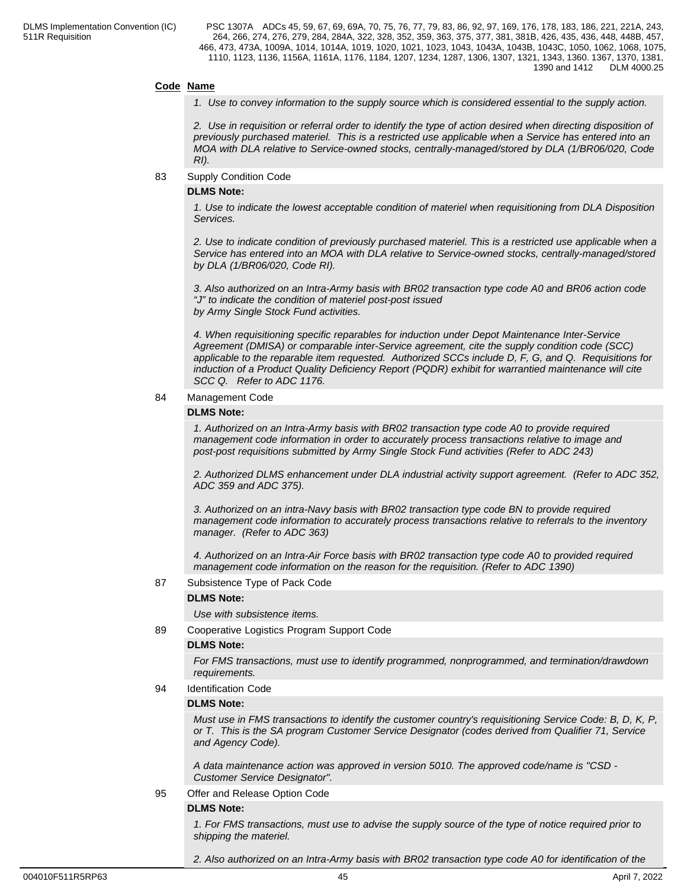**Code** **Name**

*1. Use to convey information to the supply source which is considered essential to the supply action.*

*2. Use in requisition or referral order to identify the type of action desired when directing disposition of previously purchased materiel. This is a restricted use applicable when a Service has entered into an MOA with DLA relative to Service-owned stocks, centrally-managed/stored by DLA (1/BR06/020, Code RI).*

83 Supply Condition Code

**DLMS Note:**

*1. Use to indicate the lowest acceptable condition of materiel when requisitioning from DLA Disposition Services.*

*2. Use to indicate condition of previously purchased materiel. This is a restricted use applicable when a Service has entered into an MOA with DLA relative to Service-owned stocks, centrally-managed/stored by DLA (1/BR06/020, Code RI).*

*3. Also authorized on an Intra-Army basis with BR02 transaction type code A0 and BR06 action code “J” to indicate the condition of materiel post-post issued by Army Single Stock Fund activities.*

*4. When requisitioning specific reparables for induction under Depot Maintenance Inter-Service Agreement (DMISA) or comparable inter-Service agreement, cite the supply condition code (SCC) applicable to the reparable item requested. Authorized SCCs include D, F, G, and Q. Requisitions for induction of a Product Quality Deficiency Report (PQDR) exhibit for warrantied maintenance will cite SCC Q. Refer to ADC 1176.*

84 Management Code

**DLMS Note:**

*1. Authorized on an Intra-Army basis with BR02 transaction type code A0 to provide required management code information in order to accurately process transactions relative to image and post-post requisitions submitted by Army Single Stock Fund activities (Refer to ADC 243)*

*2. Authorized DLMS enhancement under DLA industrial activity support agreement. (Refer to ADC 352, ADC 359 and ADC 375).*

*3. Authorized on an intra-Navy basis with BR02 transaction type code BN to provide required management code information to accurately process transactions relative to referrals to the inventory manager. (Refer to ADC 363)*

*4. Authorized on an Intra-Air Force basis with BR02 transaction type code A0 to provided required management code information on the reason for the requisition. (Refer to ADC 1390)*

87 Subsistence Type of Pack Code

**DLMS Note:**

*Use with subsistence items.*

89 Cooperative Logistics Program Support Code

**DLMS Note:**

*For FMS transactions, must use to identify programmed, nonprogrammed, and termination/drawdown requirements.*

94 Identification Code

**DLMS Note:**

*Must use in FMS transactions to identify the customer country's requisitioning Service Code: B, D, K, P, or T. This is the SA program Customer Service Designator (codes derived from Qualifier 71, Service and Agency Code).*

*A data maintenance action was approved in version 5010. The approved code/name is "CSD - Customer Service Designator".*

95 Offer and Release Option Code

**DLMS Note:**

*1. For FMS transactions, must use to advise the supply source of the type of notice required prior to shipping the materiel.*

*2. Also authorized on an Intra-Army basis with BR02 transaction type code A0 for identification of the*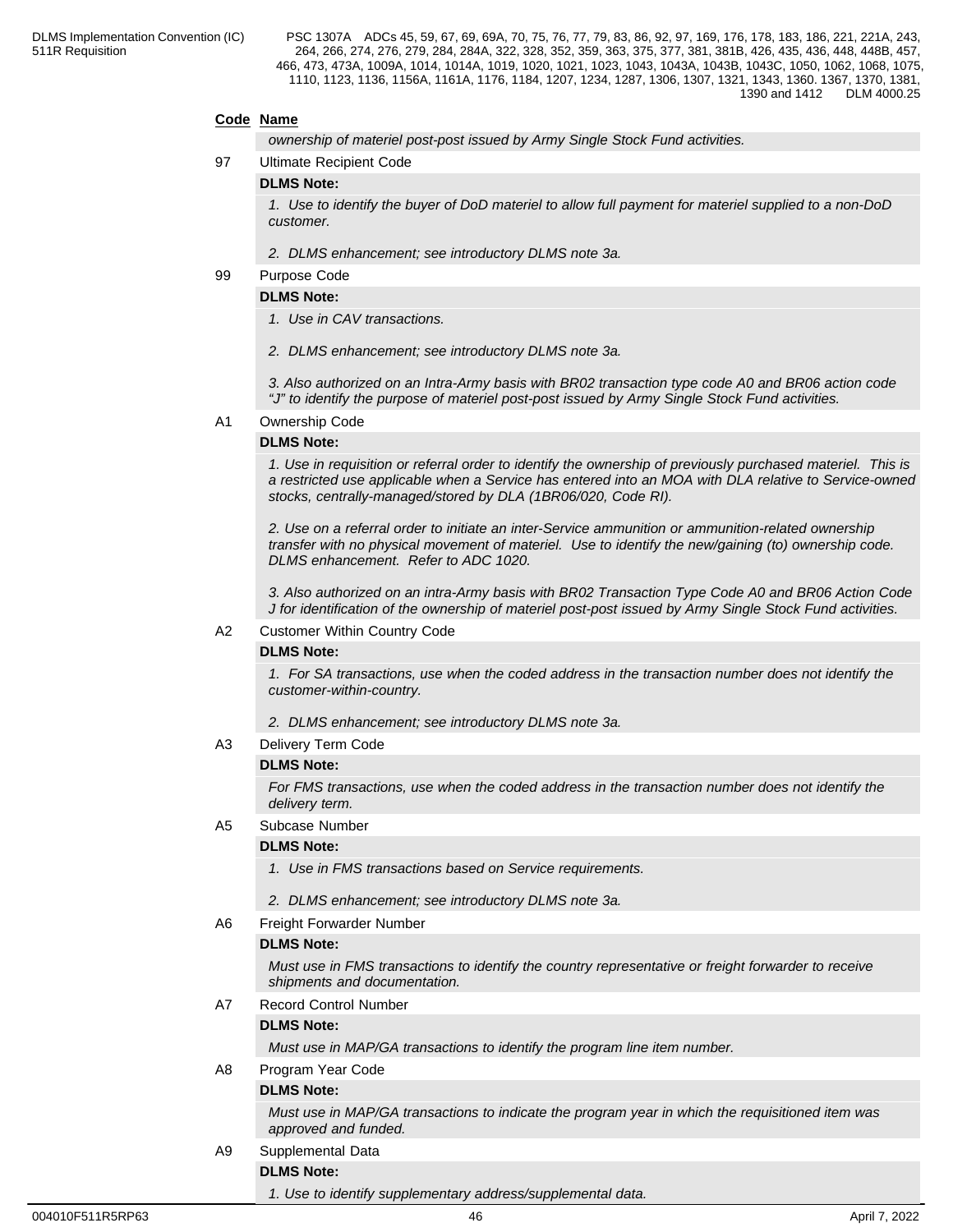**Code Name**

*ownership of materiel post-post issued by Army Single Stock Fund activities.*

97 Ultimate Recipient Code

**DLMS Note:**

*1. Use to identify the buyer of DoD materiel to allow full payment for materiel supplied to a non-DoD customer.*

*2. DLMS enhancement; see introductory DLMS note 3a.*

99 Purpose Code

**DLMS Note:**

*1. Use in CAV transactions.*

*2. DLMS enhancement; see introductory DLMS note 3a.*

*3. Also authorized on an Intra-Army basis with BR02 transaction type code A0 and BR06 action code "J" to identify the purpose of materiel post-post issued by Army Single Stock Fund activities.*

A1 Ownership Code

**DLMS Note:**

*1. Use in requisition or referral order to identify the ownership of previously purchased materiel. This is a restricted use applicable when a Service has entered into an MOA with DLA relative to Service-owned stocks, centrally-managed/stored by DLA (1BR06/020, Code RI).*

*2. Use on a referral order to initiate an inter-Service ammunition or ammunition-related ownership transfer with no physical movement of materiel. Use to identify the new/gaining (to) ownership code. DLMS enhancement. Refer to ADC 1020.*

*3. Also authorized on an intra-Army basis with BR02 Transaction Type Code A0 and BR06 Action Code J for identification of the ownership of materiel post-post issued by Army Single Stock Fund activities.*

A2 Customer Within Country Code

**DLMS Note:**

*1. For SA transactions, use when the coded address in the transaction number does not identify the customer-within-country.*

*2. DLMS enhancement; see introductory DLMS note 3a.*

A3 Delivery Term Code

**DLMS Note:**

*For FMS transactions, use when the coded address in the transaction number does not identify the delivery term.*

A5 Subcase Number

**DLMS Note:**

*1. Use in FMS transactions based on Service requirements.*

*2. DLMS enhancement; see introductory DLMS note 3a.*

A6 Freight Forwarder Number

**DLMS Note:**

*Must use in FMS transactions to identify the country representative or freight forwarder to receive shipments and documentation.*

A7 Record Control Number

**DLMS Note:**

*Must use in MAP/GA transactions to identify the program line item number.*

A8 Program Year Code

**DLMS Note:**

*Must use in MAP/GA transactions to indicate the program year in which the requisitioned item was approved and funded.*

A9 Supplemental Data

**DLMS Note:**

*1. Use to identify supplementary address/supplemental data.*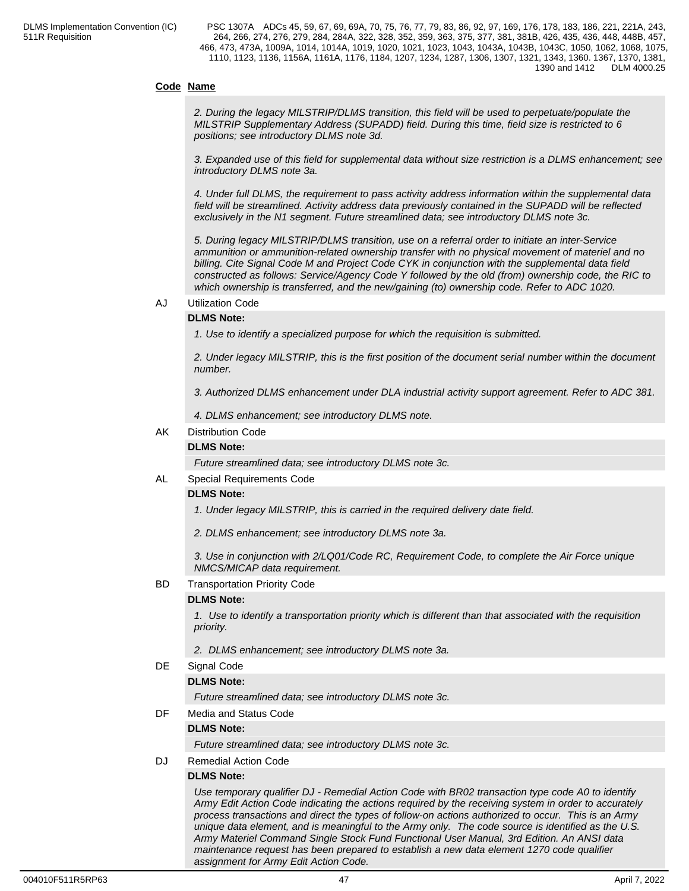**Code Name**

*2. During the legacy MILSTRIP/DLMS transition, this field will be used to perpetuate/populate the MILSTRIP Supplementary Address (SUPADD) field. During this time, field size is restricted to 6 positions; see introductory DLMS note 3d.*

*3. Expanded use of this field for supplemental data without size restriction is a DLMS enhancement; see introductory DLMS note 3a.*

*4. Under full DLMS, the requirement to pass activity address information within the supplemental data field will be streamlined. Activity address data previously contained in the SUPADD will be reflected exclusively in the N1 segment. Future streamlined data; see introductory DLMS note 3c.*

*5. During legacy MILSTRIP/DLMS transition, use on a referral order to initiate an inter-Service ammunition or ammunition-related ownership transfer with no physical movement of materiel and no billing. Cite Signal Code M and Project Code CYK in conjunction with the supplemental data field constructed as follows: Service/Agency Code Y followed by the old (from) ownership code, the RIC to which ownership is transferred, and the new/gaining (to) ownership code. Refer to ADC 1020.*

AJ Utilization Code

**DLMS Note:**

*1. Use to identify a specialized purpose for which the requisition is submitted.*

*2. Under legacy MILSTRIP, this is the first position of the document serial number within the document number.*

*3. Authorized DLMS enhancement under DLA industrial activity support agreement. Refer to ADC 381.*

*4. DLMS enhancement; see introductory DLMS note.*

AK Distribution Code

**DLMS Note:**

*Future streamlined data; see introductory DLMS note 3c.*

AL Special Requirements Code

**DLMS Note:**

*1. Under legacy MILSTRIP, this is carried in the required delivery date field.*

*2. DLMS enhancement; see introductory DLMS note 3a.*

*3. Use in conjunction with 2/LQ01/Code RC, Requirement Code, to complete the Air Force unique NMCS/MICAP data requirement.*

BD Transportation Priority Code

**DLMS Note:**

*1. Use to identify a transportation priority which is different than that associated with the requisition priority.*

*2. DLMS enhancement; see introductory DLMS note 3a.*

DE Signal Code

**DLMS Note:**

*Future streamlined data; see introductory DLMS note 3c.*

DF Media and Status Code

**DLMS Note:**

*Future streamlined data; see introductory DLMS note 3c.*

DJ Remedial Action Code

**DLMS Note:**

*Use temporary qualifier DJ - Remedial Action Code with BR02 transaction type code A0 to identify Army Edit Action Code indicating the actions required by the receiving system in order to accurately process transactions and direct the types of follow-on actions authorized to occur. This is an Army unique data element, and is meaningful to the Army only. The code source is identified as the U.S. Army Materiel Command Single Stock Fund Functional User Manual, 3rd Edition. An ANSI data maintenance request has been prepared to establish a new data element 1270 code qualifier assignment for Army Edit Action Code.*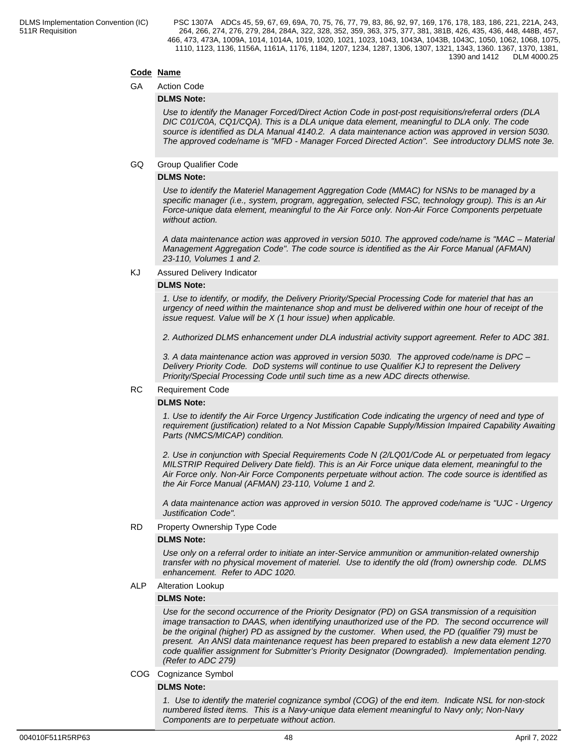**Code Name**

GA Action Code

**DLMS Note:**

*Use to identify the Manager Forced/Direct Action Code in post-post requisitions/referral orders (DLA DIC C01/C0A, CQ1/CQA). This is a DLA unique data element, meaningful to DLA only. The code source is identified as DLA Manual 4140.2. A data maintenance action was approved in version 5030. The approved code/name is "MFD - Manager Forced Directed Action". See introductory DLMS note 3e.*

GQ Group Qualifier Code

**DLMS Note:**

*Use to identify the Materiel Management Aggregation Code (MMAC) for NSNs to be managed by a specific manager (i.e., system, program, aggregation, selected FSC, technology group). This is an Air Force-unique data element, meaningful to the Air Force only. Non-Air Force Components perpetuate without action.*

*A data maintenance action was approved in version 5010. The approved code/name is "MAC – Material Management Aggregation Code". The code source is identified as the Air Force Manual (AFMAN) 23-110, Volumes 1 and 2.*

KJ Assured Delivery Indicator

**DLMS Note:**

*1. Use to identify, or modify, the Delivery Priority/Special Processing Code for materiel that has an urgency of need within the maintenance shop and must be delivered within one hour of receipt of the issue request. Value will be X (1 hour issue) when applicable.*

*2. Authorized DLMS enhancement under DLA industrial activity support agreement. Refer to ADC 381.*

*3. A data maintenance action was approved in version 5030. The approved code/name is DPC – Delivery Priority Code. DoD systems will continue to use Qualifier KJ to represent the Delivery Priority/Special Processing Code until such time as a new ADC directs otherwise.*

RC Requirement Code

**DLMS Note:**

*1. Use to identify the Air Force Urgency Justification Code indicating the urgency of need and type of requirement (justification) related to a Not Mission Capable Supply/Mission Impaired Capability Awaiting Parts (NMCS/MICAP) condition.*

*2. Use in conjunction with Special Requirements Code N (2/LQ01/Code AL or perpetuated from legacy MILSTRIP Required Delivery Date field). This is an Air Force unique data element, meaningful to the Air Force only. Non-Air Force Components perpetuate without action. The code source is identified as the Air Force Manual (AFMAN) 23-110, Volume 1 and 2.*

*A data maintenance action was approved in version 5010. The approved code/name is "UJC - Urgency Justification Code".*

RD Property Ownership Type Code

**DLMS Note:**

*Use only on a referral order to initiate an inter-Service ammunition or ammunition-related ownership transfer with no physical movement of materiel. Use to identify the old (from) ownership code. DLMS enhancement. Refer to ADC 1020.*

ALP Alteration Lookup

**DLMS Note:**

*Use for the second occurrence of the Priority Designator (PD) on GSA transmission of a requisition image transaction to DAAS, when identifying unauthorized use of the PD. The second occurrence will be the original (higher) PD as assigned by the customer. When used, the PD (qualifier 79) must be present. An ANSI data maintenance request has been prepared to establish a new data element 1270 code qualifier assignment for Submitter's Priority Designator (Downgraded). Implementation pending. (Refer to ADC 279)*

COG Cognizance Symbol

**DLMS Note:**

*1. Use to identify the materiel cognizance symbol (COG) of the end item. Indicate NSL for non-stock numbered listed items. This is a Navy-unique data element meaningful to Navy only; Non-Navy Components are to perpetuate without action.*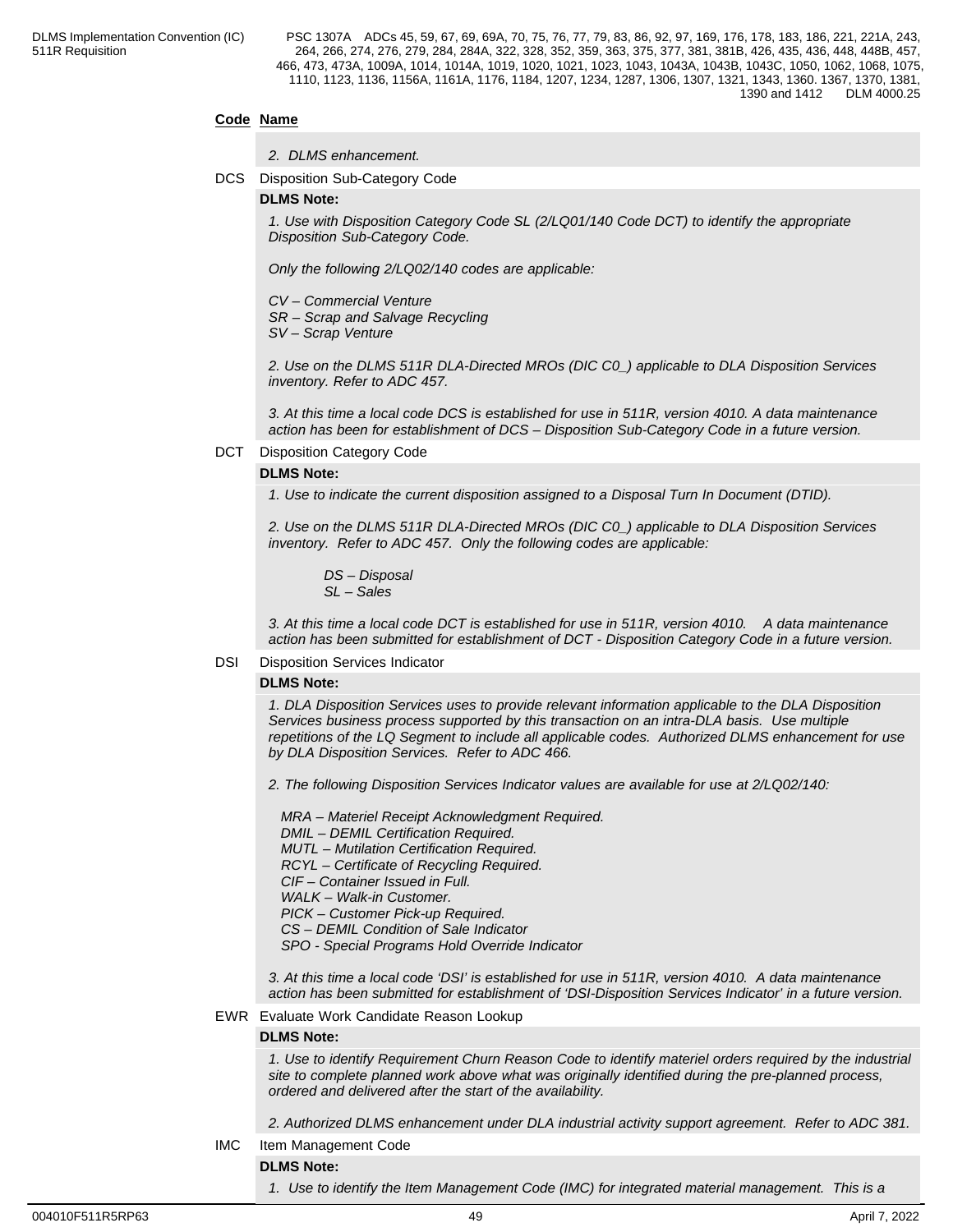**Code Name**

*2. DLMS enhancement.*

DCS Disposition Sub-Category Code

**DLMS Note:**

*1. Use with Disposition Category Code SL (2/LQ01/140 Code DCT) to identify the appropriate Disposition Sub-Category Code.*

*Only the following 2/LQ02/140 codes are applicable:*

*CV – Commercial Venture*
*SR – Scrap and Salvage Recycling*
*SV – Scrap Venture*

*2. Use on the DLMS 511R DLA-Directed MROs (DIC C0_) applicable to DLA Disposition Services inventory. Refer to ADC 457.*

*3. At this time a local code DCS is established for use in 511R, version 4010. A data maintenance action has been for establishment of DCS – Disposition Sub-Category Code in a future version.*

DCT Disposition Category Code

**DLMS Note:**

*1. Use to indicate the current disposition assigned to a Disposal Turn In Document (DTID).*

*2. Use on the DLMS 511R DLA-Directed MROs (DIC C0_) applicable to DLA Disposition Services inventory. Refer to ADC 457. Only the following codes are applicable:*

*DS – Disposal*
*SL – Sales*

*3. At this time a local code DCT is established for use in 511R, version 4010. A data maintenance action has been submitted for establishment of DCT - Disposition Category Code in a future version.*

DSI Disposition Services Indicator

**DLMS Note:**

*1. DLA Disposition Services uses to provide relevant information applicable to the DLA Disposition Services business process supported by this transaction on an intra-DLA basis. Use multiple repetitions of the LQ Segment to include all applicable codes. Authorized DLMS enhancement for use by DLA Disposition Services. Refer to ADC 466.*

*2. The following Disposition Services Indicator values are available for use at 2/LQ02/140:*

*MRA – Materiel Receipt Acknowledgment Required.*
*DMIL – DEMIL Certification Required.*
*MUTL – Mutilation Certification Required.*
*RCYL – Certificate of Recycling Required.*
*CIF – Container Issued in Full.*
*WALK – Walk-in Customer.*
*PICK – Customer Pick-up Required.*
*CS – DEMIL Condition of Sale Indicator*
*SPO - Special Programs Hold Override Indicator*

*3. At this time a local code 'DSI' is established for use in 511R, version 4010. A data maintenance action has been submitted for establishment of 'DSI-Disposition Services Indicator' in a future version.*

EWR Evaluate Work Candidate Reason Lookup

**DLMS Note:**

*1. Use to identify Requirement Churn Reason Code to identify materiel orders required by the industrial site to complete planned work above what was originally identified during the pre-planned process, ordered and delivered after the start of the availability.*

*2. Authorized DLMS enhancement under DLA industrial activity support agreement. Refer to ADC 381.*

IMC Item Management Code

**DLMS Note:**

*1. Use to identify the Item Management Code (IMC) for integrated material management. This is a*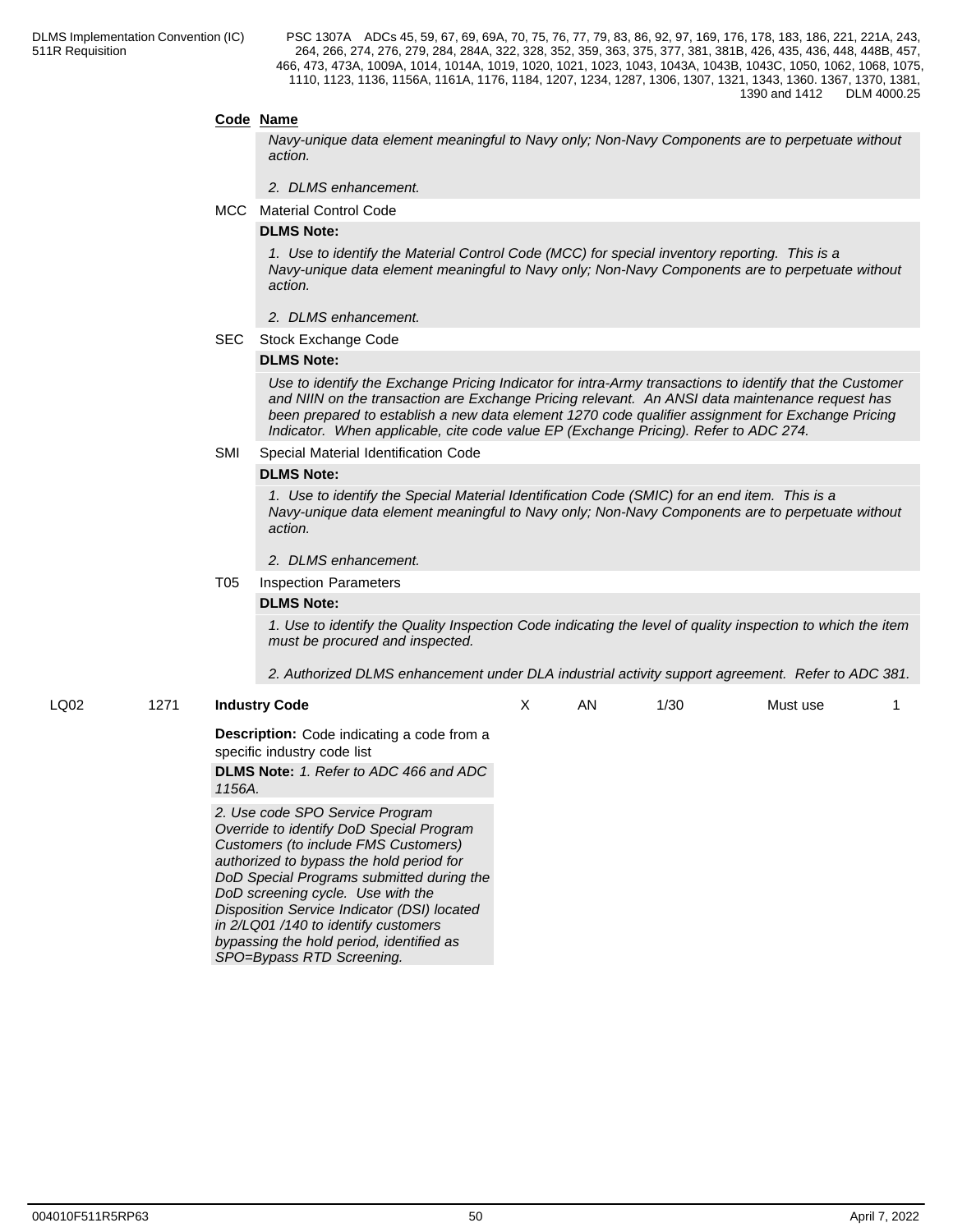**Code** **Name**

*Navy-unique data element meaningful to Navy only; Non-Navy Components are to perpetuate without action.*

*2. DLMS enhancement.*

MCC Material Control Code

**DLMS Note:**

*1. Use to identify the Material Control Code (MCC) for special inventory reporting. This is a Navy-unique data element meaningful to Navy only; Non-Navy Components are to perpetuate without action.*

*2. DLMS enhancement.*

SEC Stock Exchange Code

**DLMS Note:**

*Use to identify the Exchange Pricing Indicator for intra-Army transactions to identify that the Customer and NIIN on the transaction are Exchange Pricing relevant. An ANSI data maintenance request has been prepared to establish a new data element 1270 code qualifier assignment for Exchange Pricing Indicator. When applicable, cite code value EP (Exchange Pricing). Refer to ADC 274.*

SMI Special Material Identification Code

**DLMS Note:**

*1. Use to identify the Special Material Identification Code (SMIC) for an end item. This is a Navy-unique data element meaningful to Navy only; Non-Navy Components are to perpetuate without action.*

*2. DLMS enhancement.*

T05 Inspection Parameters

**DLMS Note:**

*1. Use to identify the Quality Inspection Code indicating the level of quality inspection to which the item must be procured and inspected.*

*2. Authorized DLMS enhancement under DLA industrial activity support agreement. Refer to ADC 381.*

| LQ02 | 1271 | **Industry Code** | X | AN | 1/30 | Must use | 1 |
|---|---|---|---|---|---|---|---|

**Description:** Code indicating a code from a specific industry code list

**DLMS Note:** *1. Refer to ADC 466 and ADC 1156A.*

*2. Use code SPO Service Program Override to identify DoD Special Program Customers (to include FMS Customers) authorized to bypass the hold period for DoD Special Programs submitted during the DoD screening cycle. Use with the Disposition Service Indicator (DSI) located in 2/LQ01 /140 to identify customers bypassing the hold period, identified as SPO=Bypass RTD Screening.*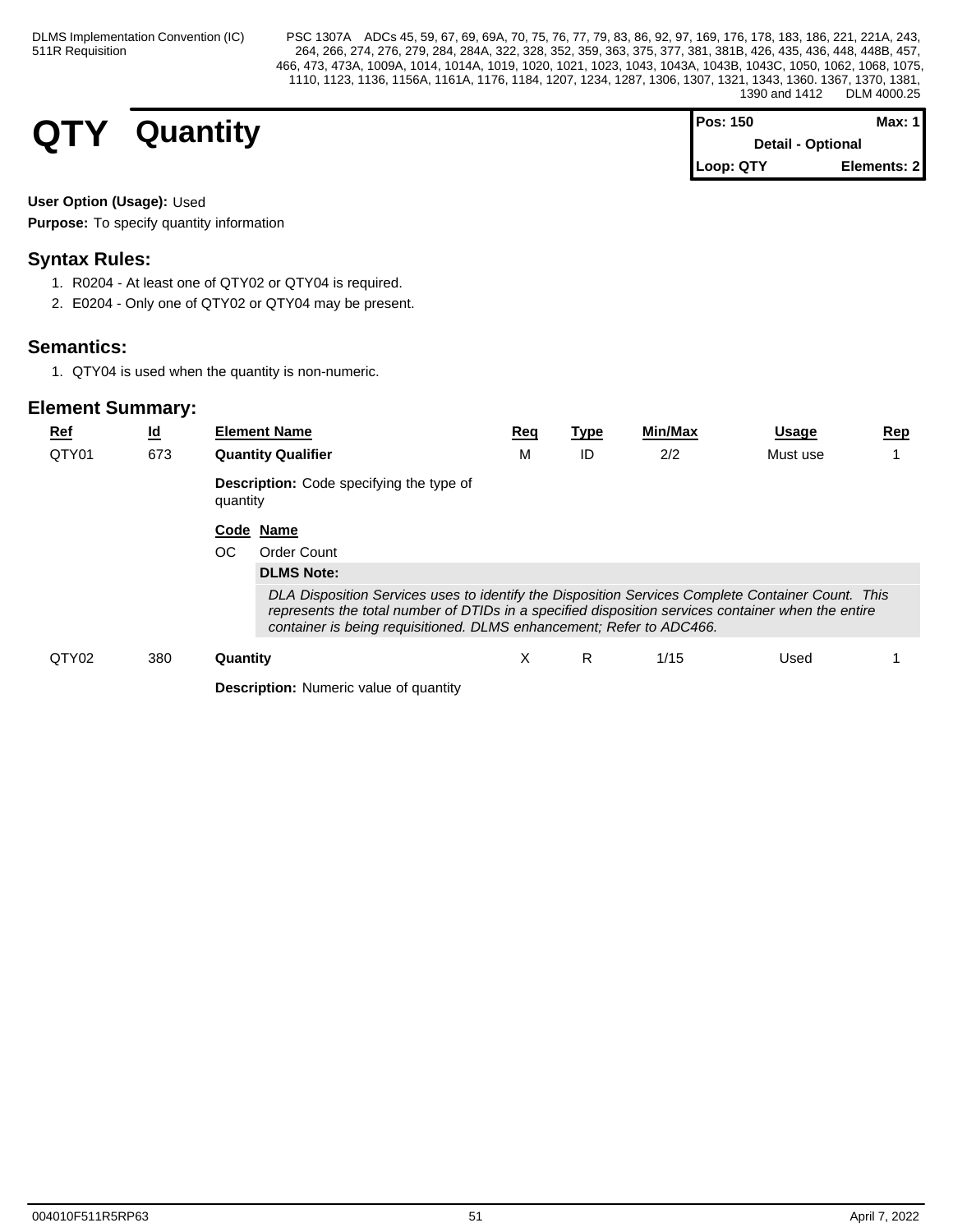# QTY Quantity

| Pos: 150 | Max: 1 |
|---|---|
| Detail - Optional | |
| Loop: QTY | Elements: 2 |

**User Option (Usage):** Used

**Purpose:** To specify quantity information

## Syntax Rules:

1. R0204 - At least one of QTY02 or QTY04 is required.
2. E0204 - Only one of QTY02 or QTY04 may be present.

## Semantics:

1. QTY04 is used when the quantity is non-numeric.

## Element Summary:

| Ref | Id | Element Name | Req | Type | Min/Max | Usage | Rep |
|---|---|---|---|---|---|---|---|
| QTY01 | 673 | **Quantity Qualifier** | M | ID | 2/2 | Must use | 1 |
| QTY02 | 380 | **Quantity** | X | R | 1/15 | Used | 1 |

**QTY01 Description:** Code specifying the type of quantity

| Code | Name |
|---|---|
| OC | Order Count |

**DLMS Note:**

*DLA Disposition Services uses to identify the Disposition Services Complete Container Count. This represents the total number of DTIDs in a specified disposition services container when the entire container is being requisitioned. DLMS enhancement; Refer to ADC466.*

**QTY02 Description:** Numeric value of quantity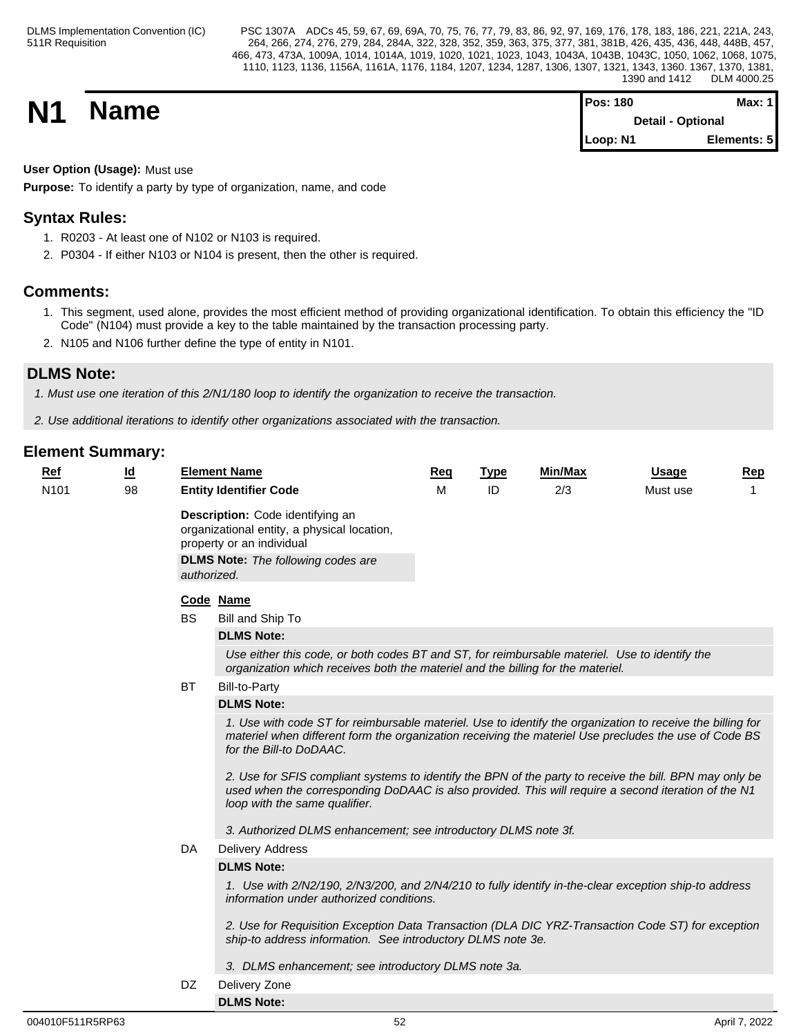# N1 Name

| Pos: 180 | Max: 1 |
|---|---|
| Detail - Optional | |
| Loop: N1 | Elements: 5 |

**User Option (Usage):** Must use

**Purpose:** To identify a party by type of organization, name, and code

## Syntax Rules:

1. R0203 - At least one of N102 or N103 is required.
2. P0304 - If either N103 or N104 is present, then the other is required.

## Comments:

1. This segment, used alone, provides the most efficient method of providing organizational identification. To obtain this efficiency the "ID Code" (N104) must provide a key to the table maintained by the transaction processing party.
2. N105 and N106 further define the type of entity in N101.

## DLMS Note:

*1. Must use one iteration of this 2/N1/180 loop to identify the organization to receive the transaction.*

*2. Use additional iterations to identify other organizations associated with the transaction.*

## Element Summary:

| Ref | Id | Element Name | Req | Type | Min/Max | Usage | Rep |
|---|---|---|---|---|---|---|---|
| N101 | 98 | **Entity Identifier Code** | M | ID | 2/3 | Must use | 1 |

**Description:** Code identifying an organizational entity, a physical location, property or an individual

**DLMS Note:** *The following codes are authorized.*

| Code | Name |
|---|---|
| BS | Bill and Ship To |
| BT | Bill-to-Party |
| DA | Delivery Address |
| DZ | Delivery Zone |

**BS** - Bill and Ship To

**DLMS Note:**

*Use either this code, or both codes BT and ST, for reimbursable materiel. Use to identify the organization which receives both the materiel and the billing for the materiel.*

**BT** - Bill-to-Party

**DLMS Note:**

*1. Use with code ST for reimbursable materiel. Use to identify the organization to receive the billing for materiel when different form the organization receiving the materiel Use precludes the use of Code BS for the Bill-to DoDAAC.*

*2. Use for SFIS compliant systems to identify the BPN of the party to receive the bill. BPN may only be used when the corresponding DoDAAC is also provided. This will require a second iteration of the N1 loop with the same qualifier.*

*3. Authorized DLMS enhancement; see introductory DLMS note 3f.*

**DA** - Delivery Address

**DLMS Note:**

*1. Use with 2/N2/190, 2/N3/200, and 2/N4/210 to fully identify in-the-clear exception ship-to address information under authorized conditions.*

*2. Use for Requisition Exception Data Transaction (DLA DIC YRZ-Transaction Code ST) for exception ship-to address information. See introductory DLMS note 3e.*

*3. DLMS enhancement; see introductory DLMS note 3a.*

**DZ** - Delivery Zone

**DLMS Note:**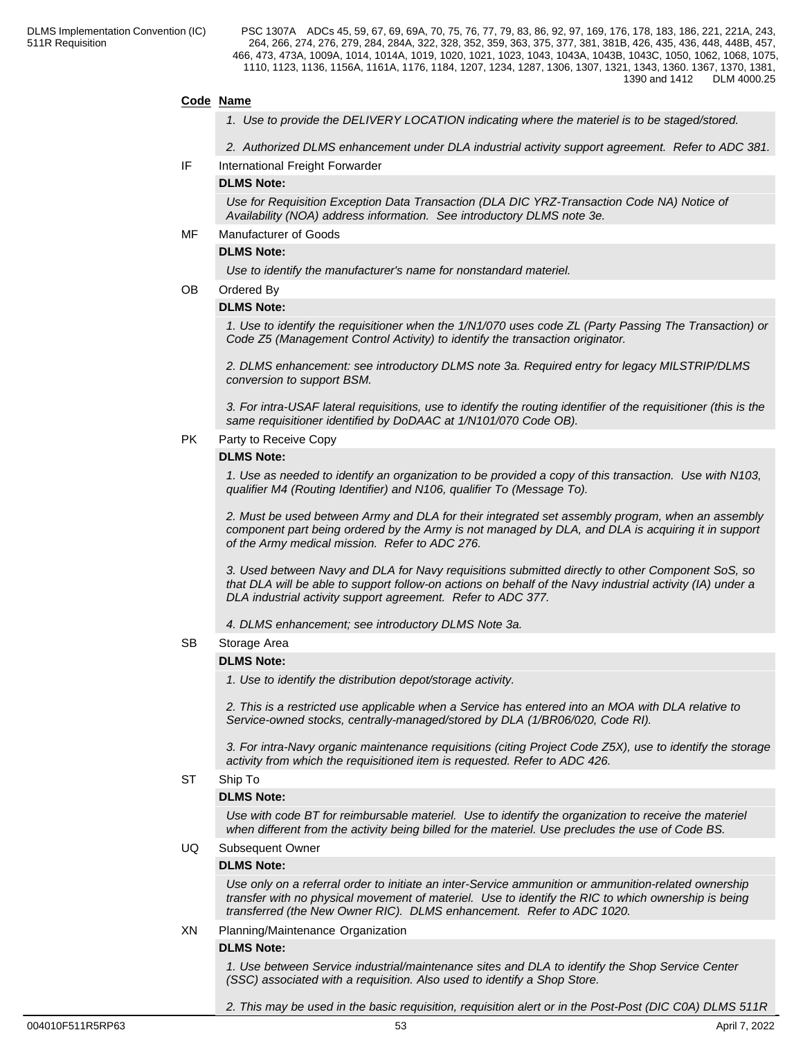**Code** **Name**

*1. Use to provide the DELIVERY LOCATION indicating where the materiel is to be staged/stored.*

*2. Authorized DLMS enhancement under DLA industrial activity support agreement. Refer to ADC 381.*

IF International Freight Forwarder

**DLMS Note:**

*Use for Requisition Exception Data Transaction (DLA DIC YRZ-Transaction Code NA) Notice of Availability (NOA) address information. See introductory DLMS note 3e.*

MF Manufacturer of Goods

**DLMS Note:**

*Use to identify the manufacturer's name for nonstandard materiel.*

OB Ordered By

**DLMS Note:**

*1. Use to identify the requisitioner when the 1/N1/070 uses code ZL (Party Passing The Transaction) or Code Z5 (Management Control Activity) to identify the transaction originator.*

*2. DLMS enhancement: see introductory DLMS note 3a. Required entry for legacy MILSTRIP/DLMS conversion to support BSM.*

*3. For intra-USAF lateral requisitions, use to identify the routing identifier of the requisitioner (this is the same requisitioner identified by DoDAAC at 1/N101/070 Code OB).*

PK Party to Receive Copy

**DLMS Note:**

*1. Use as needed to identify an organization to be provided a copy of this transaction. Use with N103, qualifier M4 (Routing Identifier) and N106, qualifier To (Message To).*

*2. Must be used between Army and DLA for their integrated set assembly program, when an assembly component part being ordered by the Army is not managed by DLA, and DLA is acquiring it in support of the Army medical mission. Refer to ADC 276.*

*3. Used between Navy and DLA for Navy requisitions submitted directly to other Component SoS, so that DLA will be able to support follow-on actions on behalf of the Navy industrial activity (IA) under a DLA industrial activity support agreement. Refer to ADC 377.*

*4. DLMS enhancement; see introductory DLMS Note 3a.*

SB Storage Area

**DLMS Note:**

*1. Use to identify the distribution depot/storage activity.*

*2. This is a restricted use applicable when a Service has entered into an MOA with DLA relative to Service-owned stocks, centrally-managed/stored by DLA (1/BR06/020, Code RI).*

*3. For intra-Navy organic maintenance requisitions (citing Project Code Z5X), use to identify the storage activity from which the requisitioned item is requested. Refer to ADC 426.*

ST Ship To

**DLMS Note:**

*Use with code BT for reimbursable materiel. Use to identify the organization to receive the materiel when different from the activity being billed for the materiel. Use precludes the use of Code BS.*

UQ Subsequent Owner

**DLMS Note:**

*Use only on a referral order to initiate an inter-Service ammunition or ammunition-related ownership transfer with no physical movement of materiel. Use to identify the RIC to which ownership is being transferred (the New Owner RIC). DLMS enhancement. Refer to ADC 1020.*

XN Planning/Maintenance Organization

**DLMS Note:**

*1. Use between Service industrial/maintenance sites and DLA to identify the Shop Service Center (SSC) associated with a requisition. Also used to identify a Shop Store.*

*2. This may be used in the basic requisition, requisition alert or in the Post-Post (DIC C0A) DLMS 511R*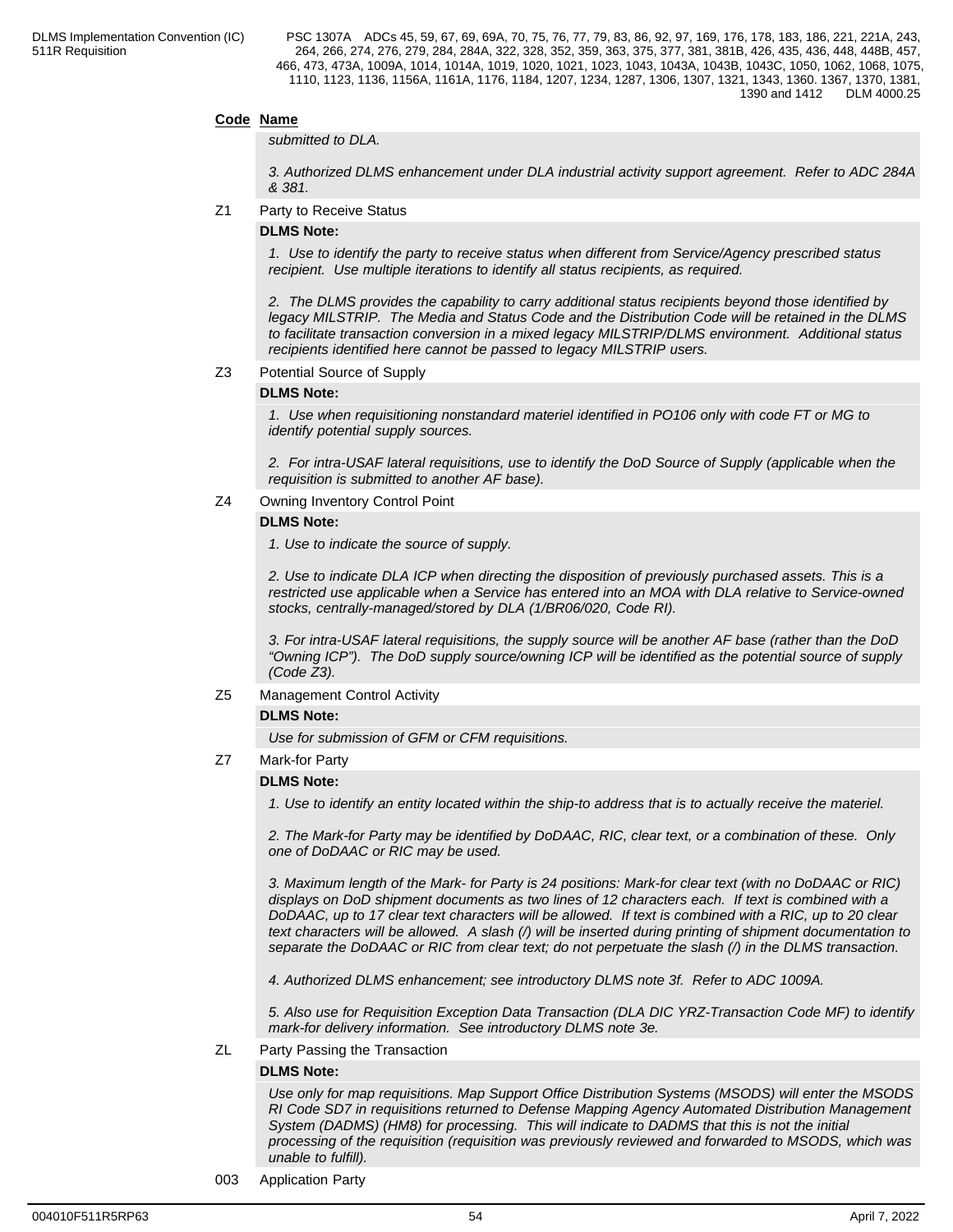**Code** **Name**

*submitted to DLA.*

*3. Authorized DLMS enhancement under DLA industrial activity support agreement. Refer to ADC 284A & 381.*

Z1 Party to Receive Status

**DLMS Note:**

*1. Use to identify the party to receive status when different from Service/Agency prescribed status recipient. Use multiple iterations to identify all status recipients, as required.*

*2. The DLMS provides the capability to carry additional status recipients beyond those identified by legacy MILSTRIP. The Media and Status Code and the Distribution Code will be retained in the DLMS to facilitate transaction conversion in a mixed legacy MILSTRIP/DLMS environment. Additional status recipients identified here cannot be passed to legacy MILSTRIP users.*

Z3 Potential Source of Supply

**DLMS Note:**

*1. Use when requisitioning nonstandard materiel identified in PO106 only with code FT or MG to identify potential supply sources.*

*2. For intra-USAF lateral requisitions, use to identify the DoD Source of Supply (applicable when the requisition is submitted to another AF base).*

Z4 Owning Inventory Control Point

**DLMS Note:**

*1. Use to indicate the source of supply.*

*2. Use to indicate DLA ICP when directing the disposition of previously purchased assets. This is a restricted use applicable when a Service has entered into an MOA with DLA relative to Service-owned stocks, centrally-managed/stored by DLA (1/BR06/020, Code RI).*

*3. For intra-USAF lateral requisitions, the supply source will be another AF base (rather than the DoD "Owning ICP"). The DoD supply source/owning ICP will be identified as the potential source of supply (Code Z3).*

Z5 Management Control Activity

**DLMS Note:**

*Use for submission of GFM or CFM requisitions.*

Z7 Mark-for Party

**DLMS Note:**

*1. Use to identify an entity located within the ship-to address that is to actually receive the materiel.*

*2. The Mark-for Party may be identified by DoDAAC, RIC, clear text, or a combination of these. Only one of DoDAAC or RIC may be used.*

*3. Maximum length of the Mark- for Party is 24 positions: Mark-for clear text (with no DoDAAC or RIC) displays on DoD shipment documents as two lines of 12 characters each. If text is combined with a DoDAAC, up to 17 clear text characters will be allowed. If text is combined with a RIC, up to 20 clear text characters will be allowed. A slash (/) will be inserted during printing of shipment documentation to separate the DoDAAC or RIC from clear text; do not perpetuate the slash (/) in the DLMS transaction.*

*4. Authorized DLMS enhancement; see introductory DLMS note 3f. Refer to ADC 1009A.*

*5. Also use for Requisition Exception Data Transaction (DLA DIC YRZ-Transaction Code MF) to identify mark-for delivery information. See introductory DLMS note 3e.*

ZL Party Passing the Transaction

**DLMS Note:**

*Use only for map requisitions. Map Support Office Distribution Systems (MSODS) will enter the MSODS RI Code SD7 in requisitions returned to Defense Mapping Agency Automated Distribution Management System (DADMS) (HM8) for processing. This will indicate to DADMS that this is not the initial processing of the requisition (requisition was previously reviewed and forwarded to MSODS, which was unable to fulfill).*

003 Application Party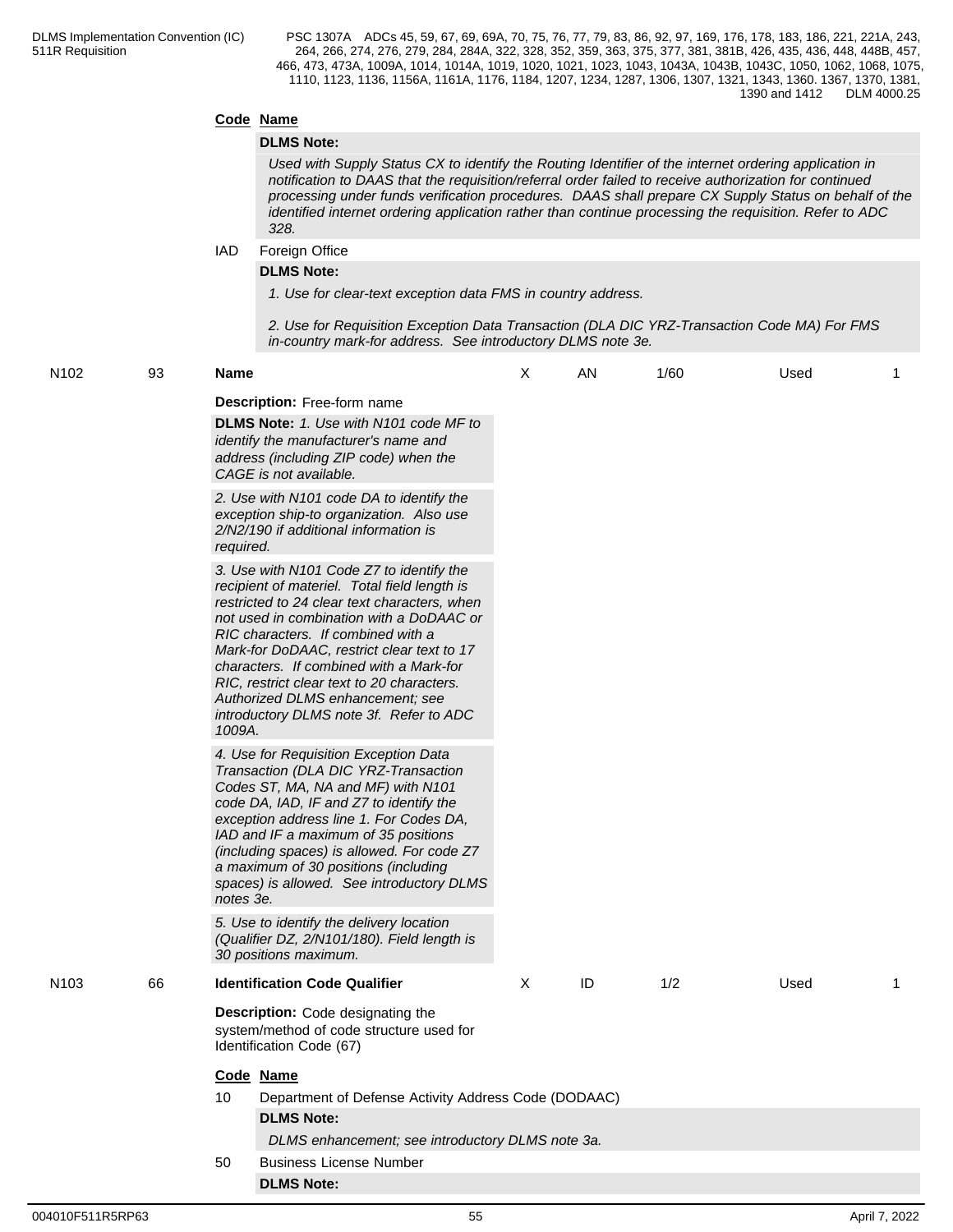**Code** **Name**

**DLMS Note:**

*Used with Supply Status CX to identify the Routing Identifier of the internet ordering application in notification to DAAS that the requisition/referral order failed to receive authorization for continued processing under funds verification procedures. DAAS shall prepare CX Supply Status on behalf of the identified internet ordering application rather than continue processing the requisition. Refer to ADC 328.*

IAD Foreign Office

**DLMS Note:**

*1. Use for clear-text exception data FMS in country address.*

*2. Use for Requisition Exception Data Transaction (DLA DIC YRZ-Transaction Code MA) For FMS in-country mark-for address. See introductory DLMS note 3e.*

| N102 | 93 | **Name** | X | AN | 1/60 | Used | 1 |
|---|---|---|---|---|---|---|---|

**Description:** Free-form name

**DLMS Note:** *1. Use with N101 code MF to identify the manufacturer's name and address (including ZIP code) when the CAGE is not available.*

*2. Use with N101 code DA to identify the exception ship-to organization. Also use 2/N2/190 if additional information is required.*

*3. Use with N101 Code Z7 to identify the recipient of materiel. Total field length is restricted to 24 clear text characters, when not used in combination with a DoDAAC or RIC characters. If combined with a Mark-for DoDAAC, restrict clear text to 17 characters. If combined with a Mark-for RIC, restrict clear text to 20 characters. Authorized DLMS enhancement; see introductory DLMS note 3f. Refer to ADC 1009A.*

*4. Use for Requisition Exception Data Transaction (DLA DIC YRZ-Transaction Codes ST, MA, NA and MF) with N101 code DA, IAD, IF and Z7 to identify the exception address line 1. For Codes DA, IAD and IF a maximum of 35 positions (including spaces) is allowed. For code Z7 a maximum of 30 positions (including spaces) is allowed. See introductory DLMS notes 3e.*

*5. Use to identify the delivery location (Qualifier DZ, 2/N101/180). Field length is 30 positions maximum.*

| N103 | 66 | **Identification Code Qualifier** | X | ID | 1/2 | Used | 1 |
|---|---|---|---|---|---|---|---|

**Description:** Code designating the system/method of code structure used for Identification Code (67)

**Code** **Name**

10 Department of Defense Activity Address Code (DODAAC)

**DLMS Note:**

*DLMS enhancement; see introductory DLMS note 3a.*

50 Business License Number

**DLMS Note:**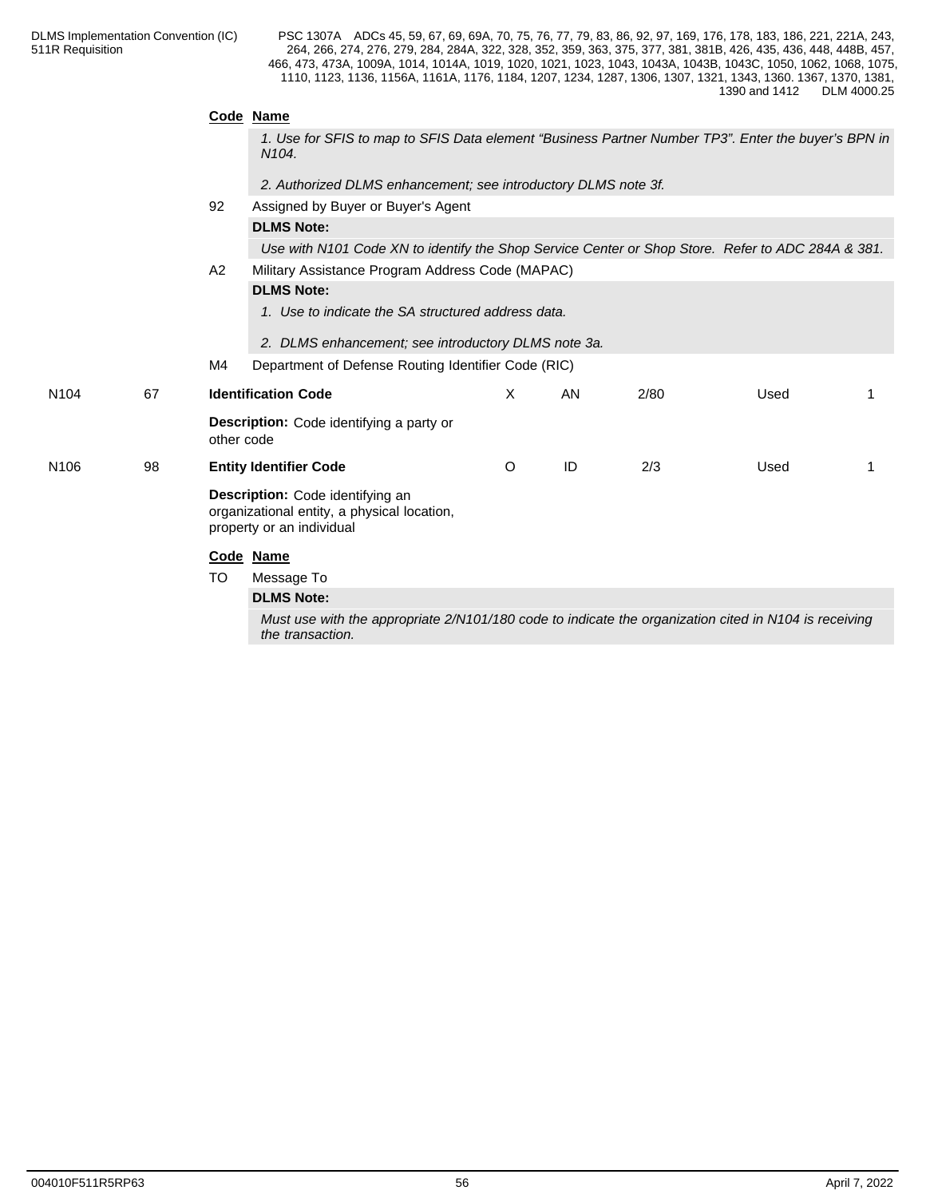**Code Name**

*1. Use for SFIS to map to SFIS Data element “Business Partner Number TP3”. Enter the buyer’s BPN in N104.*

*2. Authorized DLMS enhancement; see introductory DLMS note 3f.*

92 Assigned by Buyer or Buyer's Agent

**DLMS Note:**

*Use with N101 Code XN to identify the Shop Service Center or Shop Store. Refer to ADC 284A & 381.*

A2 Military Assistance Program Address Code (MAPAC)

**DLMS Note:**

*1. Use to indicate the SA structured address data.*

*2. DLMS enhancement; see introductory DLMS note 3a.*

M4 Department of Defense Routing Identifier Code (RIC)

| | | | | | | | |
|---|---|---|---|---|---|---|---|
| N104 | 67 | **Identification Code** | X | AN | 2/80 | Used | 1 |

**Description:** Code identifying a party or other code

| | | | | | | | |
|---|---|---|---|---|---|---|---|
| N106 | 98 | **Entity Identifier Code** | O | ID | 2/3 | Used | 1 |

**Description:** Code identifying an organizational entity, a physical location, property or an individual

**Code Name**

TO Message To

**DLMS Note:**

*Must use with the appropriate 2/N101/180 code to indicate the organization cited in N104 is receiving the transaction.*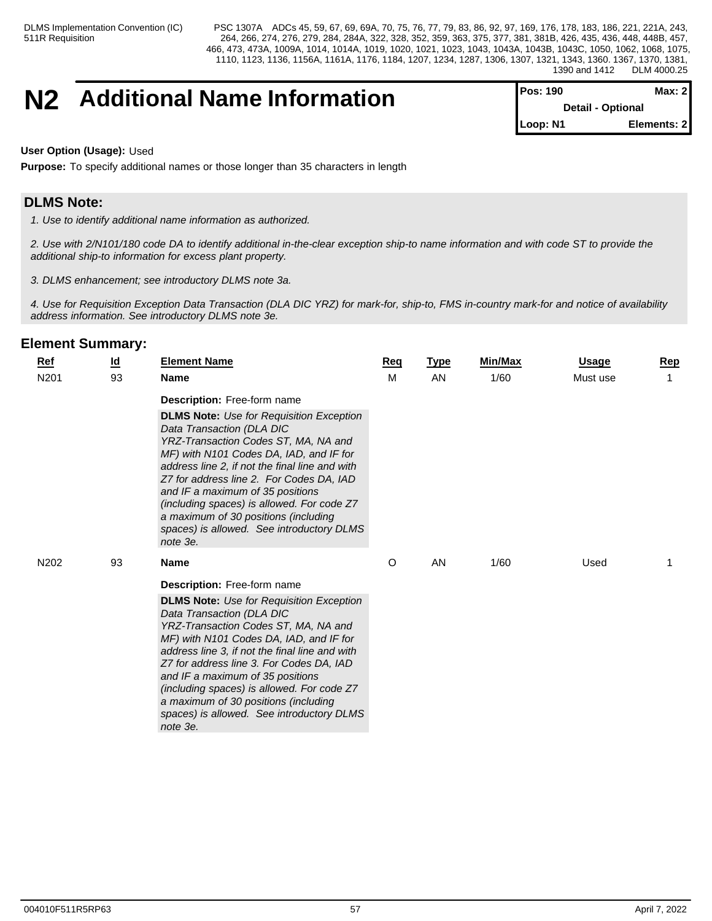# N2 Additional Name Information

| Pos: 190 | Max: 2 |
|---|---|
| Detail - Optional | |
| Loop: N1 | Elements: 2 |

**User Option (Usage):** Used

**Purpose:** To specify additional names or those longer than 35 characters in length

## DLMS Note:

*1. Use to identify additional name information as authorized.*

*2. Use with 2/N101/180 code DA to identify additional in-the-clear exception ship-to name information and with code ST to provide the additional ship-to information for excess plant property.*

*3. DLMS enhancement; see introductory DLMS note 3a.*

*4. Use for Requisition Exception Data Transaction (DLA DIC YRZ) for mark-for, ship-to, FMS in-country mark-for and notice of availability address information. See introductory DLMS note 3e.*

## Element Summary:

| Ref | Id | Element Name | Req | Type | Min/Max | Usage | Rep |
|---|---|---|---|---|---|---|---|
| N201 | 93 | **Name**<br><br>**Description:** Free-form name<br><br>**DLMS Note:** *Use for Requisition Exception Data Transaction (DLA DIC YRZ-Transaction Codes ST, MA, NA and MF) with N101 Codes DA, IAD, and IF for address line 2, if not the final line and with Z7 for address line 2. For Codes DA, IAD and IF a maximum of 35 positions (including spaces) is allowed. For code Z7 a maximum of 30 positions (including spaces) is allowed. See introductory DLMS note 3e.* | M | AN | 1/60 | Must use | 1 |
| N202 | 93 | **Name**<br><br>**Description:** Free-form name<br><br>**DLMS Note:** *Use for Requisition Exception Data Transaction (DLA DIC YRZ-Transaction Codes ST, MA, NA and MF) with N101 Codes DA, IAD, and IF for address line 3, if not the final line and with Z7 for address line 3. For Codes DA, IAD and IF a maximum of 35 positions (including spaces) is allowed. For code Z7 a maximum of 30 positions (including spaces) is allowed. See introductory DLMS note 3e.* | O | AN | 1/60 | Used | 1 |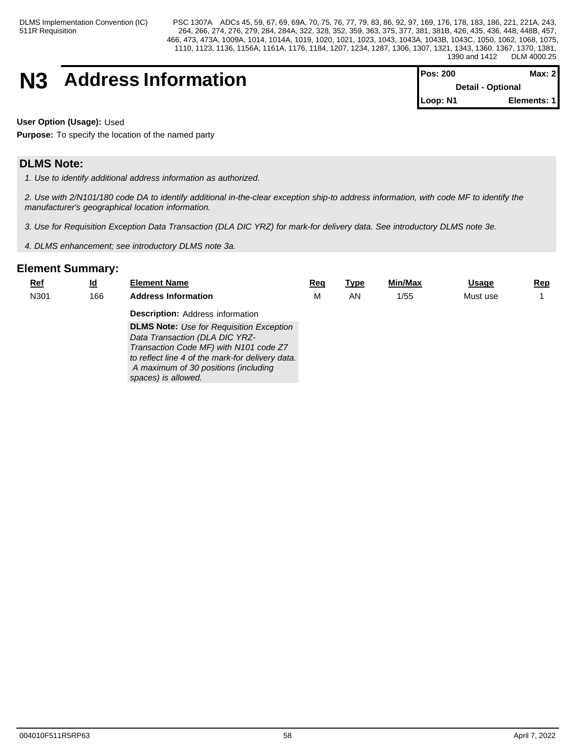# N3 Address Information

| Pos: 200 | Max: 2 |
|---|---|
| Detail - Optional | |
| Loop: N1 | Elements: 1 |

**User Option (Usage):** Used

**Purpose:** To specify the location of the named party

## DLMS Note:

*1. Use to identify additional address information as authorized.*

*2. Use with 2/N101/180 code DA to identify additional in-the-clear exception ship-to address information, with code MF to identify the manufacturer's geographical location information.*

*3. Use for Requisition Exception Data Transaction (DLA DIC YRZ) for mark-for delivery data. See introductory DLMS note 3e.*

*4. DLMS enhancement; see introductory DLMS note 3a.*

## Element Summary:

| Ref | Id | Element Name | Req | Type | Min/Max | Usage | Rep |
|---|---|---|---|---|---|---|---|
| N301 | 166 | **Address Information** | M | AN | 1/55 | Must use | 1 |

**Description:** Address information

**DLMS Note:** *Use for Requisition Exception Data Transaction (DLA DIC YRZ-Transaction Code MF) with N101 code Z7 to reflect line 4 of the mark-for delivery data. A maximum of 30 positions (including spaces) is allowed.*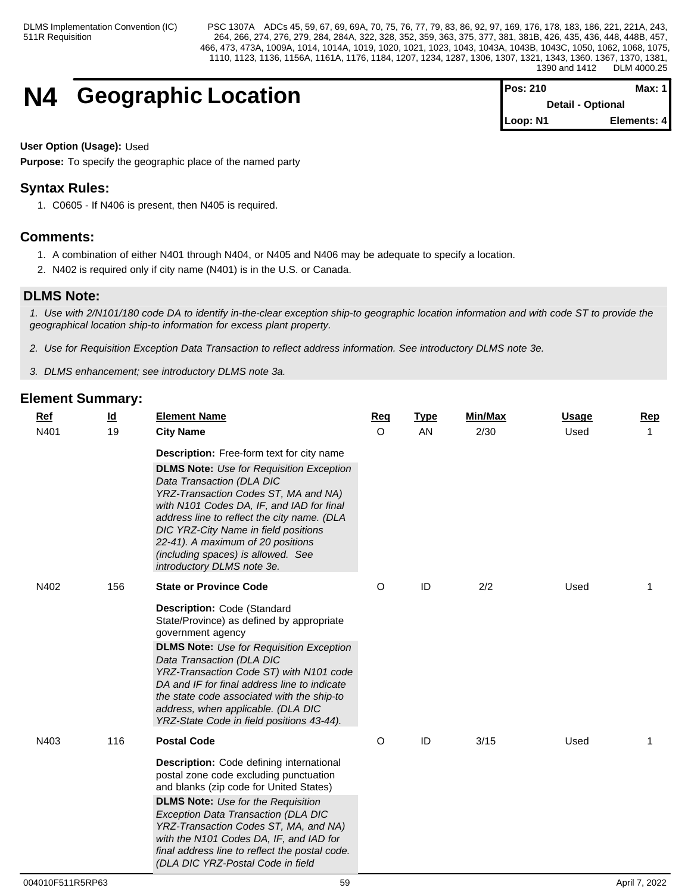# N4 Geographic Location

| Pos: 210 | Max: 1 |
|---|---|
| Detail - Optional | |
| Loop: N1 | Elements: 4 |

**User Option (Usage):** Used

**Purpose:** To specify the geographic place of the named party

## Syntax Rules:

1. C0605 - If N406 is present, then N405 is required.

## Comments:

1. A combination of either N401 through N404, or N405 and N406 may be adequate to specify a location.
2. N402 is required only if city name (N401) is in the U.S. or Canada.

## DLMS Note:

*1. Use with 2/N101/180 code DA to identify in-the-clear exception ship-to geographic location information and with code ST to provide the geographical location ship-to information for excess plant property.*

*2. Use for Requisition Exception Data Transaction to reflect address information. See introductory DLMS note 3e.*

*3. DLMS enhancement; see introductory DLMS note 3a.*

## Element Summary:

| Ref | Id | Element Name | Req | Type | Min/Max | Usage | Rep |
|---|---|---|---|---|---|---|---|
| N401 | 19 | **City Name**<br><br>**Description:** Free-form text for city name<br><br>**DLMS Note:** *Use for Requisition Exception Data Transaction (DLA DIC YRZ-Transaction Codes ST, MA and NA) with N101 Codes DA, IF, and IAD for final address line to reflect the city name. (DLA DIC YRZ-City Name in field positions 22-41). A maximum of 20 positions (including spaces) is allowed. See introductory DLMS note 3e.* | O | AN | 2/30 | Used | 1 |
| N402 | 156 | **State or Province Code**<br><br>**Description:** Code (Standard State/Province) as defined by appropriate government agency<br><br>**DLMS Note:** *Use for Requisition Exception Data Transaction (DLA DIC YRZ-Transaction Code ST) with N101 code DA and IF for final address line to indicate the state code associated with the ship-to address, when applicable. (DLA DIC YRZ-State Code in field positions 43-44).* | O | ID | 2/2 | Used | 1 |
| N403 | 116 | **Postal Code**<br><br>**Description:** Code defining international postal zone code excluding punctuation and blanks (zip code for United States)<br><br>**DLMS Note:** *Use for the Requisition Exception Data Transaction (DLA DIC YRZ-Transaction Codes ST, MA, and NA) with the N101 Codes DA, IF, and IAD for final address line to reflect the postal code. (DLA DIC YRZ-Postal Code in field* | O | ID | 3/15 | Used | 1 |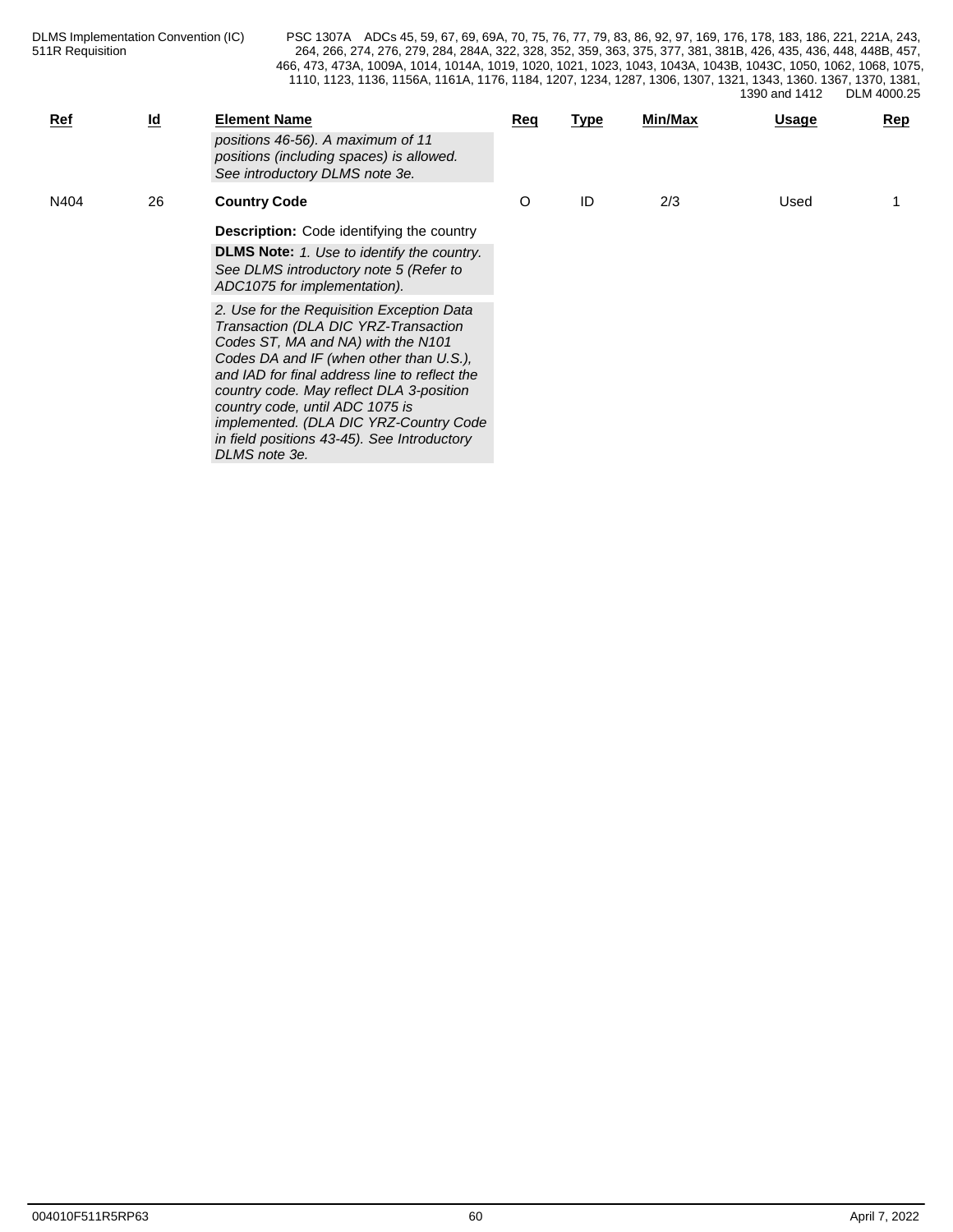| Ref | Id | Element Name | Req | Type | Min/Max | Usage | Rep |
|---|---|---|---|---|---|---|---|
| | | *positions 46-56). A maximum of 11 positions (including spaces) is allowed. See introductory DLMS note 3e.* | | | | | |
| N404 | 26 | **Country Code** | O | ID | 2/3 | Used | 1 |
| | | **Description:** Code identifying the country | | | | | |
| | | **DLMS Note:** *1. Use to identify the country. See DLMS introductory note 5 (Refer to ADC1075 for implementation).* | | | | | |
| | | *2. Use for the Requisition Exception Data Transaction (DLA DIC YRZ-Transaction Codes ST, MA and NA) with the N101 Codes DA and IF (when other than U.S.), and IAD for final address line to reflect the country code. May reflect DLA 3-position country code, until ADC 1075 is implemented. (DLA DIC YRZ-Country Code in field positions 43-45). See Introductory DLMS note 3e.* | | | | | |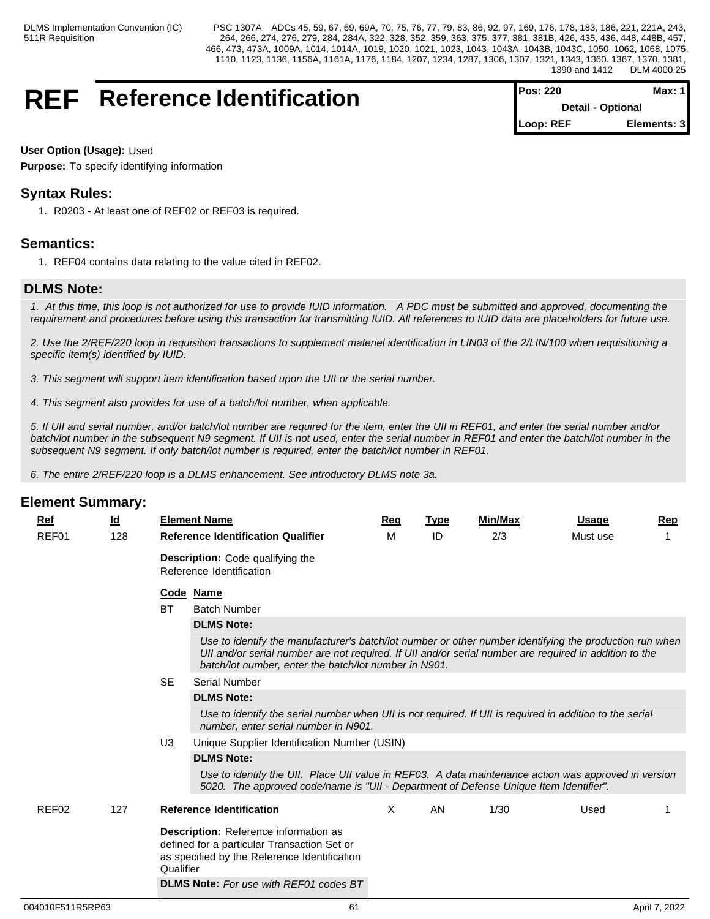# REF Reference Identification

**Pos: 220** **Max: 1**
**Detail - Optional**
**Loop: REF** **Elements: 3**

**User Option (Usage):** Used

**Purpose:** To specify identifying information

## Syntax Rules:

1. R0203 - At least one of REF02 or REF03 is required.

## Semantics:

1. REF04 contains data relating to the value cited in REF02.

## DLMS Note:

*1. At this time, this loop is not authorized for use to provide IUID information. A PDC must be submitted and approved, documenting the requirement and procedures before using this transaction for transmitting IUID. All references to IUID data are placeholders for future use.*

*2. Use the 2/REF/220 loop in requisition transactions to supplement materiel identification in LIN03 of the 2/LIN/100 when requisitioning a specific item(s) identified by IUID.*

*3. This segment will support item identification based upon the UII or the serial number.*

*4. This segment also provides for use of a batch/lot number, when applicable.*

*5. If UII and serial number, and/or batch/lot number are required for the item, enter the UII in REF01, and enter the serial number and/or batch/lot number in the subsequent N9 segment. If UII is not used, enter the serial number in REF01 and enter the batch/lot number in the subsequent N9 segment. If only batch/lot number is required, enter the batch/lot number in REF01.*

*6. The entire 2/REF/220 loop is a DLMS enhancement. See introductory DLMS note 3a.*

## Element Summary:

| Ref | Id | Element Name | Req | Type | Min/Max | Usage | Rep |
|---|---|---|---|---|---|---|---|
| REF01 | 128 | **Reference Identification Qualifier** | M | ID | 2/3 | Must use | 1 |

**Description:** Code qualifying the Reference Identification

| Code | Name |
|---|---|
| BT | Batch Number |
| SE | Serial Number |
| U3 | Unique Supplier Identification Number (USIN) |

**BT** Batch Number
**DLMS Note:**
*Use to identify the manufacturer's batch/lot number or other number identifying the production run when UII and/or serial number are not required. If UII and/or serial number are required in addition to the batch/lot number, enter the batch/lot number in N901.*

**SE** Serial Number
**DLMS Note:**
*Use to identify the serial number when UII is not required. If UII is required in addition to the serial number, enter serial number in N901.*

**U3** Unique Supplier Identification Number (USIN)
**DLMS Note:**
*Use to identify the UII. Place UII value in REF03. A data maintenance action was approved in version 5020. The approved code/name is "UII - Department of Defense Unique Item Identifier".*

| Ref | Id | Element Name | Req | Type | Min/Max | Usage | Rep |
|---|---|---|---|---|---|---|---|
| REF02 | 127 | **Reference Identification** | X | AN | 1/30 | Used | 1 |

**Description:** Reference information as defined for a particular Transaction Set or as specified by the Reference Identification Qualifier

**DLMS Note:** *For use with REF01 codes BT*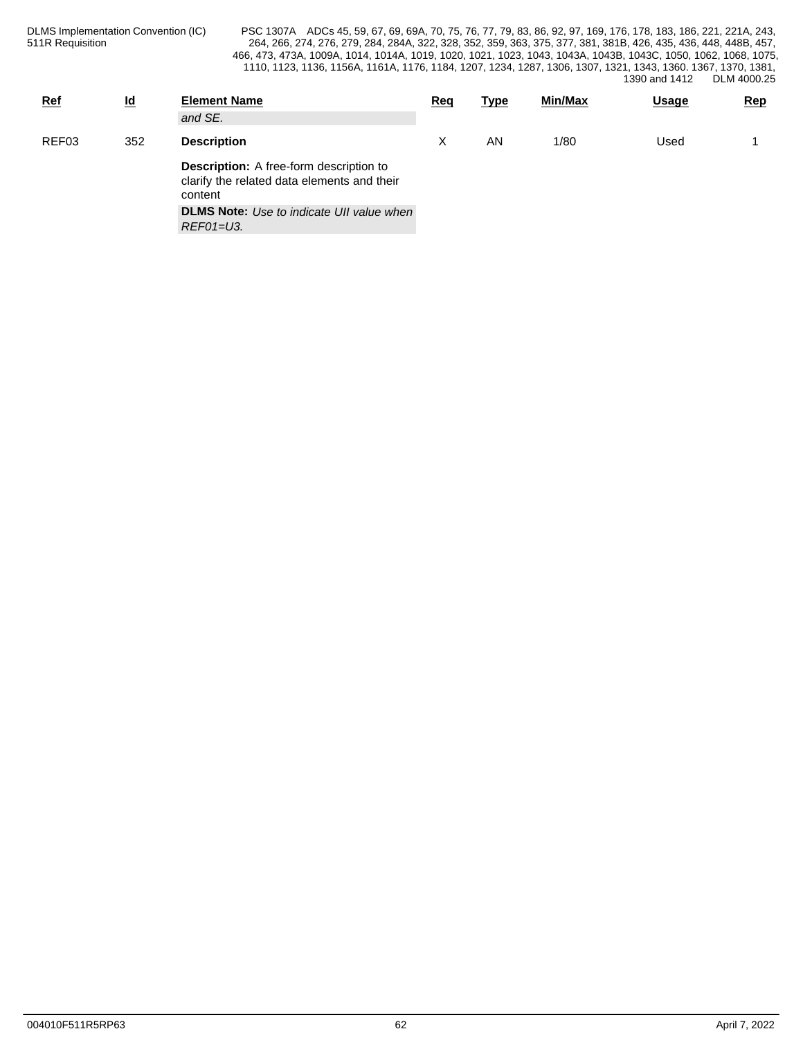| Ref | Id | Element Name | Req | Type | Min/Max | Usage | Rep |
|---|---|---|---|---|---|---|---|
| | | *and SE.* | | | | | |
| REF03 | 352 | **Description** | X | AN | 1/80 | Used | 1 |
| | | **Description:** A free-form description to clarify the related data elements and their content | | | | | |
| | | **DLMS Note:** *Use to indicate UII value when REF01=U3.* | | | | | |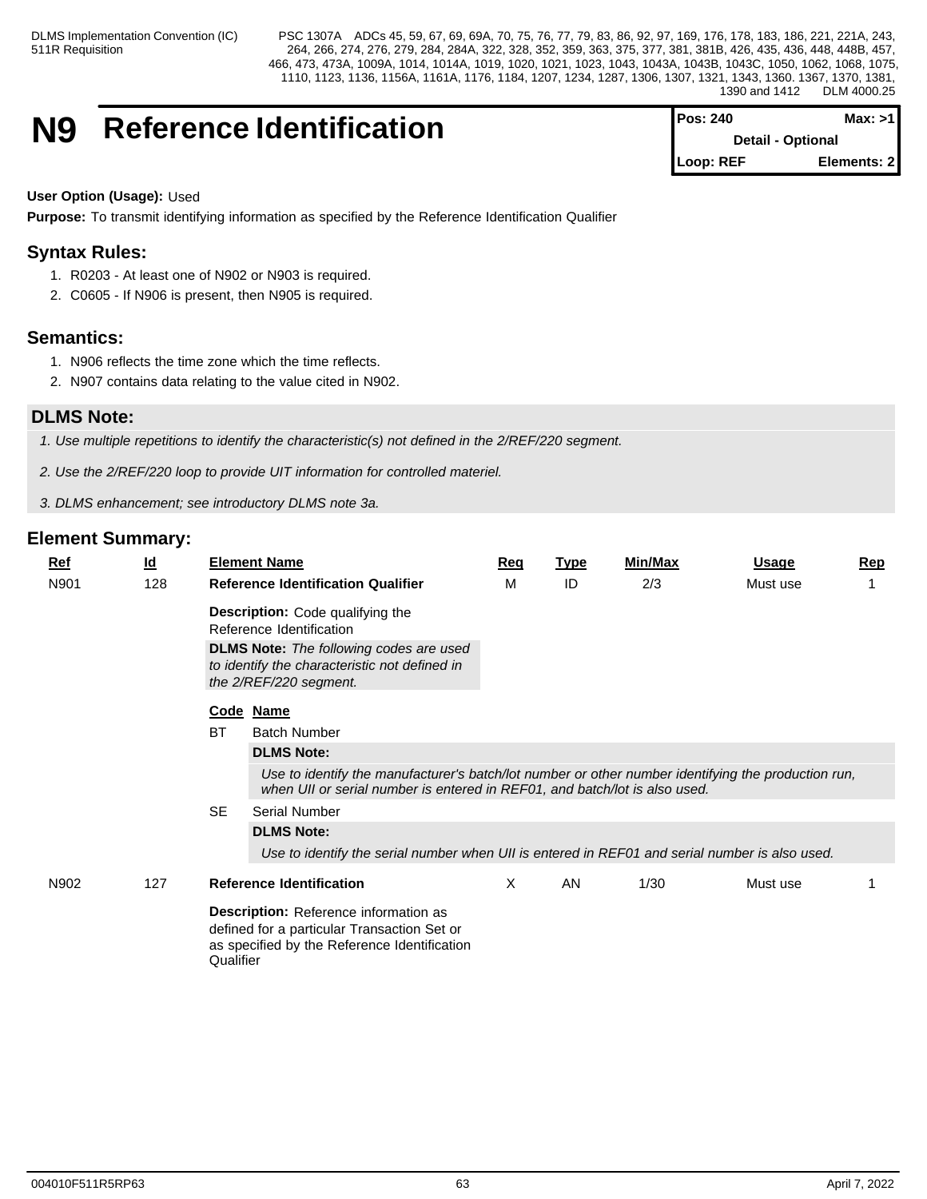# N9 Reference Identification

| Pos: 240 | Max: >1 |
|---|---|
| Detail - Optional | |
| Loop: REF | Elements: 2 |

**User Option (Usage):** Used

**Purpose:** To transmit identifying information as specified by the Reference Identification Qualifier

## Syntax Rules:

1. R0203 - At least one of N902 or N903 is required.
2. C0605 - If N906 is present, then N905 is required.

## Semantics:

1. N906 reflects the time zone which the time reflects.
2. N907 contains data relating to the value cited in N902.

## DLMS Note:

*1. Use multiple repetitions to identify the characteristic(s) not defined in the 2/REF/220 segment.*

*2. Use the 2/REF/220 loop to provide UIT information for controlled materiel.*

*3. DLMS enhancement; see introductory DLMS note 3a.*

## Element Summary:

| Ref | Id | Element Name | Req | Type | Min/Max | Usage | Rep |
|---|---|---|---|---|---|---|---|
| N901 | 128 | **Reference Identification Qualifier** | M | ID | 2/3 | Must use | 1 |

**Description:** Code qualifying the Reference Identification

**DLMS Note:** *The following codes are used to identify the characteristic not defined in the 2/REF/220 segment.*

| Code | Name |
|---|---|
| BT | Batch Number |
| SE | Serial Number |

**BT — DLMS Note:**

*Use to identify the manufacturer's batch/lot number or other number identifying the production run, when UII or serial number is entered in REF01, and batch/lot is also used.*

**SE — DLMS Note:**

*Use to identify the serial number when UII is entered in REF01 and serial number is also used.*

| Ref | Id | Element Name | Req | Type | Min/Max | Usage | Rep |
|---|---|---|---|---|---|---|---|
| N902 | 127 | **Reference Identification** | X | AN | 1/30 | Must use | 1 |

**Description:** Reference information as defined for a particular Transaction Set or as specified by the Reference Identification Qualifier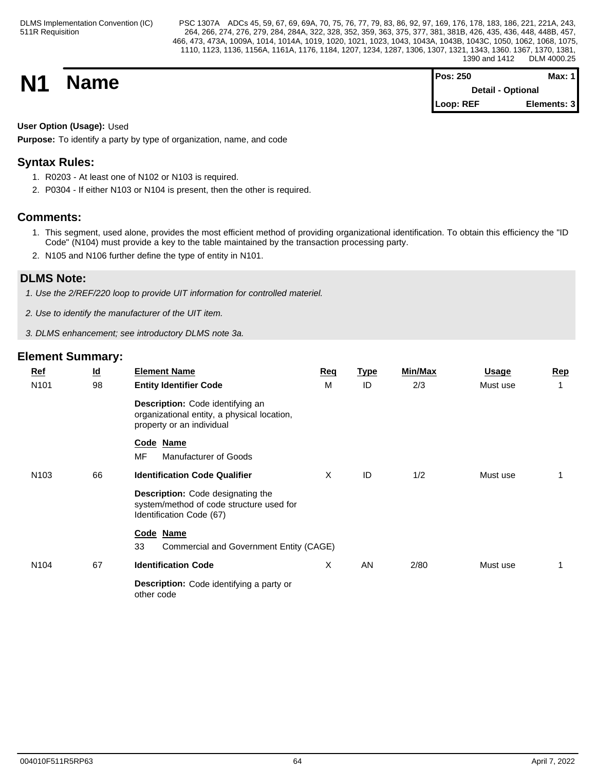# N1 Name

| Pos: 250 | Max: 1 |
|---|---|
| Detail - Optional | |
| Loop: REF | Elements: 3 |

**User Option (Usage):** Used

**Purpose:** To identify a party by type of organization, name, and code

## Syntax Rules:

1. R0203 - At least one of N102 or N103 is required.
2. P0304 - If either N103 or N104 is present, then the other is required.

## Comments:

1. This segment, used alone, provides the most efficient method of providing organizational identification. To obtain this efficiency the "ID Code" (N104) must provide a key to the table maintained by the transaction processing party.
2. N105 and N106 further define the type of entity in N101.

## DLMS Note:

*1. Use the 2/REF/220 loop to provide UIT information for controlled materiel.*

*2. Use to identify the manufacturer of the UIT item.*

*3. DLMS enhancement; see introductory DLMS note 3a.*

## Element Summary:

| Ref | Id | Element Name | Req | Type | Min/Max | Usage | Rep |
|---|---|---|---|---|---|---|---|
| N101 | 98 | **Entity Identifier Code**<br>**Description:** Code identifying an organizational entity, a physical location, property or an individual<br>**Code Name**<br>MF Manufacturer of Goods | M | ID | 2/3 | Must use | 1 |
| N103 | 66 | **Identification Code Qualifier**<br>**Description:** Code designating the system/method of code structure used for Identification Code (67)<br>**Code Name**<br>33 Commercial and Government Entity (CAGE) | X | ID | 1/2 | Must use | 1 |
| N104 | 67 | **Identification Code**<br>**Description:** Code identifying a party or other code | X | AN | 2/80 | Must use | 1 |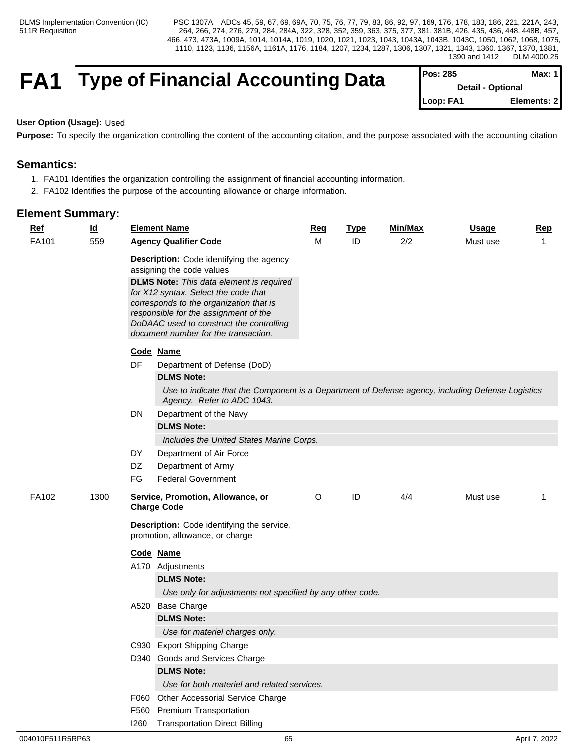# FA1 Type of Financial Accounting Data

| Pos: 285 | Max: 1 |
|---|---|
| Detail - Optional | |
| Loop: FA1 | Elements: 2 |

**User Option (Usage):** Used

**Purpose:** To specify the organization controlling the content of the accounting citation, and the purpose associated with the accounting citation

## Semantics:

1. FA101 Identifies the organization controlling the assignment of financial accounting information.
2. FA102 Identifies the purpose of the accounting allowance or charge information.

## Element Summary:

| Ref | Id | Element Name | Req | Type | Min/Max | Usage | Rep |
|---|---|---|---|---|---|---|---|
| FA101 | 559 | **Agency Qualifier Code** | M | ID | 2/2 | Must use | 1 |

**Description:** Code identifying the agency assigning the code values

**DLMS Note:** *This data element is required for X12 syntax. Select the code that corresponds to the organization that is responsible for the assignment of the DoDAAC used to construct the controlling document number for the transaction.*

| Code | Name |
|---|---|
| DF | Department of Defense (DoD) |
| | **DLMS Note:** *Use to indicate that the Component is a Department of Defense agency, including Defense Logistics Agency. Refer to ADC 1043.* |
| DN | Department of the Navy |
| | **DLMS Note:** *Includes the United States Marine Corps.* |
| DY | Department of Air Force |
| DZ | Department of Army |
| FG | Federal Government |

| Ref | Id | Element Name | Req | Type | Min/Max | Usage | Rep |
|---|---|---|---|---|---|---|---|
| FA102 | 1300 | **Service, Promotion, Allowance, or Charge Code** | O | ID | 4/4 | Must use | 1 |

**Description:** Code identifying the service, promotion, allowance, or charge

| Code | Name |
|---|---|
| A170 | Adjustments |
| | **DLMS Note:** *Use only for adjustments not specified by any other code.* |
| A520 | Base Charge |
| | **DLMS Note:** *Use for materiel charges only.* |
| C930 | Export Shipping Charge |
| D340 | Goods and Services Charge |
| | **DLMS Note:** *Use for both materiel and related services.* |
| F060 | Other Accessorial Service Charge |
| F560 | Premium Transportation |
| I260 | Transportation Direct Billing |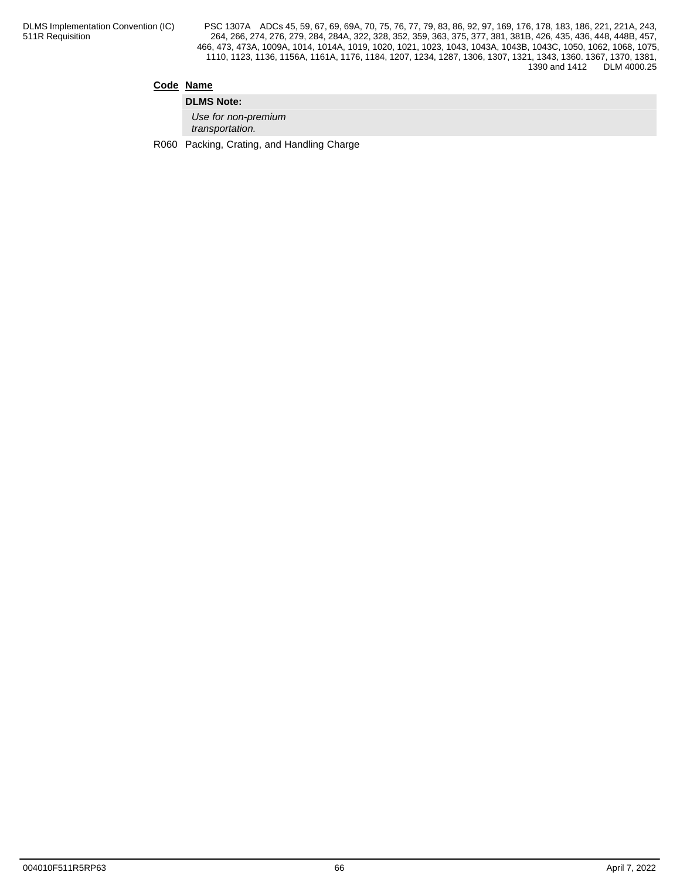| Code | Name |
|---|---|
| | **DLMS Note:** |
| | *Use for non-premium transportation.* |
| R060 | Packing, Crating, and Handling Charge |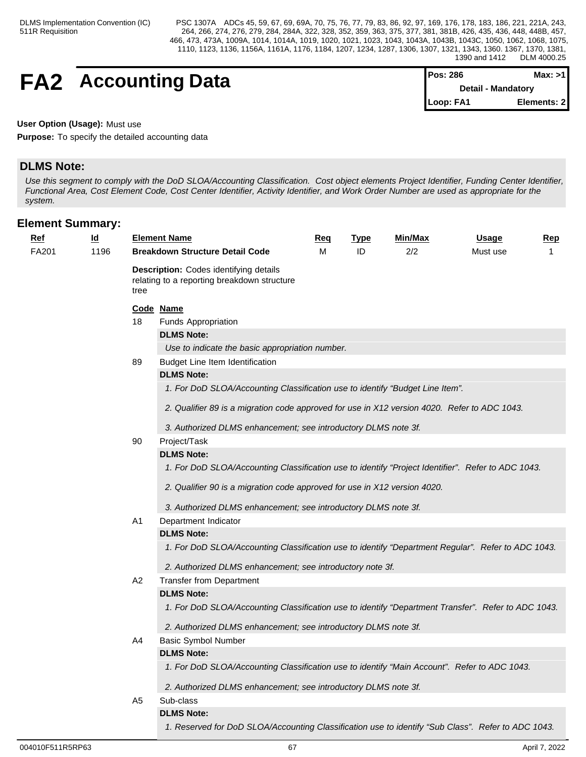# FA2 Accounting Data

| Pos: 286 | Max: >1 |
|---|---|
| Detail - Mandatory | |
| Loop: FA1 | Elements: 2 |

**User Option (Usage):** Must use

**Purpose:** To specify the detailed accounting data

## DLMS Note:

*Use this segment to comply with the DoD SLOA/Accounting Classification. Cost object elements Project Identifier, Funding Center Identifier, Functional Area, Cost Element Code, Cost Center Identifier, Activity Identifier, and Work Order Number are used as appropriate for the system.*

## Element Summary:

| Ref | Id | Element Name | Req | Type | Min/Max | Usage | Rep |
|---|---|---|---|---|---|---|---|
| FA201 | 1196 | **Breakdown Structure Detail Code** | M | ID | 2/2 | Must use | 1 |

**Description:** Codes identifying details relating to a reporting breakdown structure tree

| Code | Name |
|---|---|
| 18 | Funds Appropriation |
| 89 | Budget Line Item Identification |
| 90 | Project/Task |
| A1 | Department Indicator |
| A2 | Transfer from Department |
| A4 | Basic Symbol Number |
| A5 | Sub-class |

**18** Funds Appropriation

**DLMS Note:**

*Use to indicate the basic appropriation number.*

**89** Budget Line Item Identification

**DLMS Note:**

*1. For DoD SLOA/Accounting Classification use to identify “Budget Line Item”.*

*2. Qualifier 89 is a migration code approved for use in X12 version 4020. Refer to ADC 1043.*

*3. Authorized DLMS enhancement; see introductory DLMS note 3f.*

**90** Project/Task

**DLMS Note:**

*1. For DoD SLOA/Accounting Classification use to identify “Project Identifier”. Refer to ADC 1043.*

*2. Qualifier 90 is a migration code approved for use in X12 version 4020.*

*3. Authorized DLMS enhancement; see introductory DLMS note 3f.*

**A1** Department Indicator

**DLMS Note:**

*1. For DoD SLOA/Accounting Classification use to identify “Department Regular”. Refer to ADC 1043.*

*2. Authorized DLMS enhancement; see introductory note 3f.*

**A2** Transfer from Department

**DLMS Note:**

*1. For DoD SLOA/Accounting Classification use to identify “Department Transfer”. Refer to ADC 1043.*

*2. Authorized DLMS enhancement; see introductory DLMS note 3f.*

**A4** Basic Symbol Number

**DLMS Note:**

*1. For DoD SLOA/Accounting Classification use to identify “Main Account”. Refer to ADC 1043.*

*2. Authorized DLMS enhancement; see introductory DLMS note 3f.*

**A5** Sub-class

**DLMS Note:**

*1. Reserved for DoD SLOA/Accounting Classification use to identify “Sub Class”. Refer to ADC 1043.*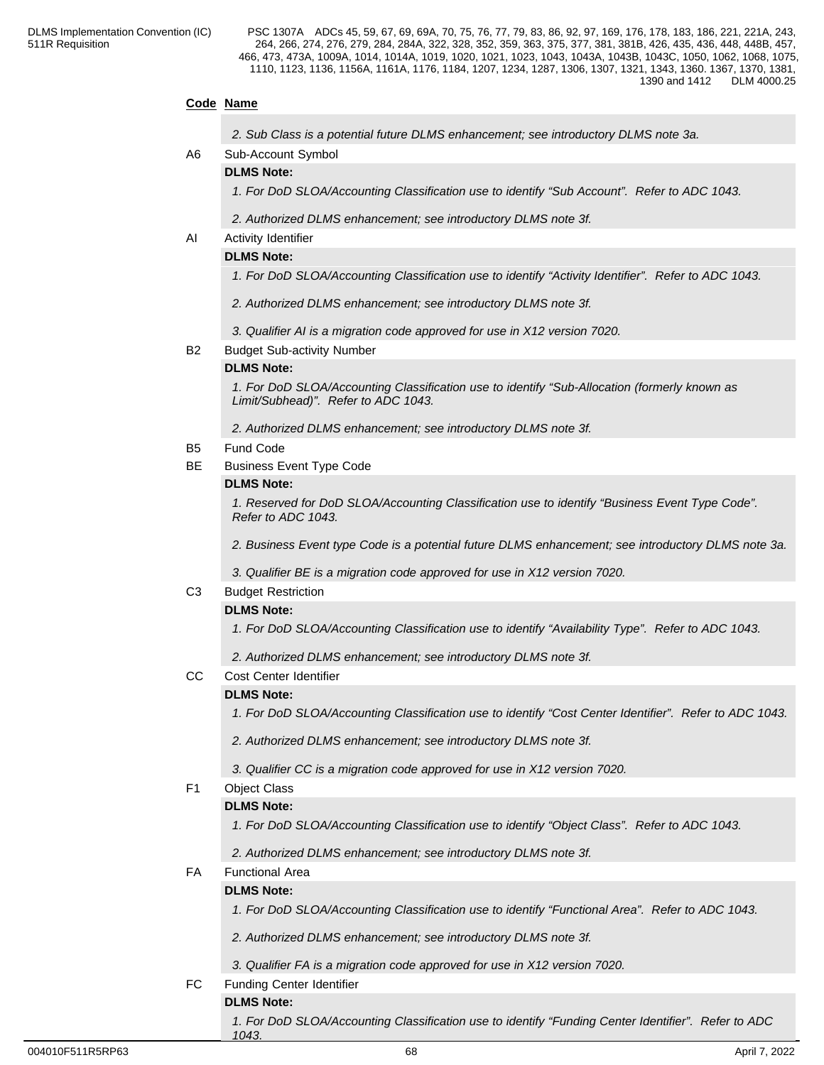**Code** **Name**

*2. Sub Class is a potential future DLMS enhancement; see introductory DLMS note 3a.*

A6 Sub-Account Symbol

**DLMS Note:**

*1. For DoD SLOA/Accounting Classification use to identify “Sub Account”. Refer to ADC 1043.*

*2. Authorized DLMS enhancement; see introductory DLMS note 3f.*

AI Activity Identifier

**DLMS Note:**

*1. For DoD SLOA/Accounting Classification use to identify “Activity Identifier”. Refer to ADC 1043.*

*2. Authorized DLMS enhancement; see introductory DLMS note 3f.*

*3. Qualifier AI is a migration code approved for use in X12 version 7020.*

B2 Budget Sub-activity Number

**DLMS Note:**

*1. For DoD SLOA/Accounting Classification use to identify “Sub-Allocation (formerly known as Limit/Subhead)”. Refer to ADC 1043.*

*2. Authorized DLMS enhancement; see introductory DLMS note 3f.*

B5 Fund Code

BE Business Event Type Code

**DLMS Note:**

*1. Reserved for DoD SLOA/Accounting Classification use to identify “Business Event Type Code”. Refer to ADC 1043.*

*2. Business Event type Code is a potential future DLMS enhancement; see introductory DLMS note 3a.*

*3. Qualifier BE is a migration code approved for use in X12 version 7020.*

C3 Budget Restriction

**DLMS Note:**

*1. For DoD SLOA/Accounting Classification use to identify “Availability Type”. Refer to ADC 1043.*

*2. Authorized DLMS enhancement; see introductory DLMS note 3f.*

CC Cost Center Identifier

**DLMS Note:**

*1. For DoD SLOA/Accounting Classification use to identify “Cost Center Identifier”. Refer to ADC 1043.*

*2. Authorized DLMS enhancement; see introductory DLMS note 3f.*

*3. Qualifier CC is a migration code approved for use in X12 version 7020.*

F1 Object Class

**DLMS Note:**

*1. For DoD SLOA/Accounting Classification use to identify “Object Class”. Refer to ADC 1043.*

*2. Authorized DLMS enhancement; see introductory DLMS note 3f.*

FA Functional Area

**DLMS Note:**

*1. For DoD SLOA/Accounting Classification use to identify “Functional Area”. Refer to ADC 1043.*

*2. Authorized DLMS enhancement; see introductory DLMS note 3f.*

*3. Qualifier FA is a migration code approved for use in X12 version 7020.*

FC Funding Center Identifier

**DLMS Note:**

*1. For DoD SLOA/Accounting Classification use to identify “Funding Center Identifier”. Refer to ADC 1043.*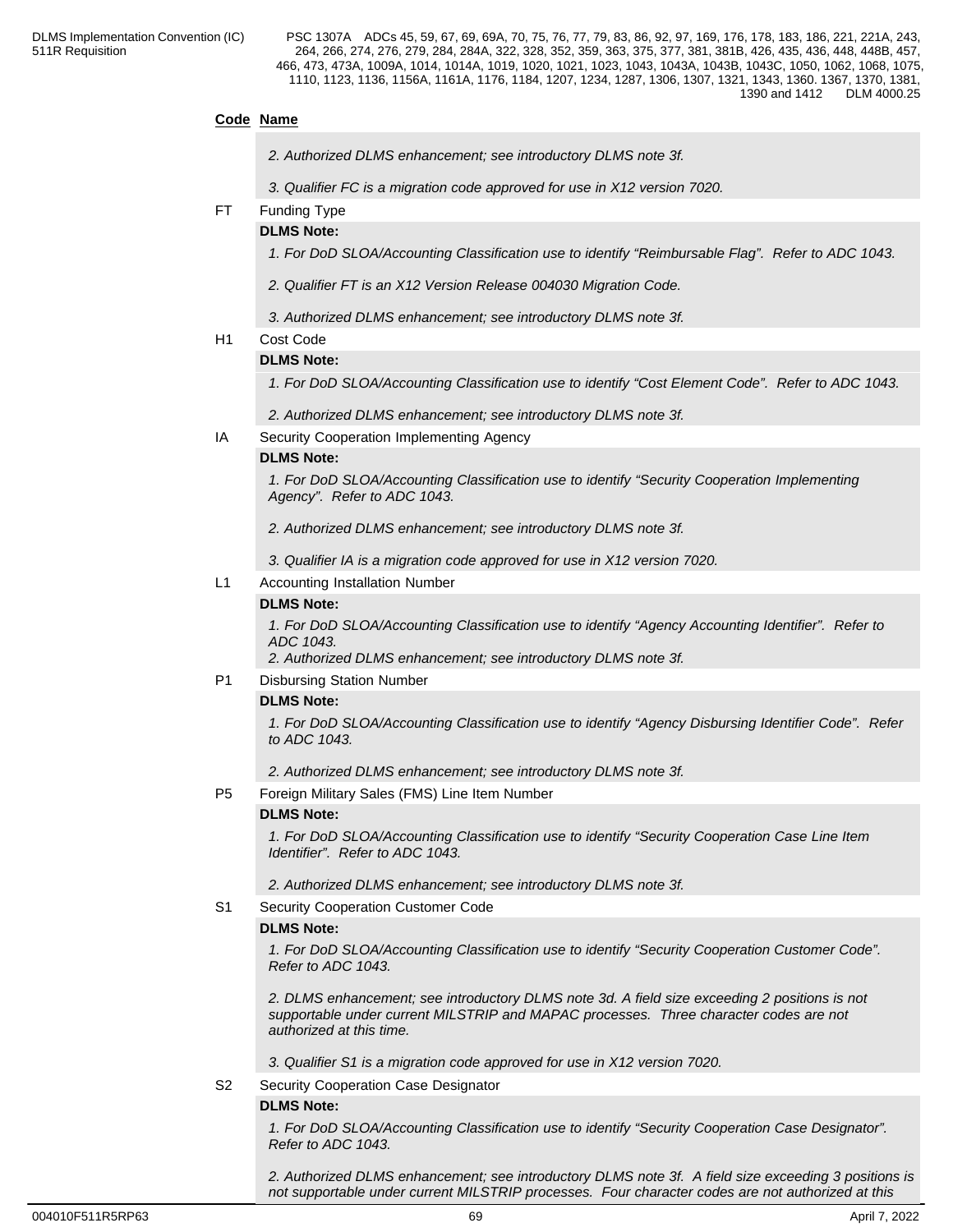**Code** **Name**

*2. Authorized DLMS enhancement; see introductory DLMS note 3f.*

*3. Qualifier FC is a migration code approved for use in X12 version 7020.*

FT Funding Type

**DLMS Note:**

*1. For DoD SLOA/Accounting Classification use to identify “Reimbursable Flag”. Refer to ADC 1043.*

*2. Qualifier FT is an X12 Version Release 004030 Migration Code.*

*3. Authorized DLMS enhancement; see introductory DLMS note 3f.*

H1 Cost Code

**DLMS Note:**

*1. For DoD SLOA/Accounting Classification use to identify “Cost Element Code”. Refer to ADC 1043.*

*2. Authorized DLMS enhancement; see introductory DLMS note 3f.*

IA Security Cooperation Implementing Agency

**DLMS Note:**

*1. For DoD SLOA/Accounting Classification use to identify “Security Cooperation Implementing Agency”. Refer to ADC 1043.*

*2. Authorized DLMS enhancement; see introductory DLMS note 3f.*

*3. Qualifier IA is a migration code approved for use in X12 version 7020.*

L1 Accounting Installation Number

**DLMS Note:**

*1. For DoD SLOA/Accounting Classification use to identify “Agency Accounting Identifier”. Refer to ADC 1043.*
*2. Authorized DLMS enhancement; see introductory DLMS note 3f.*

P1 Disbursing Station Number

**DLMS Note:**

*1. For DoD SLOA/Accounting Classification use to identify “Agency Disbursing Identifier Code”. Refer to ADC 1043.*

*2. Authorized DLMS enhancement; see introductory DLMS note 3f.*

P5 Foreign Military Sales (FMS) Line Item Number

**DLMS Note:**

*1. For DoD SLOA/Accounting Classification use to identify “Security Cooperation Case Line Item Identifier”. Refer to ADC 1043.*

*2. Authorized DLMS enhancement; see introductory DLMS note 3f.*

S1 Security Cooperation Customer Code

**DLMS Note:**

*1. For DoD SLOA/Accounting Classification use to identify “Security Cooperation Customer Code”. Refer to ADC 1043.*

*2. DLMS enhancement; see introductory DLMS note 3d. A field size exceeding 2 positions is not supportable under current MILSTRIP and MAPAC processes. Three character codes are not authorized at this time.*

*3. Qualifier S1 is a migration code approved for use in X12 version 7020.*

S2 Security Cooperation Case Designator

**DLMS Note:**

*1. For DoD SLOA/Accounting Classification use to identify “Security Cooperation Case Designator”. Refer to ADC 1043.*

*2. Authorized DLMS enhancement; see introductory DLMS note 3f. A field size exceeding 3 positions is not supportable under current MILSTRIP processes. Four character codes are not authorized at this*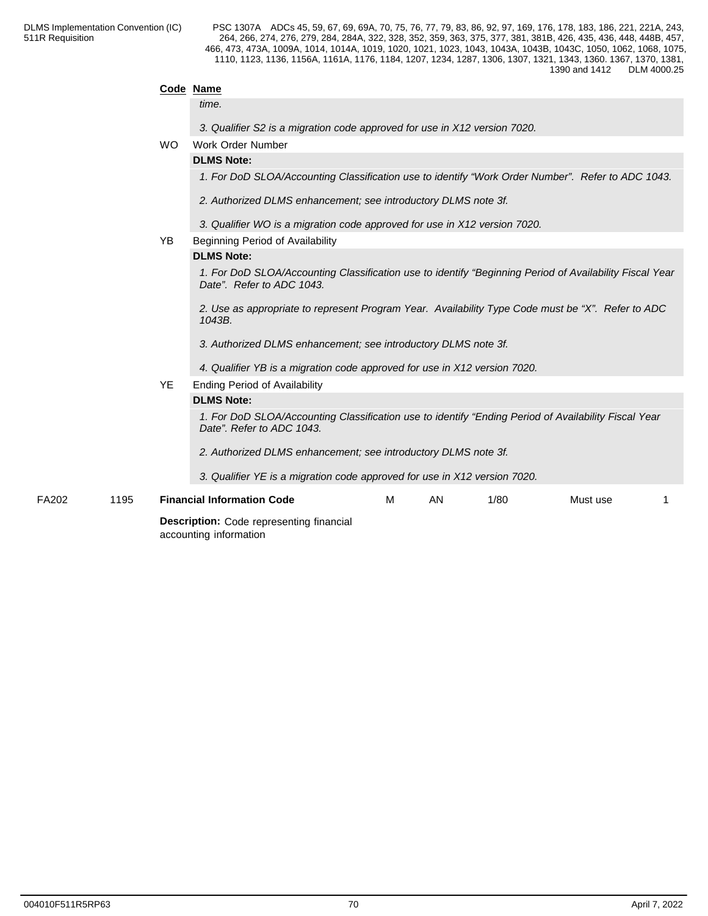**Code Name**

*time.*

*3. Qualifier S2 is a migration code approved for use in X12 version 7020.*

WO Work Order Number

**DLMS Note:**

*1. For DoD SLOA/Accounting Classification use to identify “Work Order Number”. Refer to ADC 1043.*

*2. Authorized DLMS enhancement; see introductory DLMS note 3f.*

*3. Qualifier WO is a migration code approved for use in X12 version 7020.*

YB Beginning Period of Availability

**DLMS Note:**

*1. For DoD SLOA/Accounting Classification use to identify “Beginning Period of Availability Fiscal Year Date”. Refer to ADC 1043.*

*2. Use as appropriate to represent Program Year. Availability Type Code must be “X”. Refer to ADC 1043B.*

*3. Authorized DLMS enhancement; see introductory DLMS note 3f.*

*4. Qualifier YB is a migration code approved for use in X12 version 7020.*

YE Ending Period of Availability

**DLMS Note:**

*1. For DoD SLOA/Accounting Classification use to identify “Ending Period of Availability Fiscal Year Date”. Refer to ADC 1043.*

*2. Authorized DLMS enhancement; see introductory DLMS note 3f.*

*3. Qualifier YE is a migration code approved for use in X12 version 7020.*

| FA202 | 1195 | **Financial Information Code** | M | AN | 1/80 | Must use | 1 |
|---|---|---|---|---|---|---|---|

**Description:** Code representing financial accounting information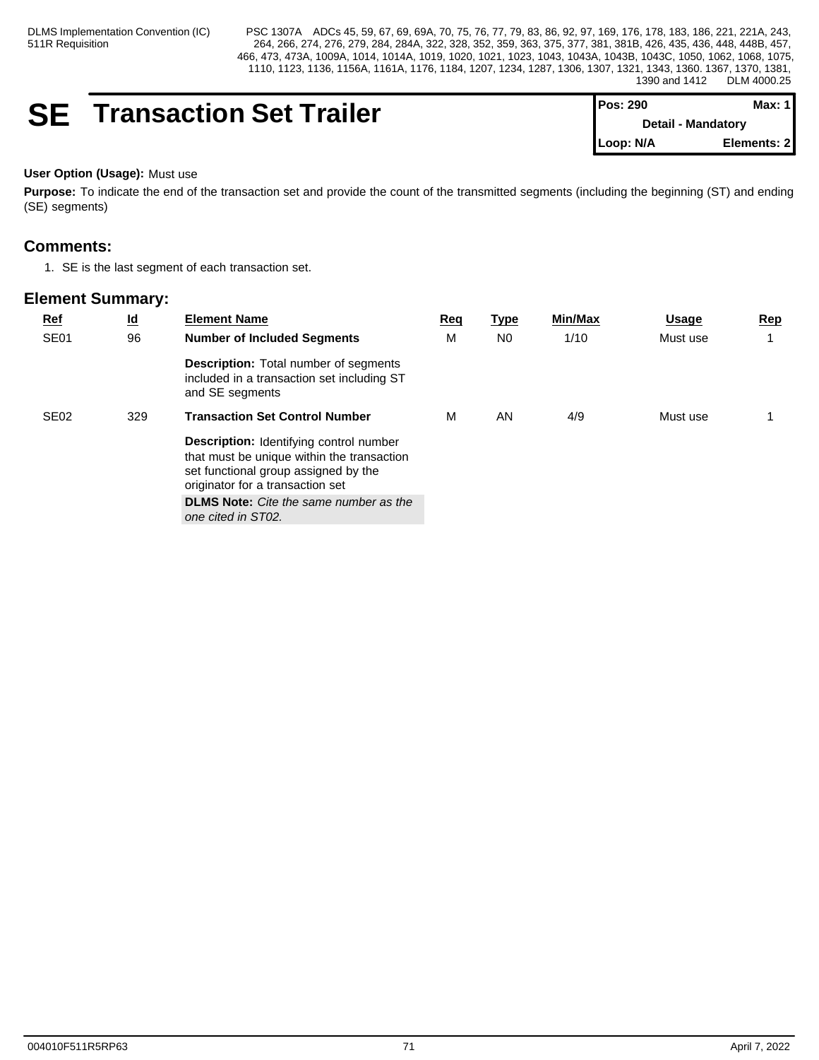# SE Transaction Set Trailer

| Pos: 290 | Max: 1 |
| --- | --- |
| Detail - Mandatory | |
| Loop: N/A | Elements: 2 |

**User Option (Usage):** Must use

**Purpose:** To indicate the end of the transaction set and provide the count of the transmitted segments (including the beginning (ST) and ending (SE) segments)

## Comments:

1. SE is the last segment of each transaction set.

## Element Summary:

| Ref | Id | Element Name | Req | Type | Min/Max | Usage | Rep |
| --- | --- | --- | --- | --- | --- | --- | --- |
| SE01 | 96 | **Number of Included Segments**<br>**Description:** Total number of segments included in a transaction set including ST and SE segments | M | N0 | 1/10 | Must use | 1 |
| SE02 | 329 | **Transaction Set Control Number**<br>**Description:** Identifying control number that must be unique within the transaction set functional group assigned by the originator for a transaction set<br>**DLMS Note:** *Cite the same number as the one cited in ST02.* | M | AN | 4/9 | Must use | 1 |